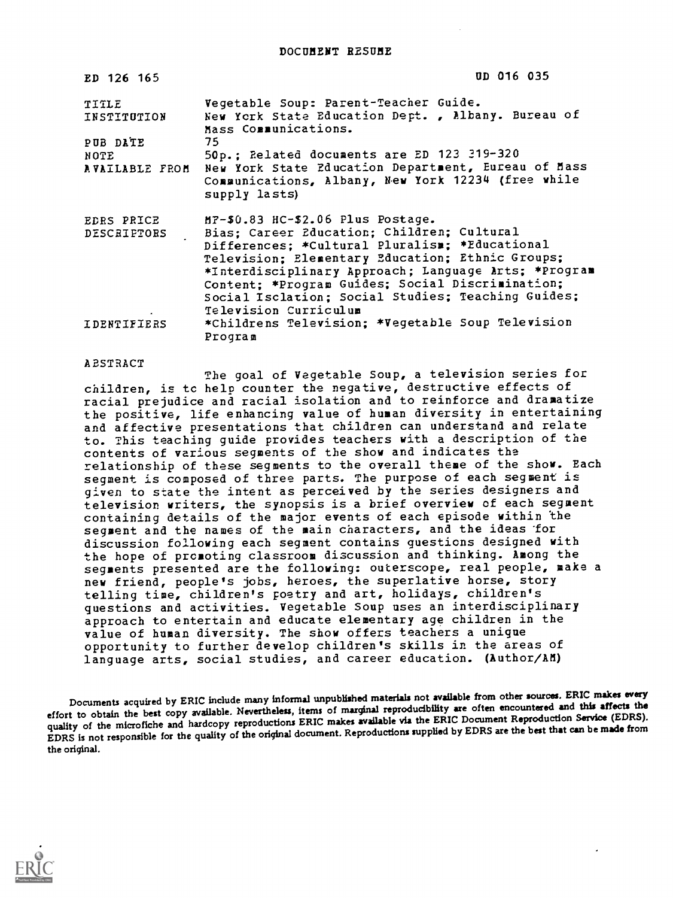# DOCUMENT RESUME

ED 126 165 UD 016 035

| | |
|---|---|
| TITLE | Vegetable Soup: Parent-Teacher Guide. |
| INSTITUTION | New York State Education Dept., Albany. Bureau of Mass Communications. |
| PUB DATE | 75 |
| NOTE | 50p.; Related documents are ED 123 319-320 |
| AVAILABLE FROM | New York State Education Department, Bureau of Mass Communications, Albany, New York 12234 (free while supply lasts) |
| EDRS PRICE | MF-$0.83 HC-$2.06 Plus Postage. |
| DESCRIPTORS | Bias; Career Education; Children; Cultural Differences; *Cultural Pluralism; *Educational Television; Elementary Education; Ethnic Groups; *Interdisciplinary Approach; Language Arts; *Program Content; *Program Guides; Social Discrimination; Social Isolation; Social Studies; Teaching Guides; Television Curriculum |
| IDENTIFIERS | *Childrens Television; *Vegetable Soup Television Program |

ABSTRACT

The goal of Vegetable Soup, a television series for children, is to help counter the negative, destructive effects of racial prejudice and racial isolation and to reinforce and dramatize the positive, life enhancing value of human diversity in entertaining and affective presentations that children can understand and relate to. This teaching guide provides teachers with a description of the contents of various segments of the show and indicates the relationship of these segments to the overall theme of the show. Each segment is composed of three parts. The purpose of each segment is given to state the intent as perceived by the series designers and television writers, the synopsis is a brief overview of each segment containing details of the major events of each episode within the segment and the names of the main characters, and the ideas for discussion following each segment contains questions designed with the hope of promoting classroom discussion and thinking. Among the segments presented are the following: outerscope, real people, make a new friend, people's jobs, heroes, the superlative horse, story telling time, children's poetry and art, holidays, children's questions and activities. Vegetable Soup uses an interdisciplinary approach to entertain and educate elementary age children in the value of human diversity. The show offers teachers a unique opportunity to further develop children's skills in the areas of language arts, social studies, and career education. (Author/AM)

Documents acquired by ERIC include many informal unpublished materials not available from other sources. ERIC makes every effort to obtain the best copy available. Nevertheless, items of marginal reproducibility are often encountered and this affects the quality of the microfiche and hardcopy reproductions ERIC makes available via the ERIC Document Reproduction Service (EDRS). EDRS is not responsible for the quality of the original document. Reproductions supplied by EDRS are the best that can be made from the original.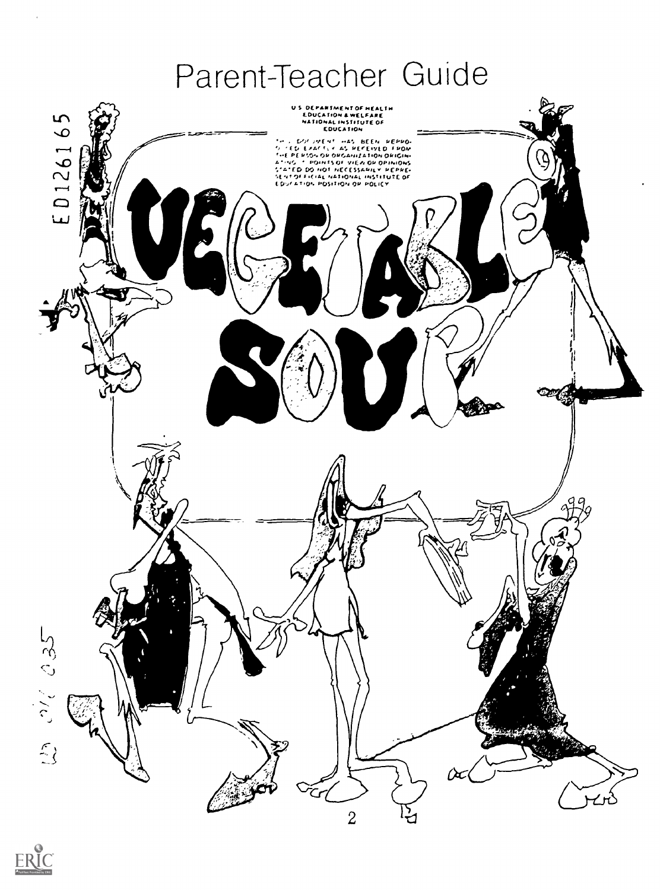# Parent-Teacher Guide

U S DEPARTMENT OF HEALTH
EDUCATION & WELFARE
NATIONAL INSTITUTE OF
EDUCATION

THIS DOCUMENT HAS BEEN REPRODUCED EXACTLY AS RECEIVED FROM THE PERSON OR ORGANIZATION ORIGINATING IT. POINTS OF VIEW OR OPINIONS STATED DO NOT NECESSARILY REPRESENT OFFICIAL NATIONAL INSTITUTE OF EDUCATION POSITION OR POLICY

ED126165

# VEGETABLE SOUP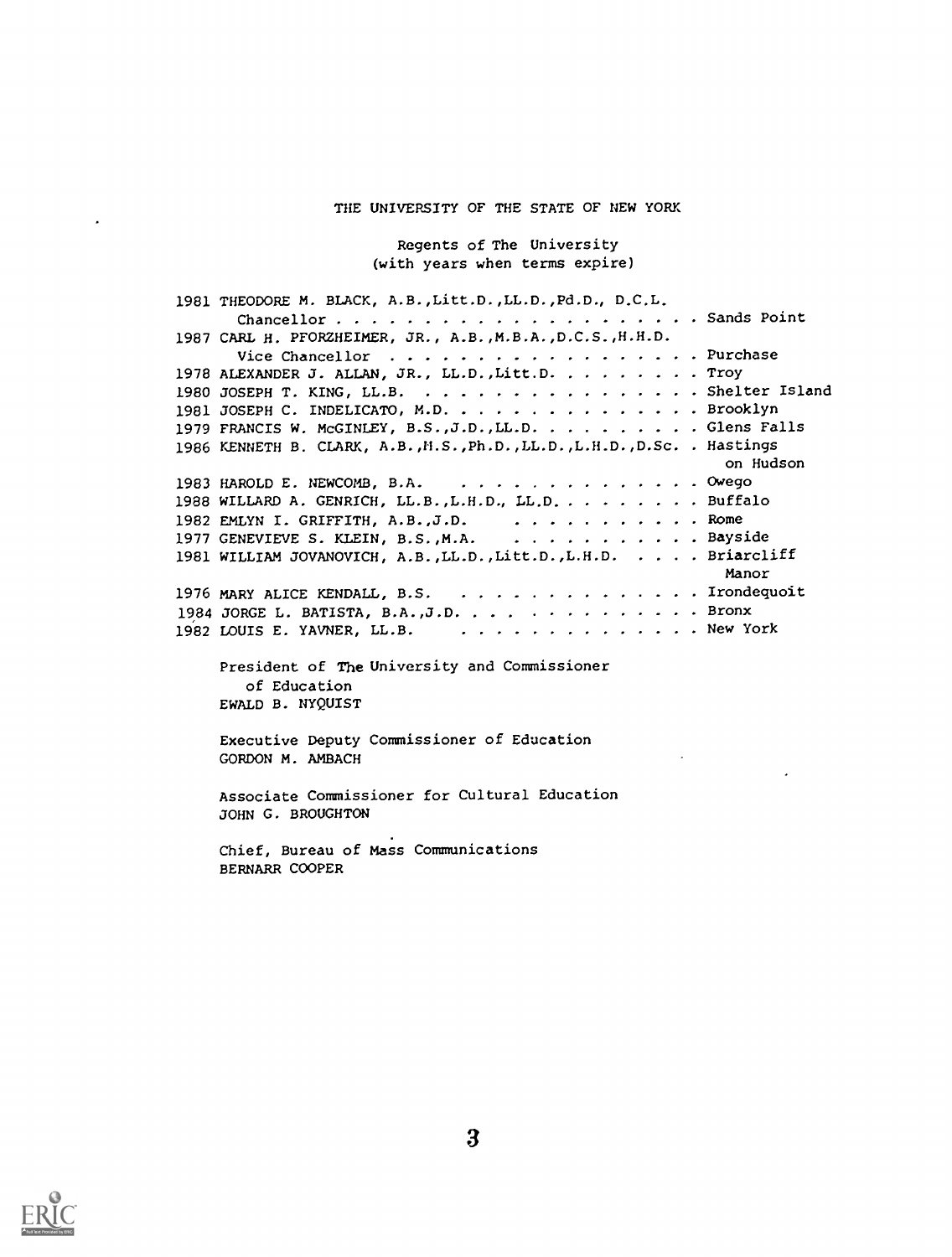# THE UNIVERSITY OF THE STATE OF NEW YORK

## Regents of The University
(with years when terms expire)

1981 THEODORE M. BLACK, A.B., Litt.D., LL.D., Pd.D., D.C.L.
Chancellor . . . . . . . . . . . . . . . . . . . . . Sands Point

1987 CARL H. PFORZHEIMER, JR., A.B., M.B.A., D.C.S., H.H.D.
Vice Chancellor . . . . . . . . . . . . . . . . . . Purchase

1978 ALEXANDER J. ALLAN, JR., LL.D., Litt.D. . . . . . . . . Troy

1980 JOSEPH T. KING, LL.B. . . . . . . . . . . . . . . . . Shelter Island

1981 JOSEPH C. INDELICATO, M.D. . . . . . . . . . . . . . . Brooklyn

1979 FRANCIS W. McGINLEY, B.S., J.D., LL.D. . . . . . . . . . Glens Falls

1986 KENNETH B. CLARK, A.B., M.S., Ph.D., LL.D., L.H.D., D.Sc. . Hastings on Hudson

1983 HAROLD E. NEWCOMB, B.A. . . . . . . . . . . . . . . Owego

1988 WILLARD A. GENRICH, LL.B., L.H.D., LL.D. . . . . . . . . Buffalo

1982 EMLYN I. GRIFFITH, A.B., J.D. . . . . . . . . . . . Rome

1977 GENEVIEVE S. KLEIN, B.S., M.A. . . . . . . . . . . . Bayside

1981 WILLIAM JOVANOVICH, A.B., LL.D., Litt.D., L.H.D. . . . . Briarcliff Manor

1976 MARY ALICE KENDALL, B.S. . . . . . . . . . . . . . . Irondequoit

1984 JORGE L. BATISTA, B.A., J.D. . . . . . . . . . . . . . Bronx

1982 LOUIS E. YAVNER, LL.B. . . . . . . . . . . . . . . New York

President of The University and Commissioner of Education
EWALD B. NYQUIST

Executive Deputy Commissioner of Education
GORDON M. AMBACH

Associate Commissioner for Cultural Education
JOHN G. BROUGHTON

Chief, Bureau of Mass Communications
BERNARR COOPER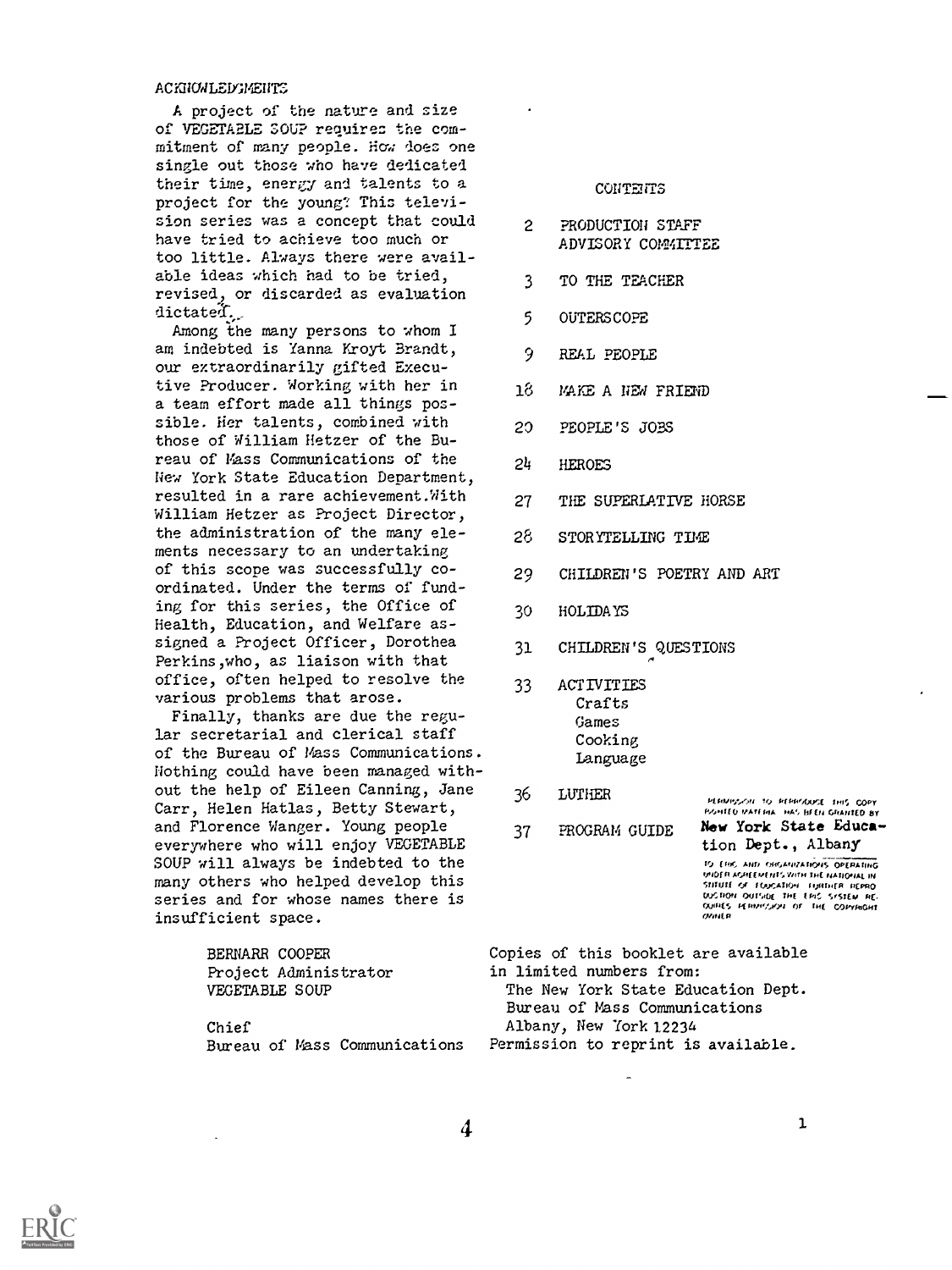## ACKNOWLEDGMENTS

A project of the nature and size of VEGETABLE SOUP requires the commitment of many people. How does one single out those who have dedicated their time, energy and talents to a project for the young? This television series was a concept that could have tried to achieve too much or too little. Always there were available ideas which had to be tried, revised, or discarded as evaluation dictated.

Among the many persons to whom I am indebted is Yanna Kroyt Brandt, our extraordinarily gifted Executive Producer. Working with her in a team effort made all things possible. Her talents, combined with those of William Hetzer of the Bureau of Mass Communications of the New York State Education Department, resulted in a rare achievement. With William Hetzer as Project Director, the administration of the many elements necessary to an undertaking of this scope was successfully coordinated. Under the terms of funding for this series, the Office of Health, Education, and Welfare assigned a Project Officer, Dorothea Perkins, who, as liaison with that office, often helped to resolve the various problems that arose.

Finally, thanks are due the regular secretarial and clerical staff of the Bureau of Mass Communications. Nothing could have been managed without the help of Eileen Canning, Jane Carr, Helen Hatlas, Betty Stewart, and Florence Wanger. Young people everywhere who will enjoy VEGETABLE SOUP will always be indebted to the many others who helped develop this series and for whose names there is insufficient space.

BERNARR COOPER
Project Administrator
VEGETABLE SOUP

Chief
Bureau of Mass Communications

## CONTENTS

- 2 PRODUCTION STAFF
  ADVISORY COMMITTEE
- 3 TO THE TEACHER
- 5 OUTERSCOPE
- 9 REAL PEOPLE
- 18 MAKE A NEW FRIEND
- 20 PEOPLE'S JOBS
- 24 HEROES
- 27 THE SUPERLATIVE HORSE
- 28 STORYTELLING TIME
- 29 CHILDREN'S POETRY AND ART
- 30 HOLIDAYS
- 31 CHILDREN'S QUESTIONS
- 33 ACTIVITIES
  - Crafts
  - Games
  - Cooking
  - Language
- 36 LUTHER
- 37 PROGRAM GUIDE

PERMISSION TO REPRODUCE THIS COPYRIGHTED MATERIAL HAS BEEN GRANTED BY **New York State Education Dept., Albany** TO ERIC AND ORGANIZATIONS OPERATING UNDER AGREEMENTS WITH THE NATIONAL INSTITUTE OF EDUCATION. FURTHER REPRODUCTION OUTSIDE THE ERIC SYSTEM REQUIRES PERMISSION OF THE COPYRIGHT OWNER

Copies of this booklet are available in limited numbers from:
The New York State Education Dept.
Bureau of Mass Communications
Albany, New York 12234
Permission to reprint is available.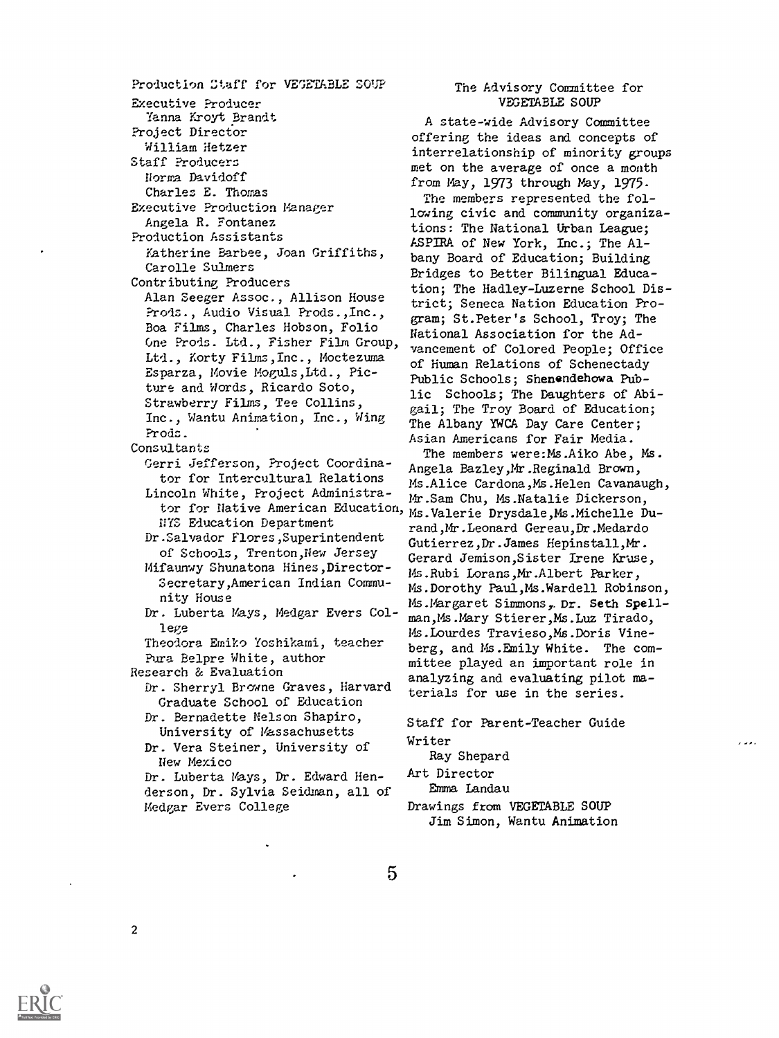## Production Staff for VEGETABLE SOUP

**Executive Producer**
Yanna Kroyt Brandt

**Project Director**
William Hetzer

**Staff Producers**
Norma Davidoff
Charles E. Thomas

**Executive Production Manager**
Angela R. Fontanez

**Production Assistants**
Katherine Barbee, Joan Griffiths, Carolle Sulmers

**Contributing Producers**
Alan Seeger Assoc., Allison House Prods., Audio Visual Prods.,Inc., Boa Films, Charles Hobson, Folio One Prods. Ltd., Fisher Film Group, Ltd., Korty Films,Inc., Moctezuma Esparza, Movie Moguls,Ltd., Picture and Words, Ricardo Soto, Strawberry Films, Tee Collins, Inc., Wantu Animation, Inc., Wing Prods.

**Consultants**
- Gerri Jefferson, Project Coordinator for Intercultural Relations
- Lincoln White, Project Administrator for Native American Education, NYS Education Department
- Dr.Salvador Flores,Superintendent of Schools, Trenton,New Jersey
- Mifaunwy Shunatona Hines,Director-Secretary,American Indian Community House
- Dr. Luberta Mays, Medgar Evers College
- Theodora Emiko Yoshikami, teacher
- Pura Belpre White, author

**Research & Evaluation**
- Dr. Sherryl Browne Graves, Harvard Graduate School of Education
- Dr. Bernadette Nelson Shapiro, University of Massachusetts
- Dr. Vera Steiner, University of New Mexico
- Dr. Luberta Mays, Dr. Edward Henderson, Dr. Sylvia Seidman, all of Medgar Evers College

## The Advisory Committee for VEGETABLE SOUP

A state-wide Advisory Committee offering the ideas and concepts of interrelationship of minority groups met on the average of once a month from May, 1973 through May, 1975.

The members represented the following civic and community organizations: The National Urban League; ASPIRA of New York, Inc.; The Albany Board of Education; Building Bridges to Better Bilingual Education; The Hadley-Luzerne School District; Seneca Nation Education Program; St.Peter's School, Troy; The National Association for the Advancement of Colored People; Office of Human Relations of Schenectady Public Schools; Shenendehowa Public Schools; The Daughters of Abigail; The Troy Board of Education; The Albany YWCA Day Care Center; Asian Americans for Fair Media.

The members were:Ms.Aiko Abe, Ms. Angela Bazley,Mr.Reginald Brown, Ms.Alice Cardona,Ms.Helen Cavanaugh, Mr.Sam Chu, Ms.Natalie Dickerson, Ms.Valerie Drysdale,Ms.Michelle Durand,Mr.Leonard Gereau,Dr.Medardo Gutierrez,Dr.James Hepinstall,Mr. Gerard Jemison,Sister Irene Kruse, Ms.Rubi Lorans,Mr.Albert Parker, Ms.Dorothy Paul,Ms.Wardell Robinson, Ms.Margaret Simmons, Dr. Seth Spellman,Ms.Mary Stierer,Ms.Luz Tirado, Ms.Lourdes Travieso,Ms.Doris Vineberg, and Ms.Emily White. The committee played an important role in analyzing and evaluating pilot materials for use in the series.

## Staff for Parent-Teacher Guide

**Writer**
Ray Shepard

**Art Director**
Emma Landau

**Drawings from VEGETABLE SOUP**
Jim Simon, Wantu Animation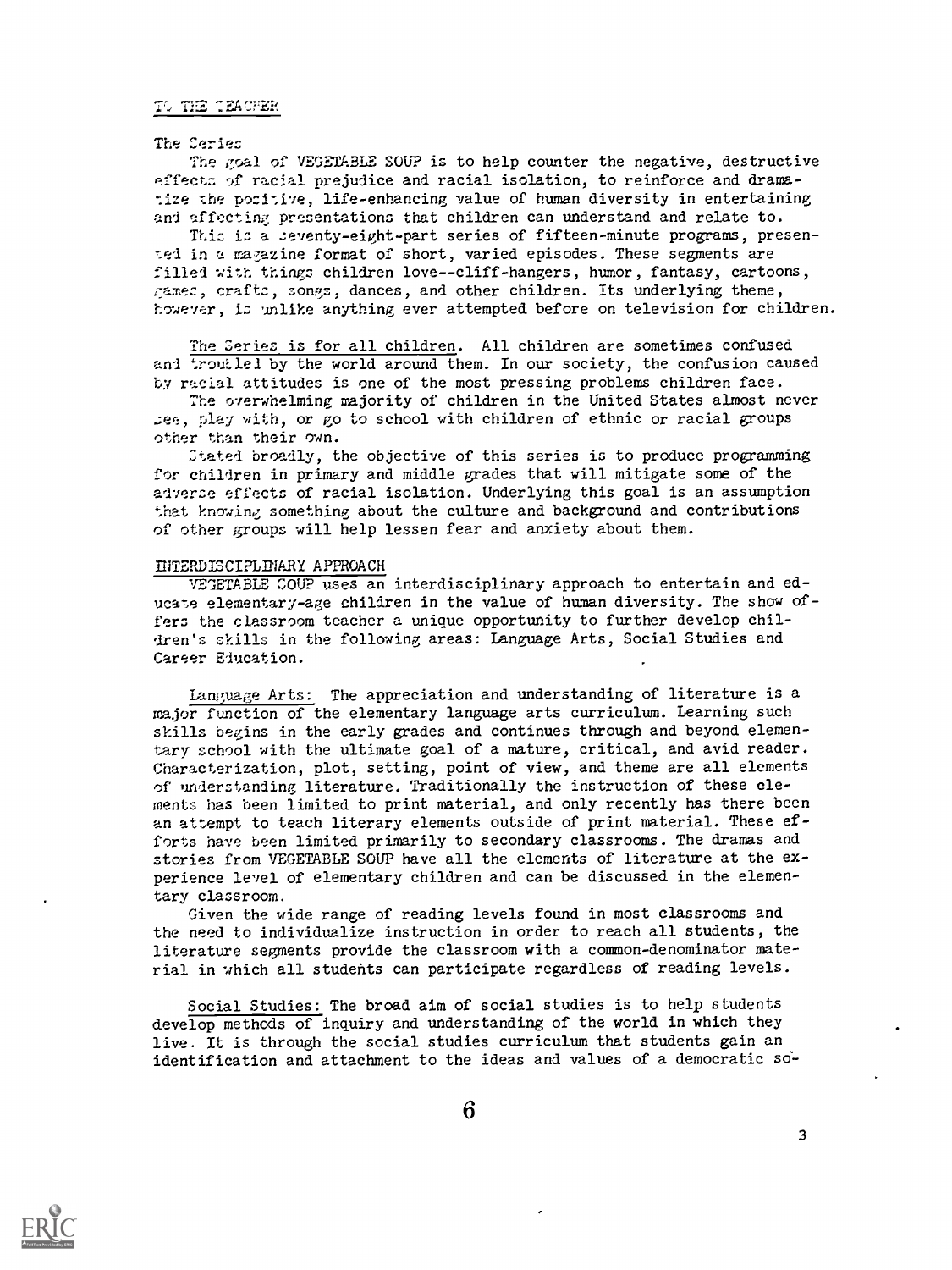## TO THE TEACHER

### The Series

The goal of VEGETABLE SOUP is to help counter the negative, destructive effects of racial prejudice and racial isolation, to reinforce and dramatize the positive, life-enhancing value of human diversity in entertaining and affecting presentations that children can understand and relate to.

This is a seventy-eight-part series of fifteen-minute programs, presented in a magazine format of short, varied episodes. These segments are filled with things children love--cliff-hangers, humor, fantasy, cartoons, games, crafts, songs, dances, and other children. Its underlying theme, however, is unlike anything ever attempted before on television for children.

The Series is for all children. All children are sometimes confused and troubled by the world around them. In our society, the confusion caused by racial attitudes is one of the most pressing problems children face.

The overwhelming majority of children in the United States almost never see, play with, or go to school with children of ethnic or racial groups other than their own.

Stated broadly, the objective of this series is to produce programming for children in primary and middle grades that will mitigate some of the adverse effects of racial isolation. Underlying this goal is an assumption that knowing something about the culture and background and contributions of other groups will help lessen fear and anxiety about them.

### INTERDISCIPLINARY APPROACH

VEGETABLE SOUP uses an interdisciplinary approach to entertain and educate elementary-age children in the value of human diversity. The show offers the classroom teacher a unique opportunity to further develop children's skills in the following areas: Language Arts, Social Studies and Career Education.

Language Arts: The appreciation and understanding of literature is a major function of the elementary language arts curriculum. Learning such skills begins in the early grades and continues through and beyond elementary school with the ultimate goal of a mature, critical, and avid reader. Characterization, plot, setting, point of view, and theme are all elements of understanding literature. Traditionally the instruction of these elements has been limited to print material, and only recently has there been an attempt to teach literary elements outside of print material. These efforts have been limited primarily to secondary classrooms. The dramas and stories from VEGETABLE SOUP have all the elements of literature at the experience level of elementary children and can be discussed in the elementary classroom.

Given the wide range of reading levels found in most classrooms and the need to individualize instruction in order to reach all students, the literature segments provide the classroom with a common-denominator material in which all students can participate regardless of reading levels.

Social Studies: The broad aim of social studies is to help students develop methods of inquiry and understanding of the world in which they live. It is through the social studies curriculum that students gain an identification and attachment to the ideas and values of a democratic so-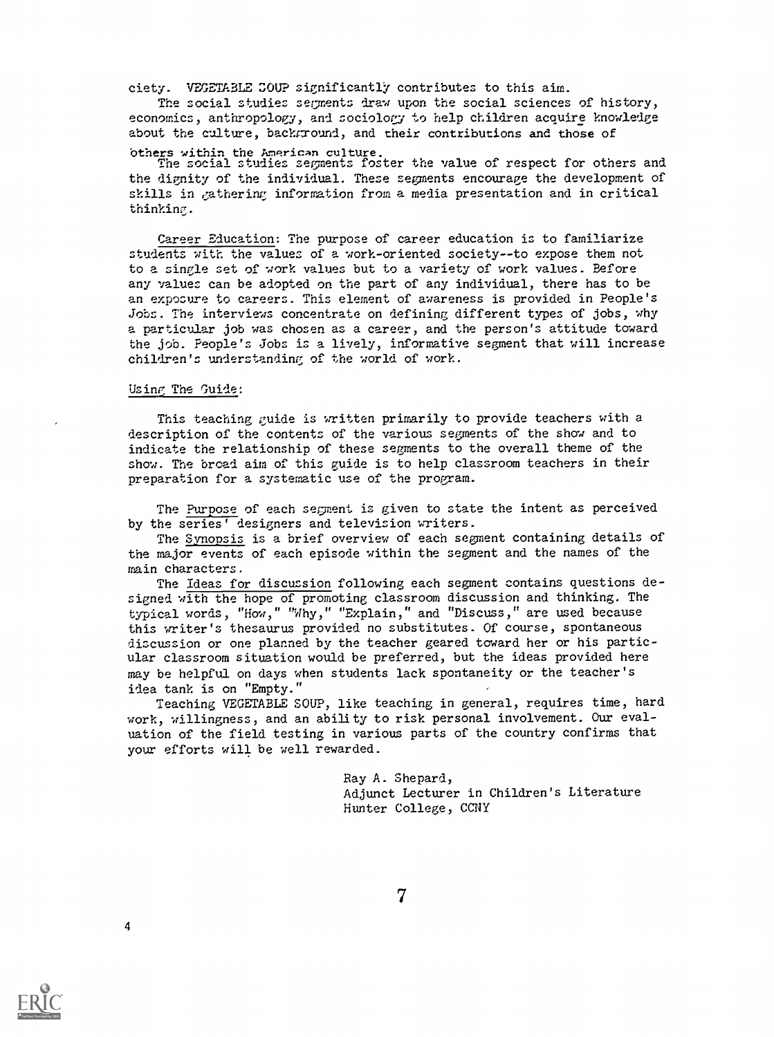ciety. VEGETABLE SOUP significantly contributes to this aim.

The social studies segments draw upon the social sciences of history, economics, anthropology, and sociology to help children acquire knowledge about the culture, background, and their contributions and those of others within the American culture.

The social studies segments foster the value of respect for others and the dignity of the individual. These segments encourage the development of skills in gathering information from a media presentation and in critical thinking.

Career Education: The purpose of career education is to familiarize students with the values of a work-oriented society--to expose them not to a single set of work values but to a variety of work values. Before any values can be adopted on the part of any individual, there has to be an exposure to careers. This element of awareness is provided in People's Jobs. The interviews concentrate on defining different types of jobs, why a particular job was chosen as a career, and the person's attitude toward the job. People's Jobs is a lively, informative segment that will increase children's understanding of the world of work.

Using The Guide:

This teaching guide is written primarily to provide teachers with a description of the contents of the various segments of the show and to indicate the relationship of these segments to the overall theme of the show. The broad aim of this guide is to help classroom teachers in their preparation for a systematic use of the program.

The Purpose of each segment is given to state the intent as perceived by the series' designers and television writers.

The Synopsis is a brief overview of each segment containing details of the major events of each episode within the segment and the names of the main characters.

The Ideas for discussion following each segment contains questions designed with the hope of promoting classroom discussion and thinking. The typical words, "How," "Why," "Explain," and "Discuss," are used because this writer's thesaurus provided no substitutes. Of course, spontaneous discussion or one planned by the teacher geared toward her or his particular classroom situation would be preferred, but the ideas provided here may be helpful on days when students lack spontaneity or the teacher's idea tank is on "Empty."

Teaching VEGETABLE SOUP, like teaching in general, requires time, hard work, willingness, and an ability to risk personal involvement. Our evaluation of the field testing in various parts of the country confirms that your efforts will be well rewarded.

Ray A. Shepard,
Adjunct Lecturer in Children's Literature
Hunter College, CCNY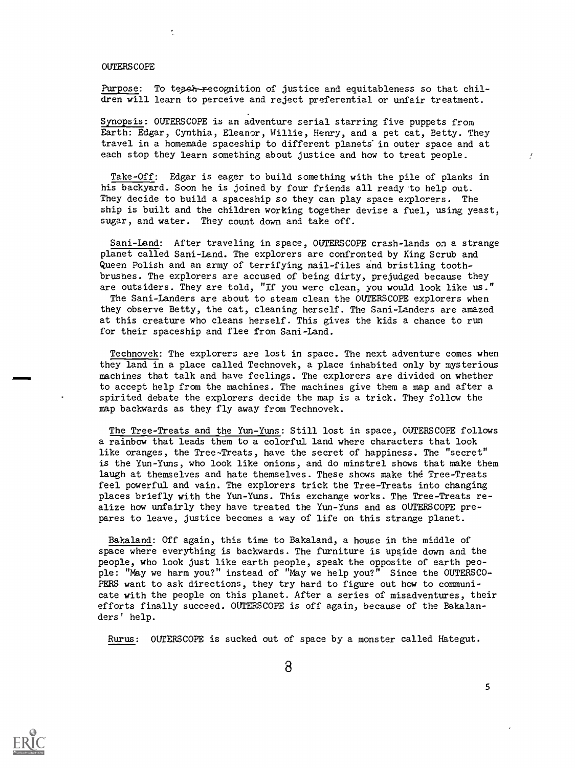OUTERSCOPE

Purpose: To teach recognition of justice and equitableness so that children will learn to perceive and reject preferential or unfair treatment.

Synopsis: OUTERSCOPE is an adventure serial starring five puppets from Earth: Edgar, Cynthia, Eleanor, Willie, Henry, and a pet cat, Betty. They travel in a homemade spaceship to different planets in outer space and at each stop they learn something about justice and how to treat people.

Take-Off: Edgar is eager to build something with the pile of planks in his backyard. Soon he is joined by four friends all ready to help out. They decide to build a spaceship so they can play space explorers. The ship is built and the children working together devise a fuel, using yeast, sugar, and water. They count down and take off.

Sani-Land: After traveling in space, OUTERSCOPE crash-lands on a strange planet called Sani-Land. The explorers are confronted by King Scrub and Queen Polish and an army of terrifying nail-files and bristling toothbrushes. The explorers are accused of being dirty, prejudged because they are outsiders. They are told, "If you were clean, you would look like us."
The Sani-Landers are about to steam clean the OUTERSCOPE explorers when they observe Betty, the cat, cleaning herself. The Sani-Landers are amazed at this creature who cleans herself. This gives the kids a chance to run for their spaceship and flee from Sani-Land.

Technovek: The explorers are lost in space. The next adventure comes when they land in a place called Technovek, a place inhabited only by mysterious machines that talk and have feelings. The explorers are divided on whether to accept help from the machines. The machines give them a map and after a spirited debate the explorers decide the map is a trick. They follow the map backwards as they fly away from Technovek.

The Tree-Treats and the Yun-Yuns: Still lost in space, OUTERSCOPE follows a rainbow that leads them to a colorful land where characters that look like oranges, the Tree-Treats, have the secret of happiness. The "secret" is the Yun-Yuns, who look like onions, and do minstrel shows that make them laugh at themselves and hate themselves. These shows make the Tree-Treats feel powerful and vain. The explorers trick the Tree-Treats into changing places briefly with the Yun-Yuns. This exchange works. The Tree-Treats realize how unfairly they have treated the Yun-Yuns and as OUTERSCOPE prepares to leave, justice becomes a way of life on this strange planet.

Bakaland: Off again, this time to Bakaland, a house in the middle of space where everything is backwards. The furniture is upside down and the people, who look just like earth people, speak the opposite of earth people: "May we harm you?" instead of "May we help you?" Since the OUTERSCOPERS want to ask directions, they try hard to figure out how to communicate with the people on this planet. After a series of misadventures, their efforts finally succeed. OUTERSCOPE is off again, because of the Bakalanders' help.

Rurus: OUTERSCOPE is sucked out of space by a monster called Hategut.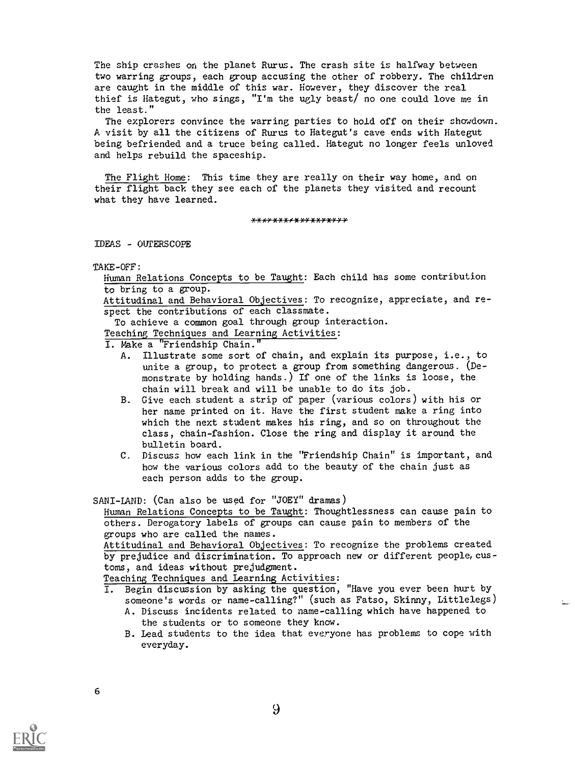The ship crashes on the planet Rurus. The crash site is halfway between two warring groups, each group accusing the other of robbery. The children are caught in the middle of this war. However, they discover the real thief is Hategut, who sings, "I'm the ugly beast/ no one could love me in the least."

The explorers convince the warring parties to hold off on their showdown. A visit by all the citizens of Rurus to Hategut's cave ends with Hategut being befriended and a truce being called. Hategut no longer feels unloved and helps rebuild the spaceship.

The Flight Home: This time they are really on their way home, and on their flight back they see each of the planets they visited and recount what they have learned.

*****************

IDEAS - OUTERSCOPE

TAKE-OFF:

Human Relations Concepts to be Taught: Each child has some contribution to bring to a group.

Attitudinal and Behavioral Objectives: To recognize, appreciate, and respect the contributions of each classmate.

To achieve a common goal through group interaction.

Teaching Techniques and Learning Activities:

I. Make a "Friendship Chain."

A. Illustrate some sort of chain, and explain its purpose, i.e., to unite a group, to protect a group from something dangerous. (Demonstrate by holding hands.) If one of the links is loose, the chain will break and will be unable to do its job.

B. Give each student a strip of paper (various colors) with his or her name printed on it. Have the first student make a ring into which the next student makes his ring, and so on throughout the class, chain-fashion. Close the ring and display it around the bulletin board.

C. Discuss how each link in the "Friendship Chain" is important, and how the various colors add to the beauty of the chain just as each person adds to the group.

SANI-LAND: (Can also be used for "JOEY" dramas)

Human Relations Concepts to be Taught: Thoughtlessness can cause pain to others. Derogatory labels of groups can cause pain to members of the groups who are called the names.

Attitudinal and Behavioral Objectives: To recognize the problems created by prejudice and discrimination. To approach new or different people, customs, and ideas without prejudgment.

Teaching Techniques and Learning Activities:

I. Begin discussion by asking the question, "Have you ever been hurt by someone's words or name-calling?" (such as Fatso, Skinny, Littlelegs)

A. Discuss incidents related to name-calling which have happened to the students or to someone they know.

B. Lead students to the idea that everyone has problems to cope with everyday.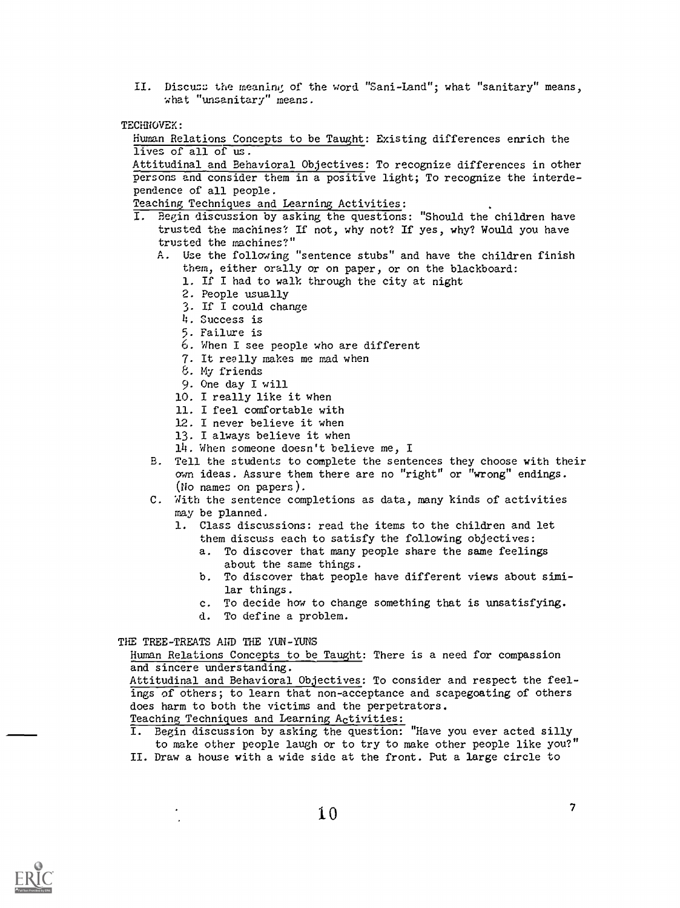II. Discuss the meaning of the word "Sani-Land"; what "sanitary" means, what "unsanitary" means.

TECHNOVEK:

Human Relations Concepts to be Taught: Existing differences enrich the lives of all of us.

Attitudinal and Behavioral Objectives: To recognize differences in other persons and consider them in a positive light; To recognize the interdependence of all people.

Teaching Techniques and Learning Activities:

I. Begin discussion by asking the questions: "Should the children have trusted the machines? If not, why not? If yes, why? Would you have trusted the machines?"
   A. Use the following "sentence stubs" and have the children finish them, either orally or on paper, or on the blackboard:
      1. If I had to walk through the city at night
      2. People usually
      3. If I could change
      4. Success is
      5. Failure is
      6. When I see people who are different
      7. It really makes me mad when
      8. My friends
      9. One day I will
      10. I really like it when
      11. I feel comfortable with
      12. I never believe it when
      13. I always believe it when
      14. When someone doesn't believe me, I
   B. Tell the students to complete the sentences they choose with their own ideas. Assure them there are no "right" or "wrong" endings. (No names on papers).
   C. With the sentence completions as data, many kinds of activities may be planned.
      1. Class discussions: read the items to the children and let them discuss each to satisfy the following objectives:
         a. To discover that many people share the same feelings about the same things.
         b. To discover that people have different views about similar things.
         c. To decide how to change something that is unsatisfying.
         d. To define a problem.

THE TREE-TREATS AND THE YUN-YUNS

Human Relations Concepts to be Taught: There is a need for compassion and sincere understanding.

Attitudinal and Behavioral Objectives: To consider and respect the feelings of others; to learn that non-acceptance and scapegoating of others does harm to both the victims and the perpetrators.

Teaching Techniques and Learning Activities:

I. Begin discussion by asking the question: "Have you ever acted silly to make other people laugh or to try to make other people like you?"

II. Draw a house with a wide side at the front. Put a large circle to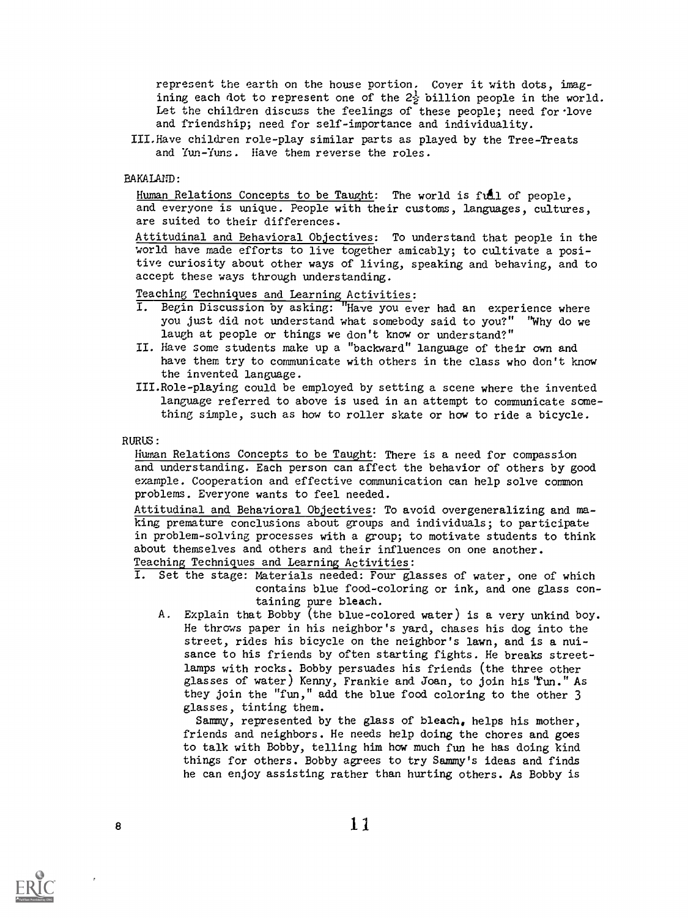represent the earth on the house portion. Cover it with dots, imagining each dot to represent one of the $2\frac{1}{2}$ billion people in the world. Let the children discuss the feelings of these people; need for love and friendship; need for self-importance and individuality.

III. Have children role-play similar parts as played by the Tree-Treats and Yun-Yuns. Have them reverse the roles.

BAKALAND:

Human Relations Concepts to be Taught: The world is full of people, and everyone is unique. People with their customs, languages, cultures, are suited to their differences.

Attitudinal and Behavioral Objectives: To understand that people in the world have made efforts to live together amicably; to cultivate a positive curiosity about other ways of living, speaking and behaving, and to accept these ways through understanding.

Teaching Techniques and Learning Activities:

I. Begin Discussion by asking: "Have you ever had an experience where you just did not understand what somebody said to you?" "Why do we laugh at people or things we don't know or understand?"

II. Have some students make up a "backward" language of their own and have them try to communicate with others in the class who don't know the invented language.

III. Role-playing could be employed by setting a scene where the invented language referred to above is used in an attempt to communicate something simple, such as how to roller skate or how to ride a bicycle.

RURUS:

Human Relations Concepts to be Taught: There is a need for compassion and understanding. Each person can affect the behavior of others by good example. Cooperation and effective communication can help solve common problems. Everyone wants to feel needed.

Attitudinal and Behavioral Objectives: To avoid overgeneralizing and making premature conclusions about groups and individuals; to participate in problem-solving processes with a group; to motivate students to think about themselves and others and their influences on one another.

Teaching Techniques and Learning Activities:

I. Set the stage: Materials needed: Four glasses of water, one of which contains blue food-coloring or ink, and one glass containing pure bleach.

A. Explain that Bobby (the blue-colored water) is a very unkind boy. He throws paper in his neighbor's yard, chases his dog into the street, rides his bicycle on the neighbor's lawn, and is a nuisance to his friends by often starting fights. He breaks streetlamps with rocks. Bobby persuades his friends (the three other glasses of water) Kenny, Frankie and Joan, to join his "fun." As they join the "fun," add the blue food coloring to the other 3 glasses, tinting them.

Sammy, represented by the glass of bleach, helps his mother, friends and neighbors. He needs help doing the chores and goes to talk with Bobby, telling him how much fun he has doing kind things for others. Bobby agrees to try Sammy's ideas and finds he can enjoy assisting rather than hurting others. As Bobby is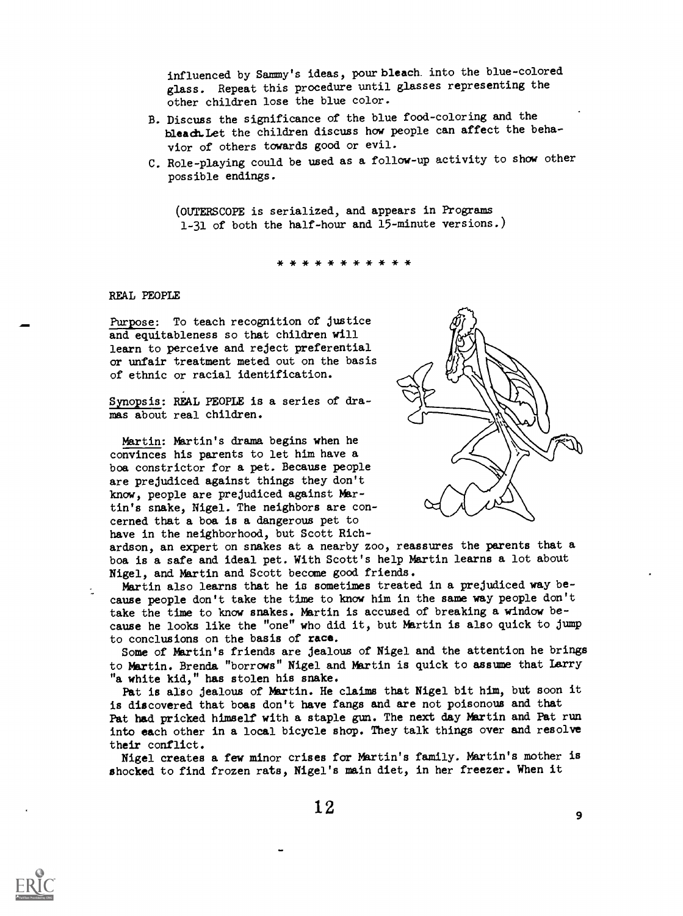influenced by Sammy's ideas, pour bleach into the blue-colored glass. Repeat this procedure until glasses representing the other children lose the blue color.

B. Discuss the significance of the blue food-coloring and the bleach. Let the children discuss how people can affect the behavior of others towards good or evil.

C. Role-playing could be used as a follow-up activity to show other possible endings.

(OUTERSCOPE is serialized, and appears in Programs 1-31 of both the half-hour and 15-minute versions.)

* * * * * * * * * * *

REAL PEOPLE

Purpose: To teach recognition of justice and equitableness so that children will learn to perceive and reject preferential or unfair treatment meted out on the basis of ethnic or racial identification.

Synopsis: REAL PEOPLE is a series of dramas about real children.

Martin: Martin's drama begins when he convinces his parents to let him have a boa constrictor for a pet. Because people are prejudiced against things they don't know, people are prejudiced against Martin's snake, Nigel. The neighbors are concerned that a boa is a dangerous pet to have in the neighborhood, but Scott Richardson, an expert on snakes at a nearby zoo, reassures the parents that a boa is a safe and ideal pet. With Scott's help Martin learns a lot about Nigel, and Martin and Scott become good friends.

Martin also learns that he is sometimes treated in a prejudiced way because people don't take the time to know him in the same way people don't take the time to know snakes. Martin is accused of breaking a window because he looks like the "one" who did it, but Martin is also quick to jump to conclusions on the basis of race.

Some of Martin's friends are jealous of Nigel and the attention he brings to Martin. Brenda "borrows" Nigel and Martin is quick to assume that Larry "a white kid," has stolen his snake.

Pat is also jealous of Martin. He claims that Nigel bit him, but soon it is discovered that boas don't have fangs and are not poisonous and that Pat had pricked himself with a staple gun. The next day Martin and Pat run into each other in a local bicycle shop. They talk things over and resolve their conflict.

Nigel creates a few minor crises for Martin's family. Martin's mother is shocked to find frozen rats, Nigel's main diet, in her freezer. When it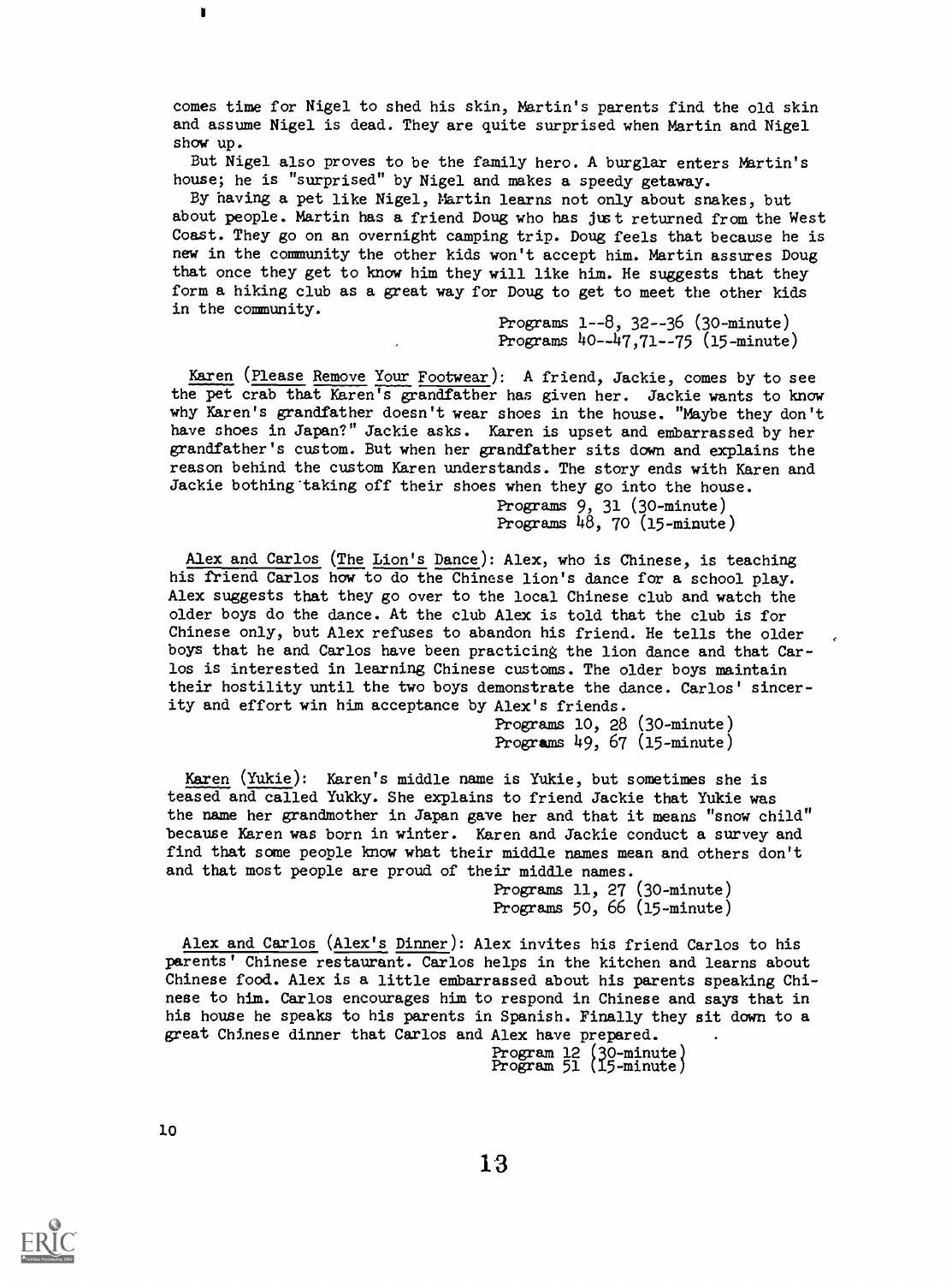comes time for Nigel to shed his skin, Martin's parents find the old skin and assume Nigel is dead. They are quite surprised when Martin and Nigel show up.

But Nigel also proves to be the family hero. A burglar enters Martin's house; he is "surprised" by Nigel and makes a speedy getaway.

By having a pet like Nigel, Martin learns not only about snakes, but about people. Martin has a friend Doug who has just returned from the West Coast. They go on an overnight camping trip. Doug feels that because he is new in the community the other kids won't accept him. Martin assures Doug that once they get to know him they will like him. He suggests that they form a hiking club as a great way for Doug to get to meet the other kids in the community.

Programs 1--8, 32--36 (30-minute)
Programs 40--47, 71--75 (15-minute)

Karen (Please Remove Your Footwear): A friend, Jackie, comes by to see the pet crab that Karen's grandfather has given her. Jackie wants to know why Karen's grandfather doesn't wear shoes in the house. "Maybe they don't have shoes in Japan?" Jackie asks. Karen is upset and embarrassed by her grandfather's custom. But when her grandfather sits down and explains the reason behind the custom Karen understands. The story ends with Karen and Jackie bothing taking off their shoes when they go into the house.

Programs 9, 31 (30-minute)
Programs 48, 70 (15-minute)

Alex and Carlos (The Lion's Dance): Alex, who is Chinese, is teaching his friend Carlos how to do the Chinese lion's dance for a school play. Alex suggests that they go over to the local Chinese club and watch the older boys do the dance. At the club Alex is told that the club is for Chinese only, but Alex refuses to abandon his friend. He tells the older boys that he and Carlos have been practicing the lion dance and that Carlos is interested in learning Chinese customs. The older boys maintain their hostility until the two boys demonstrate the dance. Carlos' sincerity and effort win him acceptance by Alex's friends.

Programs 10, 28 (30-minute)
Programs 49, 67 (15-minute)

Karen (Yukie): Karen's middle name is Yukie, but sometimes she is teased and called Yukky. She explains to friend Jackie that Yukie was the name her grandmother in Japan gave her and that it means "snow child" because Karen was born in winter. Karen and Jackie conduct a survey and find that some people know what their middle names mean and others don't and that most people are proud of their middle names.

Programs 11, 27 (30-minute)
Programs 50, 66 (15-minute)

Alex and Carlos (Alex's Dinner): Alex invites his friend Carlos to his parents' Chinese restaurant. Carlos helps in the kitchen and learns about Chinese food. Alex is a little embarrassed about his parents speaking Chinese to him. Carlos encourages him to respond in Chinese and says that in his house he speaks to his parents in Spanish. Finally they sit down to a great Chinese dinner that Carlos and Alex have prepared.

Program 12 (30-minute)
Program 51 (15-minute)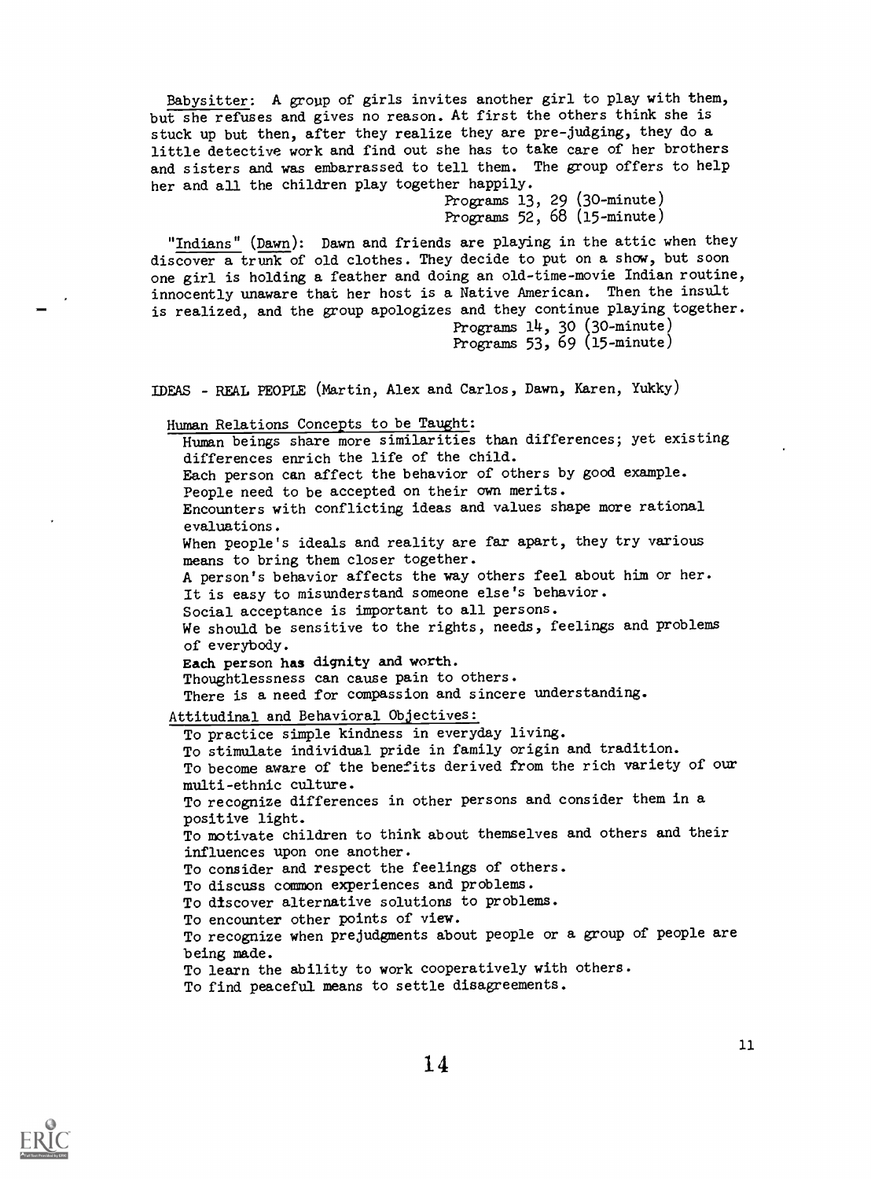<u>Babysitter</u>: A group of girls invites another girl to play with them, but she refuses and gives no reason. At first the others think she is stuck up but then, after they realize they are pre-judging, they do a little detective work and find out she has to take care of her brothers and sisters and was embarrassed to tell them. The group offers to help her and all the children play together happily.

Programs 13, 29 (30-minute)
Programs 52, 68 (15-minute)

<u>"Indians" (Dawn)</u>: Dawn and friends are playing in the attic when they discover a trunk of old clothes. They decide to put on a show, but soon one girl is holding a feather and doing an old-time-movie Indian routine, innocently unaware that her host is a Native American. Then the insult is realized, and the group apologizes and they continue playing together.

Programs 14, 30 (30-minute)
Programs 53, 69 (15-minute)

## IDEAS - REAL PEOPLE (Martin, Alex and Carlos, Dawn, Karen, Yukky)

### <u>Human Relations Concepts to be Taught:</u>

- Human beings share more similarities than differences; yet existing differences enrich the life of the child.
- Each person can affect the behavior of others by good example.
- People need to be accepted on their own merits.
- Encounters with conflicting ideas and values shape more rational evaluations.
- When people's ideals and reality are far apart, they try various means to bring them closer together.
- A person's behavior affects the way others feel about him or her.
- It is easy to misunderstand someone else's behavior.
- Social acceptance is important to all persons.
- We should be sensitive to the rights, needs, feelings and problems of everybody.
- Each person has dignity and worth.
- Thoughtlessness can cause pain to others.
- There is a need for compassion and sincere understanding.

### <u>Attitudinal and Behavioral Objectives:</u>

- To practice simple kindness in everyday living.
- To stimulate individual pride in family origin and tradition.
- To become aware of the benefits derived from the rich variety of our multi-ethnic culture.
- To recognize differences in other persons and consider them in a positive light.
- To motivate children to think about themselves and others and their influences upon one another.
- To consider and respect the feelings of others.
- To discuss common experiences and problems.
- To discover alternative solutions to problems.
- To encounter other points of view.
- To recognize when prejudgments about people or a group of people are being made.
- To learn the ability to work cooperatively with others.
- To find peaceful means to settle disagreements.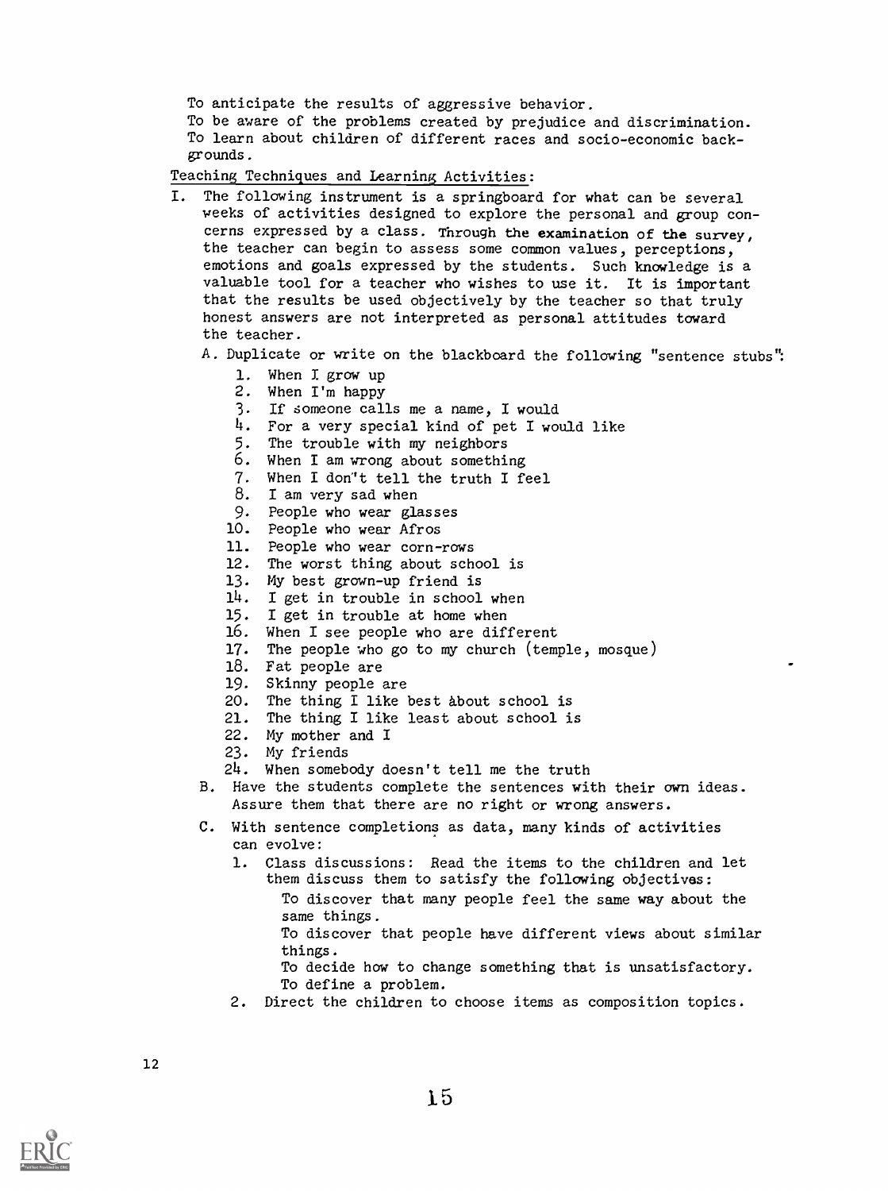To anticipate the results of aggressive behavior.
To be aware of the problems created by prejudice and discrimination.
To learn about children of different races and socio-economic backgrounds.

Teaching Techniques and Learning Activities:

I. The following instrument is a springboard for what can be several weeks of activities designed to explore the personal and group concerns expressed by a class. Through the examination of the survey, the teacher can begin to assess some common values, perceptions, emotions and goals expressed by the students. Such knowledge is a valuable tool for a teacher who wishes to use it. It is important that the results be used objectively by the teacher so that truly honest answers are not interpreted as personal attitudes toward the teacher.

   A. Duplicate or write on the blackboard the following "sentence stubs":

      1. When I grow up
      2. When I'm happy
      3. If someone calls me a name, I would
      4. For a very special kind of pet I would like
      5. The trouble with my neighbors
      6. When I am wrong about something
      7. When I don't tell the truth I feel
      8. I am very sad when
      9. People who wear glasses
      10. People who wear Afros
      11. People who wear corn-rows
      12. The worst thing about school is
      13. My best grown-up friend is
      14. I get in trouble in school when
      15. I get in trouble at home when
      16. When I see people who are different
      17. The people who go to my church (temple, mosque)
      18. Fat people are
      19. Skinny people are
      20. The thing I like best about school is
      21. The thing I like least about school is
      22. My mother and I
      23. My friends
      24. When somebody doesn't tell me the truth

   B. Have the students complete the sentences with their own ideas. Assure them that there are no right or wrong answers.

   C. With sentence completions as data, many kinds of activities can evolve:

      1. Class discussions: Read the items to the children and let them discuss them to satisfy the following objectives:

         To discover that many people feel the same way about the same things.
         To discover that people have different views about similar things.
         To decide how to change something that is unsatisfactory.
         To define a problem.

      2. Direct the children to choose items as composition topics.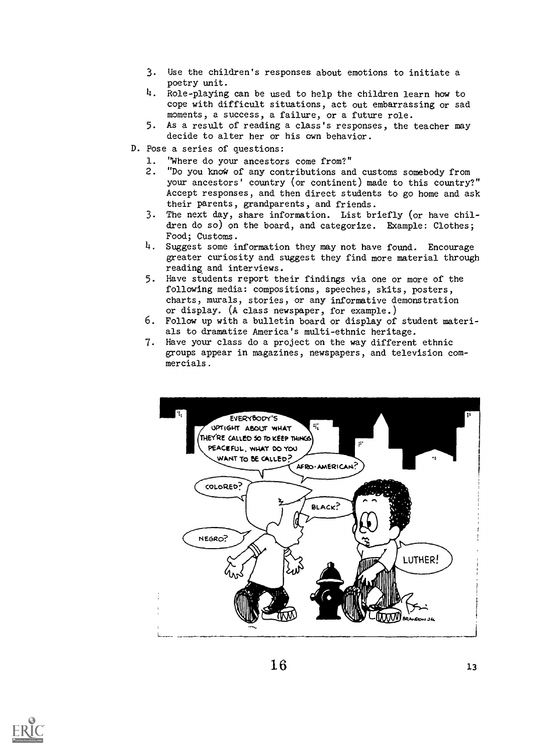3. Use the children's responses about emotions to initiate a poetry unit.
4. Role-playing can be used to help the children learn how to cope with difficult situations, act out embarrassing or sad moments, a success, a failure, or a future role.
5. As a result of reading a class's responses, the teacher may decide to alter her or his own behavior.

D. Pose a series of questions:

1. "Where do your ancestors come from?"
2. "Do you know of any contributions and customs somebody from your ancestors' country (or continent) made to this country?" Accept responses, and then direct students to go home and ask their parents, grandparents, and friends.
3. The next day, share information. List briefly (or have children do so) on the board, and categorize. Example: Clothes; Food; Customs.
4. Suggest some information they may not have found. Encourage greater curiosity and suggest they find more material through reading and interviews.
5. Have students report their findings via one or more of the following media: compositions, speeches, skits, posters, charts, murals, stories, or any informative demonstration or display. (A class newspaper, for example.)
6. Follow up with a bulletin board or display of student materials to dramatize America's multi-ethnic heritage.
7. Have your class do a project on the way different ethnic groups appear in magazines, newspapers, and television commercials.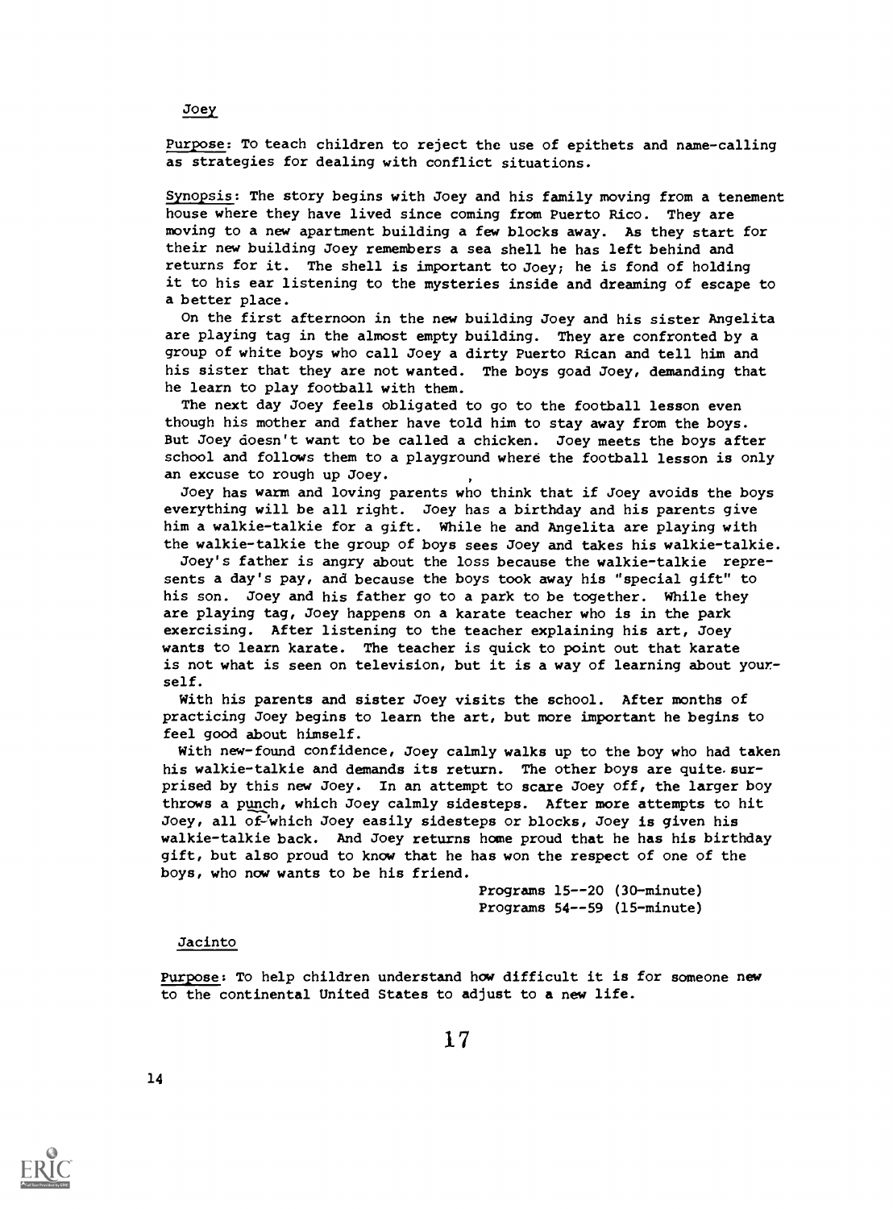## Joey

Purpose: To teach children to reject the use of epithets and name-calling as strategies for dealing with conflict situations.

Synopsis: The story begins with Joey and his family moving from a tenement house where they have lived since coming from Puerto Rico. They are moving to a new apartment building a few blocks away. As they start for their new building Joey remembers a sea shell he has left behind and returns for it. The shell is important to Joey; he is fond of holding it to his ear listening to the mysteries inside and dreaming of escape to a better place.

On the first afternoon in the new building Joey and his sister Angelita are playing tag in the almost empty building. They are confronted by a group of white boys who call Joey a dirty Puerto Rican and tell him and his sister that they are not wanted. The boys goad Joey, demanding that he learn to play football with them.

The next day Joey feels obligated to go to the football lesson even though his mother and father have told him to stay away from the boys. But Joey doesn't want to be called a chicken. Joey meets the boys after school and follows them to a playground where the football lesson is only an excuse to rough up Joey.

Joey has warm and loving parents who think that if Joey avoids the boys everything will be all right. Joey has a birthday and his parents give him a walkie-talkie for a gift. While he and Angelita are playing with the walkie-talkie the group of boys sees Joey and takes his walkie-talkie.

Joey's father is angry about the loss because the walkie-talkie represents a day's pay, and because the boys took away his "special gift" to his son. Joey and his father go to a park to be together. While they are playing tag, Joey happens on a karate teacher who is in the park exercising. After listening to the teacher explaining his art, Joey wants to learn karate. The teacher is quick to point out that karate is not what is seen on television, but it is a way of learning about yourself.

With his parents and sister Joey visits the school. After months of practicing Joey begins to learn the art, but more important he begins to feel good about himself.

With new-found confidence, Joey calmly walks up to the boy who had taken his walkie-talkie and demands its return. The other boys are quite surprised by this new Joey. In an attempt to scare Joey off, the larger boy throws a punch, which Joey calmly sidesteps. After more attempts to hit Joey, all of which Joey easily sidesteps or blocks, Joey is given his walkie-talkie back. And Joey returns home proud that he has his birthday gift, but also proud to know that he has won the respect of one of the boys, who now wants to be his friend.

Programs 15--20 (30-minute)
Programs 54--59 (15-minute)

## Jacinto

Purpose: To help children understand how difficult it is for someone new to the continental United States to adjust to a new life.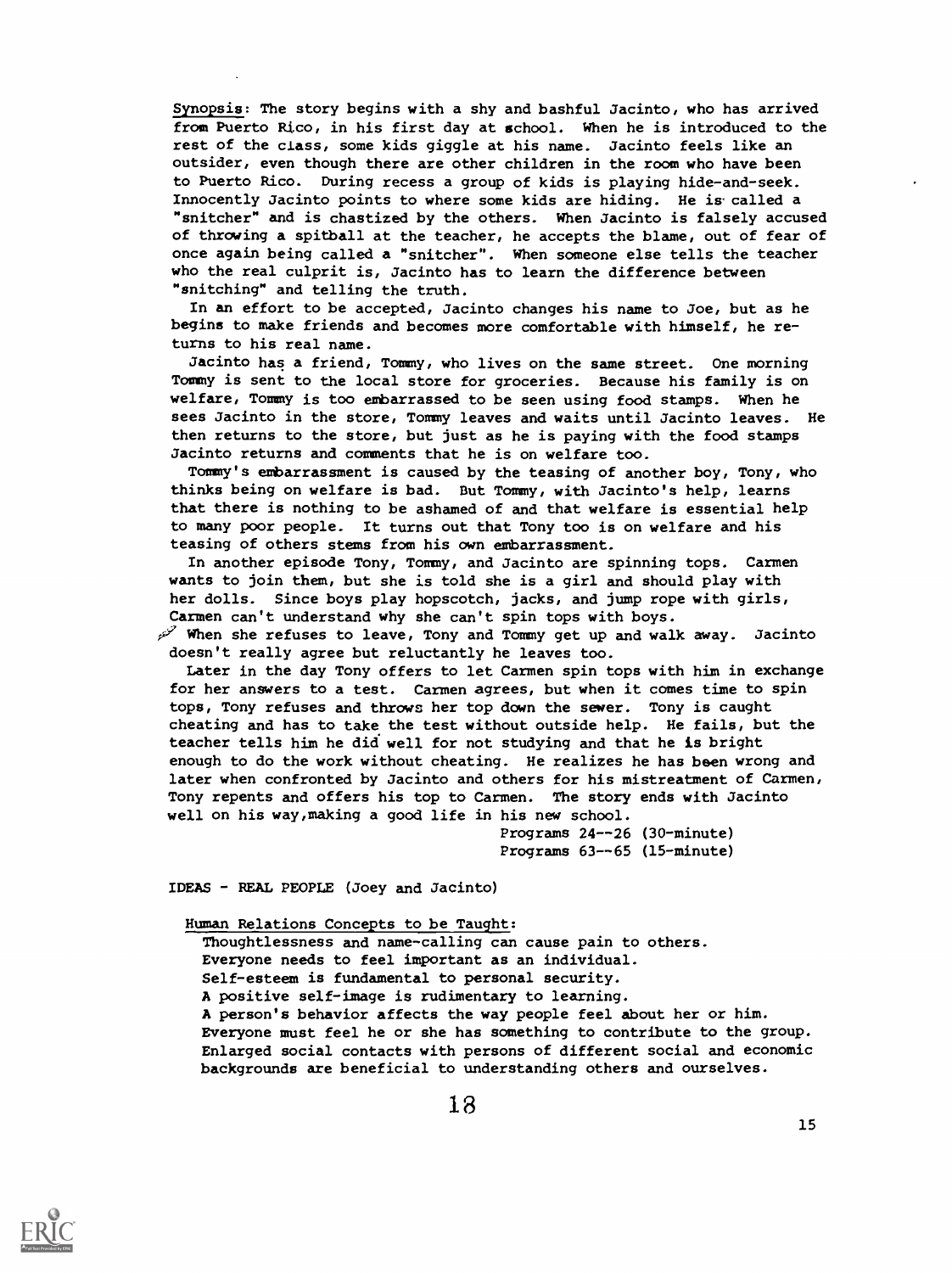Synopsis: The story begins with a shy and bashful Jacinto, who has arrived from Puerto Rico, in his first day at school. When he is introduced to the rest of the class, some kids giggle at his name. Jacinto feels like an outsider, even though there are other children in the room who have been to Puerto Rico. During recess a group of kids is playing hide-and-seek. Innocently Jacinto points to where some kids are hiding. He is called a "snitcher" and is chastized by the others. When Jacinto is falsely accused of throwing a spitball at the teacher, he accepts the blame, out of fear of once again being called a "snitcher". When someone else tells the teacher who the real culprit is, Jacinto has to learn the difference between "snitching" and telling the truth.

In an effort to be accepted, Jacinto changes his name to Joe, but as he begins to make friends and becomes more comfortable with himself, he returns to his real name.

Jacinto has a friend, Tommy, who lives on the same street. One morning Tommy is sent to the local store for groceries. Because his family is on welfare, Tommy is too embarrassed to be seen using food stamps. When he sees Jacinto in the store, Tommy leaves and waits until Jacinto leaves. He then returns to the store, but just as he is paying with the food stamps Jacinto returns and comments that he is on welfare too.

Tommy's embarrassment is caused by the teasing of another boy, Tony, who thinks being on welfare is bad. But Tommy, with Jacinto's help, learns that there is nothing to be ashamed of and that welfare is essential help to many poor people. It turns out that Tony too is on welfare and his teasing of others stems from his own embarrassment.

In another episode Tony, Tommy, and Jacinto are spinning tops. Carmen wants to join them, but she is told she is a girl and should play with her dolls. Since boys play hopscotch, jacks, and jump rope with girls, Carmen can't understand why she can't spin tops with boys.

When she refuses to leave, Tony and Tommy get up and walk away. Jacinto doesn't really agree but reluctantly he leaves too.

Later in the day Tony offers to let Carmen spin tops with him in exchange for her answers to a test. Carmen agrees, but when it comes time to spin tops, Tony refuses and throws her top down the sewer. Tony is caught cheating and has to take the test without outside help. He fails, but the teacher tells him he did well for not studying and that he is bright enough to do the work without cheating. He realizes he has been wrong and later when confronted by Jacinto and others for his mistreatment of Carmen, Tony repents and offers his top to Carmen. The story ends with Jacinto well on his way, making a good life in his new school.

Programs 24--26 (30-minute)
Programs 63--65 (15-minute)

IDEAS - REAL PEOPLE (Joey and Jacinto)

Human Relations Concepts to be Taught:

Thoughtlessness and name-calling can cause pain to others.
Everyone needs to feel important as an individual.
Self-esteem is fundamental to personal security.
A positive self-image is rudimentary to learning.
A person's behavior affects the way people feel about her or him.
Everyone must feel he or she has something to contribute to the group.
Enlarged social contacts with persons of different social and economic backgrounds are beneficial to understanding others and ourselves.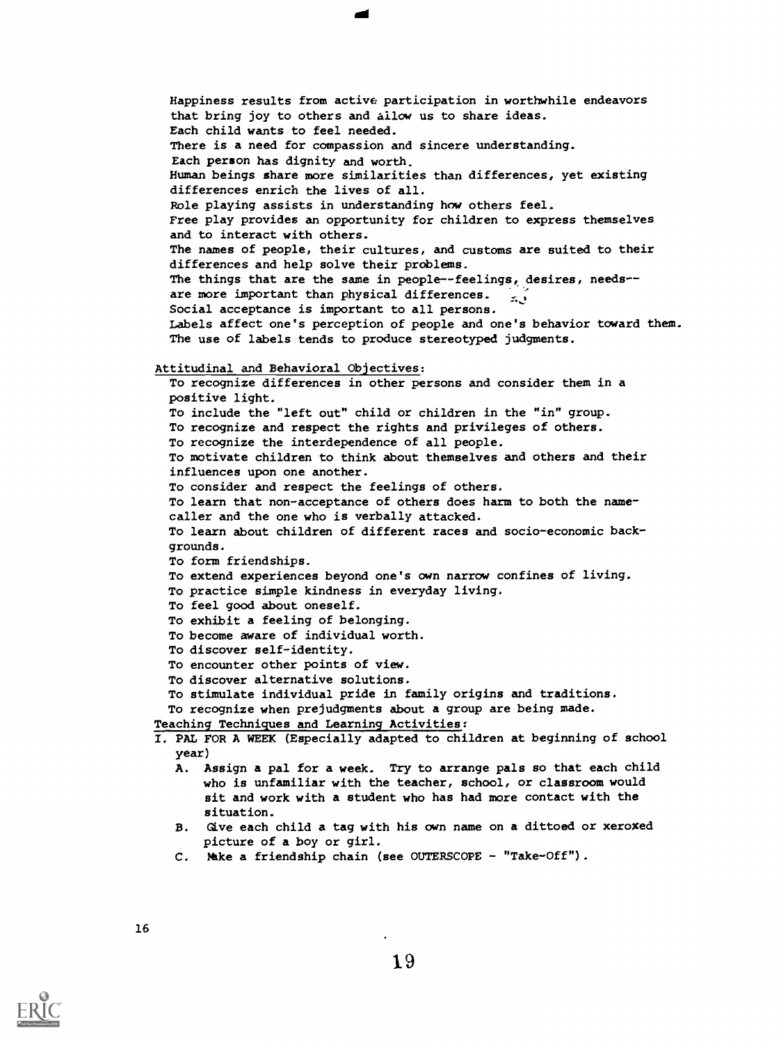Happiness results from active participation in worthwhile endeavors that bring joy to others and allow us to share ideas.
Each child wants to feel needed.
There is a need for compassion and sincere understanding.
Each person has dignity and worth.
Human beings share more similarities than differences, yet existing differences enrich the lives of all.
Role playing assists in understanding how others feel.
Free play provides an opportunity for children to express themselves and to interact with others.
The names of people, their cultures, and customs are suited to their differences and help solve their problems.
The things that are the same in people--feelings, desires, needs--are more important than physical differences.
Social acceptance is important to all persons.
Labels affect one's perception of people and one's behavior toward them.
The use of labels tends to produce stereotyped judgments.

Attitudinal and Behavioral Objectives:

To recognize differences in other persons and consider them in a positive light.
To include the "left out" child or children in the "in" group.
To recognize and respect the rights and privileges of others.
To recognize the interdependence of all people.
To motivate children to think about themselves and others and their influences upon one another.
To consider and respect the feelings of others.
To learn that non-acceptance of others does harm to both the name-caller and the one who is verbally attacked.
To learn about children of different races and socio-economic backgrounds.
To form friendships.
To extend experiences beyond one's own narrow confines of living.
To practice simple kindness in everyday living.
To feel good about oneself.
To exhibit a feeling of belonging.
To become aware of individual worth.
To discover self-identity.
To encounter other points of view.
To discover alternative solutions.
To stimulate individual pride in family origins and traditions.
To recognize when prejudgments about a group are being made.

Teaching Techniques and Learning Activities:

I. PAL FOR A WEEK (Especially adapted to children at beginning of school year)
   - A. Assign a pal for a week. Try to arrange pals so that each child who is unfamiliar with the teacher, school, or classroom would sit and work with a student who has had more contact with the situation.
   - B. Give each child a tag with his own name on a dittoed or xeroxed picture of a boy or girl.
   - C. Make a friendship chain (see OUTERSCOPE - "Take-Off").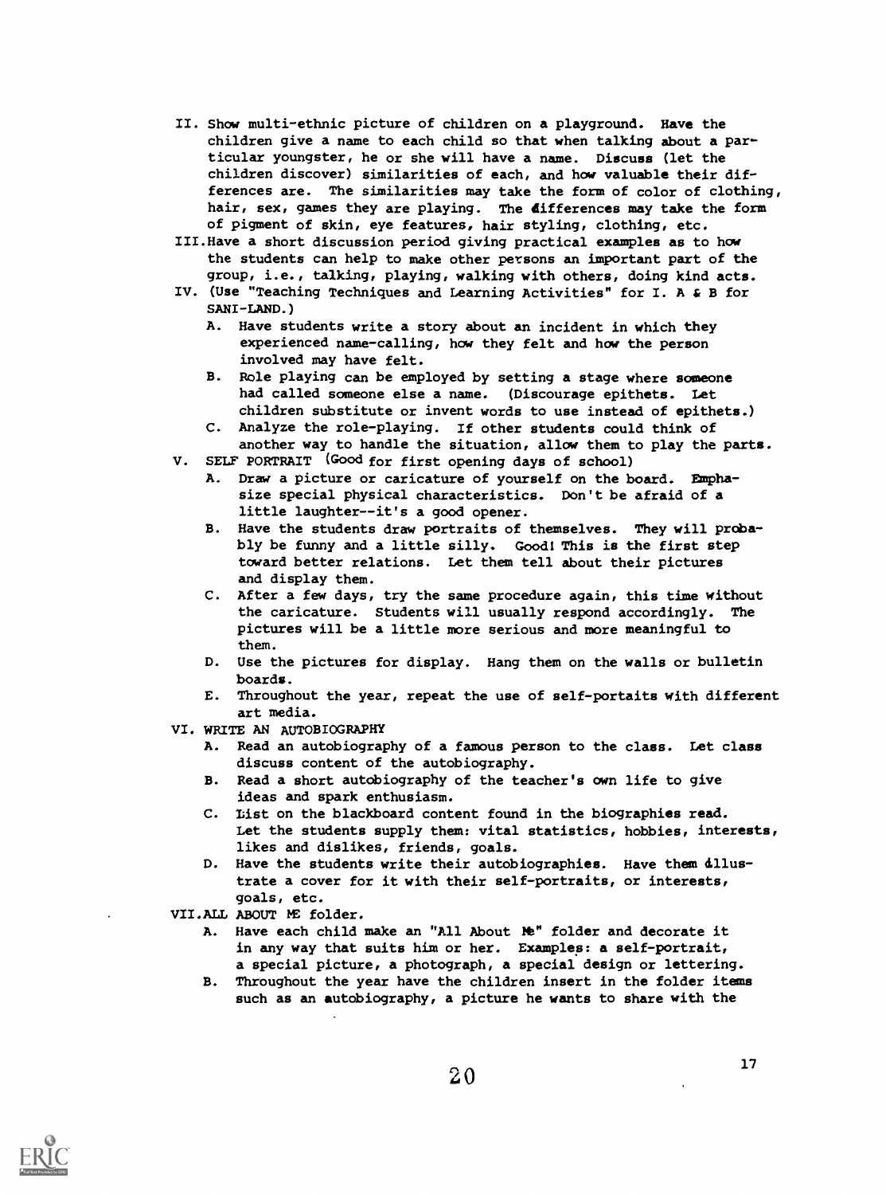II. Show multi-ethnic picture of children on a playground. Have the children give a name to each child so that when talking about a particular youngster, he or she will have a name. Discuss (let the children discover) similarities of each, and how valuable their differences are. The similarities may take the form of color of clothing, hair, sex, games they are playing. The differences may take the form of pigment of skin, eye features, hair styling, clothing, etc.

III. Have a short discussion period giving practical examples as to how the students can help to make other persons an important part of the group, i.e., talking, playing, walking with others, doing kind acts.

IV. (Use "Teaching Techniques and Learning Activities" for I. A & B for SANI-LAND.)

   A. Have students write a story about an incident in which they experienced name-calling, how they felt and how the person involved may have felt.

   B. Role playing can be employed by setting a stage where someone had called someone else a name. (Discourage epithets. Let children substitute or invent words to use instead of epithets.)

   C. Analyze the role-playing. If other students could think of another way to handle the situation, allow them to play the parts.

V. SELF PORTRAIT (Good for first opening days of school)

   A. Draw a picture or caricature of yourself on the board. Emphasize special physical characteristics. Don't be afraid of a little laughter--it's a good opener.

   B. Have the students draw portraits of themselves. They will probably be funny and a little silly. Good! This is the first step toward better relations. Let them tell about their pictures and display them.

   C. After a few days, try the same procedure again, this time without the caricature. Students will usually respond accordingly. The pictures will be a little more serious and more meaningful to them.

   D. Use the pictures for display. Hang them on the walls or bulletin boards.

   E. Throughout the year, repeat the use of self-portaits with different art media.

VI. WRITE AN AUTOBIOGRAPHY

   A. Read an autobiography of a famous person to the class. Let class discuss content of the autobiography.

   B. Read a short autobiography of the teacher's own life to give ideas and spark enthusiasm.

   C. List on the blackboard content found in the biographies read. Let the students supply them: vital statistics, hobbies, interests, likes and dislikes, friends, goals.

   D. Have the students write their autobiographies. Have them illustrate a cover for it with their self-portraits, or interests, goals, etc.

VII. ALL ABOUT ME folder.

   A. Have each child make an "All About Me" folder and decorate it in any way that suits him or her. Examples: a self-portrait, a photograph, a special picture, a special design or lettering.

   B. Throughout the year have the children insert in the folder items such as an autobiography, a picture he wants to share with the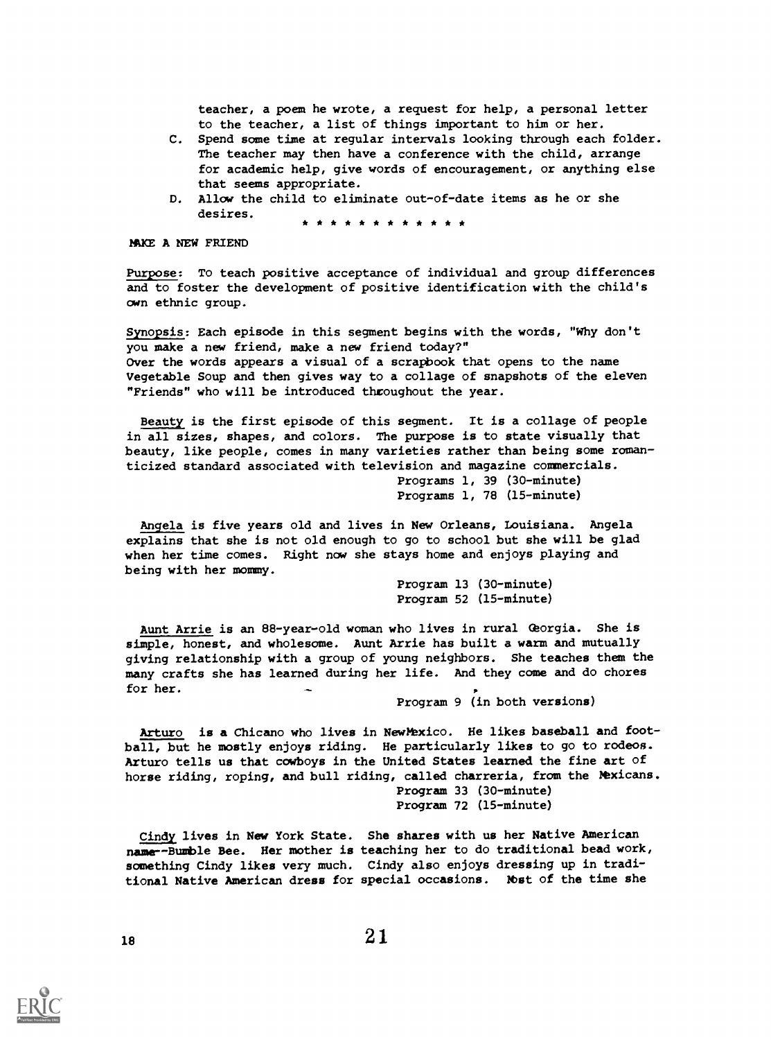teacher, a poem he wrote, a request for help, a personal letter to the teacher, a list of things important to him or her.

C. Spend some time at regular intervals looking through each folder. The teacher may then have a conference with the child, arrange for academic help, give words of encouragement, or anything else that seems appropriate.

D. Allow the child to eliminate out-of-date items as he or she desires.

\* \* \* \* \* \* \* \* \* \* \* \*

MAKE A NEW FRIEND

Purpose: To teach positive acceptance of individual and group differences and to foster the development of positive identification with the child's own ethnic group.

Synopsis: Each episode in this segment begins with the words, "Why don't you make a new friend, make a new friend today?"
Over the words appears a visual of a scrapbook that opens to the name Vegetable Soup and then gives way to a collage of snapshots of the eleven "Friends" who will be introduced throughout the year.

Beauty is the first episode of this segment. It is a collage of people in all sizes, shapes, and colors. The purpose is to state visually that beauty, like people, comes in many varieties rather than being some romanticized standard associated with television and magazine commercials.

Programs 1, 39 (30-minute)
Programs 1, 78 (15-minute)

Angela is five years old and lives in New Orleans, Louisiana. Angela explains that she is not old enough to go to school but she will be glad when her time comes. Right now she stays home and enjoys playing and being with her mommy.

Program 13 (30-minute)
Program 52 (15-minute)

Aunt Arrie is an 88-year-old woman who lives in rural Georgia. She is simple, honest, and wholesome. Aunt Arrie has built a warm and mutually giving relationship with a group of young neighbors. She teaches them the many crafts she has learned during her life. And they come and do chores for her.

Program 9 (in both versions)

Arturo is a Chicano who lives in New Mexico. He likes baseball and football, but he mostly enjoys riding. He particularly likes to go to rodeos. Arturo tells us that cowboys in the United States learned the fine art of horse riding, roping, and bull riding, called charreria, from the Mexicans.

Program 33 (30-minute)
Program 72 (15-minute)

Cindy lives in New York State. She shares with us her Native American name--Bumble Bee. Her mother is teaching her to do traditional bead work, something Cindy likes very much. Cindy also enjoys dressing up in traditional Native American dress for special occasions. Most of the time she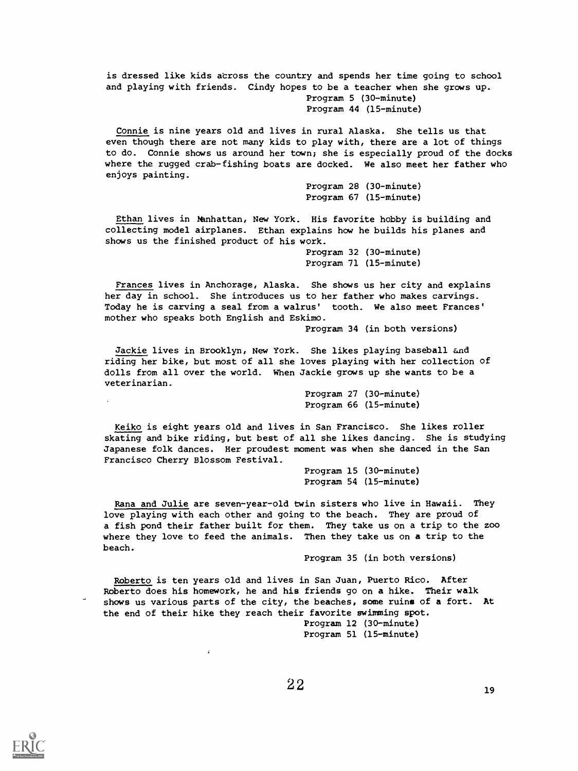is dressed like kids across the country and spends her time going to school and playing with friends. Cindy hopes to be a teacher when she grows up.

Program 5 (30-minute)
Program 44 (15-minute)

Connie is nine years old and lives in rural Alaska. She tells us that even though there are not many kids to play with, there are a lot of things to do. Connie shows us around her town; she is especially proud of the docks where the rugged crab-fishing boats are docked. We also meet her father who enjoys painting.

Program 28 (30-minute)
Program 67 (15-minute)

Ethan lives in Manhattan, New York. His favorite hobby is building and collecting model airplanes. Ethan explains how he builds his planes and shows us the finished product of his work.

Program 32 (30-minute)
Program 71 (15-minute)

Frances lives in Anchorage, Alaska. She shows us her city and explains her day in school. She introduces us to her father who makes carvings. Today he is carving a seal from a walrus' tooth. We also meet Frances' mother who speaks both English and Eskimo.

Program 34 (in both versions)

Jackie lives in Brooklyn, New York. She likes playing baseball and riding her bike, but most of all she loves playing with her collection of dolls from all over the world. When Jackie grows up she wants to be a veterinarian.

Program 27 (30-minute)
Program 66 (15-minute)

Keiko is eight years old and lives in San Francisco. She likes roller skating and bike riding, but best of all she likes dancing. She is studying Japanese folk dances. Her proudest moment was when she danced in the San Francisco Cherry Blossom Festival.

Program 15 (30-minute)
Program 54 (15-minute)

Rana and Julie are seven-year-old twin sisters who live in Hawaii. They love playing with each other and going to the beach. They are proud of a fish pond their father built for them. They take us on a trip to the zoo where they love to feed the animals. Then they take us on a trip to the beach.

Program 35 (in both versions)

Roberto is ten years old and lives in San Juan, Puerto Rico. After Roberto does his homework, he and his friends go on a hike. Their walk shows us various parts of the city, the beaches, some ruins of a fort. At the end of their hike they reach their favorite swimming spot.

Program 12 (30-minute)
Program 51 (15-minute)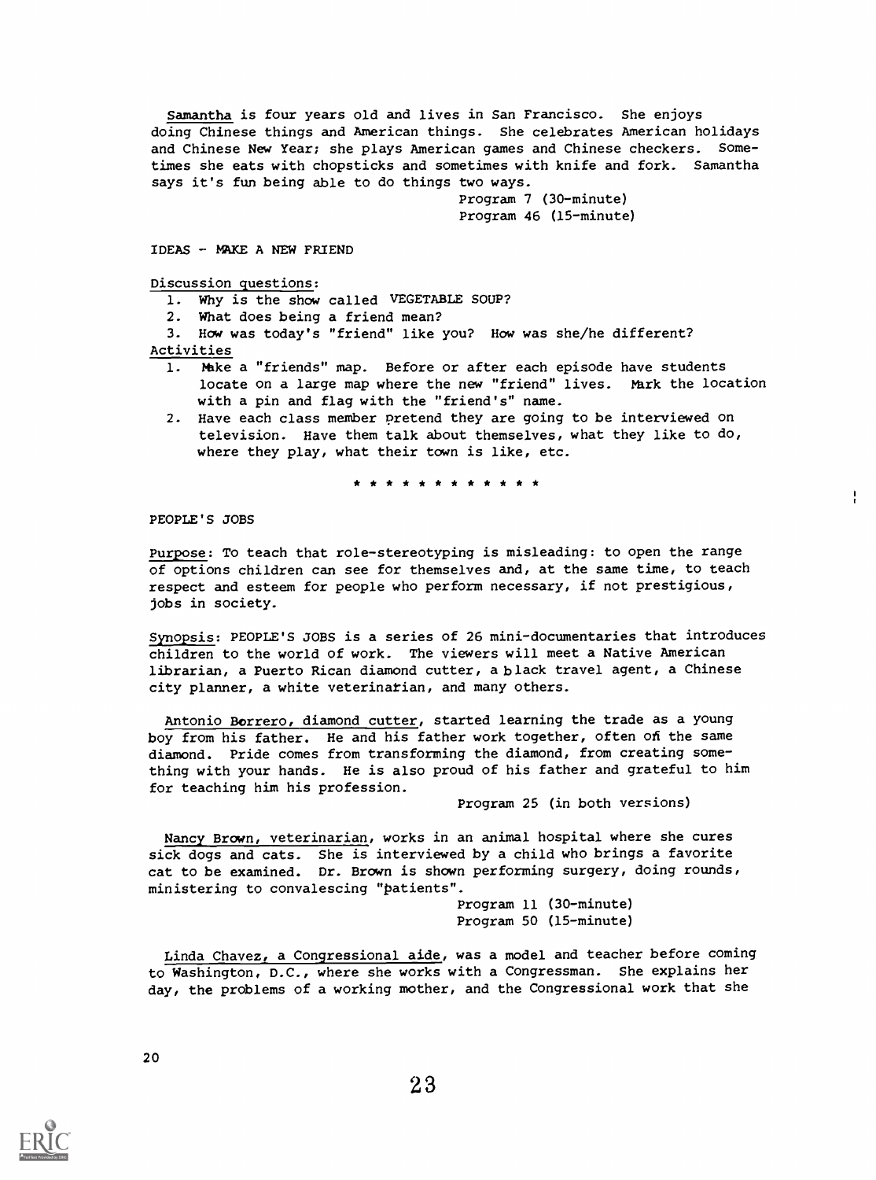Samantha is four years old and lives in San Francisco. She enjoys doing Chinese things and American things. She celebrates American holidays and Chinese New Year; she plays American games and Chinese checkers. Sometimes she eats with chopsticks and sometimes with knife and fork. Samantha says it's fun being able to do things two ways.

Program 7 (30-minute)
Program 46 (15-minute)

IDEAS - MAKE A NEW FRIEND

Discussion questions:

1. Why is the show called VEGETABLE SOUP?
2. What does being a friend mean?
3. How was today's "friend" like you? How was she/he different?

Activities

1. Make a "friends" map. Before or after each episode have students locate on a large map where the new "friend" lives. Mark the location with a pin and flag with the "friend's" name.
2. Have each class member pretend they are going to be interviewed on television. Have them talk about themselves, what they like to do, where they play, what their town is like, etc.

\* \* \* \* \* \* \* \* \* \* \* \*

## PEOPLE'S JOBS

Purpose: To teach that role-stereotyping is misleading: to open the range of options children can see for themselves and, at the same time, to teach respect and esteem for people who perform necessary, if not prestigious, jobs in society.

Synopsis: PEOPLE'S JOBS is a series of 26 mini-documentaries that introduces children to the world of work. The viewers will meet a Native American librarian, a Puerto Rican diamond cutter, a black travel agent, a Chinese city planner, a white veterinarian, and many others.

Antonio Borrero, diamond cutter, started learning the trade as a young boy from his father. He and his father work together, often on the same diamond. Pride comes from transforming the diamond, from creating something with your hands. He is also proud of his father and grateful to him for teaching him his profession.

Program 25 (in both versions)

Nancy Brown, veterinarian, works in an animal hospital where she cures sick dogs and cats. She is interviewed by a child who brings a favorite cat to be examined. Dr. Brown is shown performing surgery, doing rounds, ministering to convalescing "patients".

Program 11 (30-minute)
Program 50 (15-minute)

Linda Chavez, a Congressional aide, was a model and teacher before coming to Washington, D.C., where she works with a Congressman. She explains her day, the problems of a working mother, and the Congressional work that she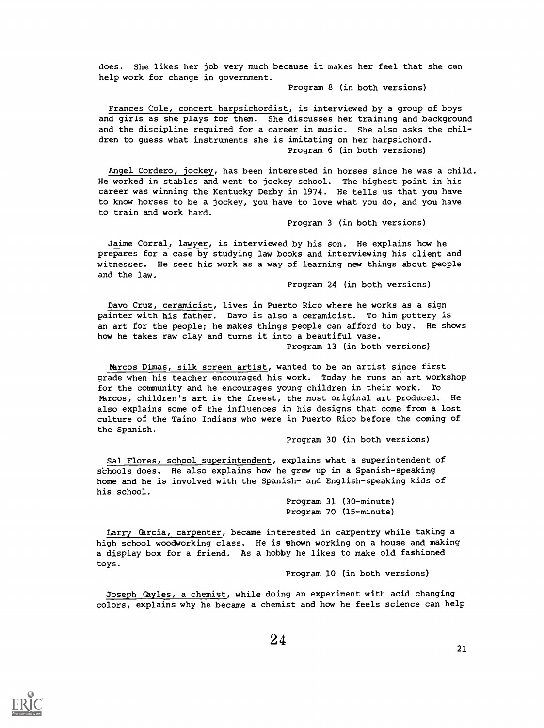does. She likes her job very much because it makes her feel that she can help work for change in government.

Program 8 (in both versions)

Frances Cole, concert harpsichordist, is interviewed by a group of boys and girls as she plays for them. She discusses her training and background and the discipline required for a career in music. She also asks the children to guess what instruments she is imitating on her harpsichord.

Program 6 (in both versions)

Angel Cordero, jockey, has been interested in horses since he was a child. He worked in stables and went to jockey school. The highest point in his career was winning the Kentucky Derby in 1974. He tells us that you have to know horses to be a jockey, you have to love what you do, and you have to train and work hard.

Program 3 (in both versions)

Jaime Corral, lawyer, is interviewed by his son. He explains how he prepares for a case by studying law books and interviewing his client and witnesses. He sees his work as a way of learning new things about people and the law.

Program 24 (in both versions)

Davo Cruz, ceramicist, lives in Puerto Rico where he works as a sign painter with his father. Davo is also a ceramicist. To him pottery is an art for the people; he makes things people can afford to buy. He shows how he takes raw clay and turns it into a beautiful vase.

Program 13 (in both versions)

Marcos Dimas, silk screen artist, wanted to be an artist since first grade when his teacher encouraged his work. Today he runs an art workshop for the community and he encourages young children in their work. To Marcos, children's art is the freest, the most original art produced. He also explains some of the influences in his designs that come from a lost culture of the Taino Indians who were in Puerto Rico before the coming of the Spanish.

Program 30 (in both versions)

Sal Flores, school superintendent, explains what a superintendent of schools does. He also explains how he grew up in a Spanish-speaking home and he is involved with the Spanish- and English-speaking kids of his school.

Program 31 (30-minute)
Program 70 (15-minute)

Larry Garcia, carpenter, became interested in carpentry while taking a high school woodworking class. He is shown working on a house and making a display box for a friend. As a hobby he likes to make old fashioned toys.

Program 10 (in both versions)

Joseph Gayles, a chemist, while doing an experiment with acid changing colors, explains why he became a chemist and how he feels science can help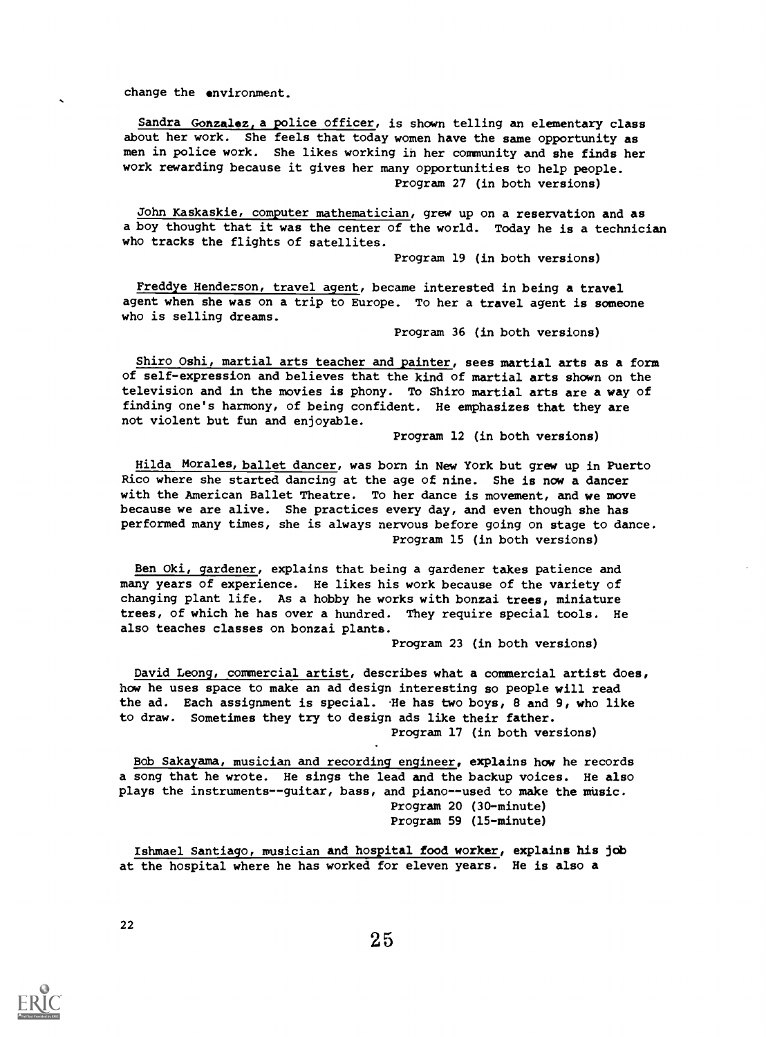change the environment.

Sandra Gonzalez, a police officer, is shown telling an elementary class about her work. She feels that today women have the same opportunity as men in police work. She likes working in her community and she finds her work rewarding because it gives her many opportunities to help people.
Program 27 (in both versions)

John Kaskaskie, computer mathematician, grew up on a reservation and as a boy thought that it was the center of the world. Today he is a technician who tracks the flights of satellites.
Program 19 (in both versions)

Freddye Henderson, travel agent, became interested in being a travel agent when she was on a trip to Europe. To her a travel agent is someone who is selling dreams.
Program 36 (in both versions)

Shiro Oshi, martial arts teacher and painter, sees martial arts as a form of self-expression and believes that the kind of martial arts shown on the television and in the movies is phony. To Shiro martial arts are a way of finding one's harmony, of being confident. He emphasizes that they are not violent but fun and enjoyable.
Program 12 (in both versions)

Hilda Morales, ballet dancer, was born in New York but grew up in Puerto Rico where she started dancing at the age of nine. She is now a dancer with the American Ballet Theatre. To her dance is movement, and we move because we are alive. She practices every day, and even though she has performed many times, she is always nervous before going on stage to dance.
Program 15 (in both versions)

Ben Oki, gardener, explains that being a gardener takes patience and many years of experience. He likes his work because of the variety of changing plant life. As a hobby he works with bonzai trees, miniature trees, of which he has over a hundred. They require special tools. He also teaches classes on bonzai plants.
Program 23 (in both versions)

David Leong, commercial artist, describes what a commercial artist does, how he uses space to make an ad design interesting so people will read the ad. Each assignment is special. He has two boys, 8 and 9, who like to draw. Sometimes they try to design ads like their father.
Program 17 (in both versions)

Bob Sakayama, musician and recording engineer, explains how he records a song that he wrote. He sings the lead and the backup voices. He also plays the instruments--guitar, bass, and piano--used to make the music.
Program 20 (30-minute)
Program 59 (15-minute)

Ishmael Santiago, musician and hospital food worker, explains his job at the hospital where he has worked for eleven years. He is also a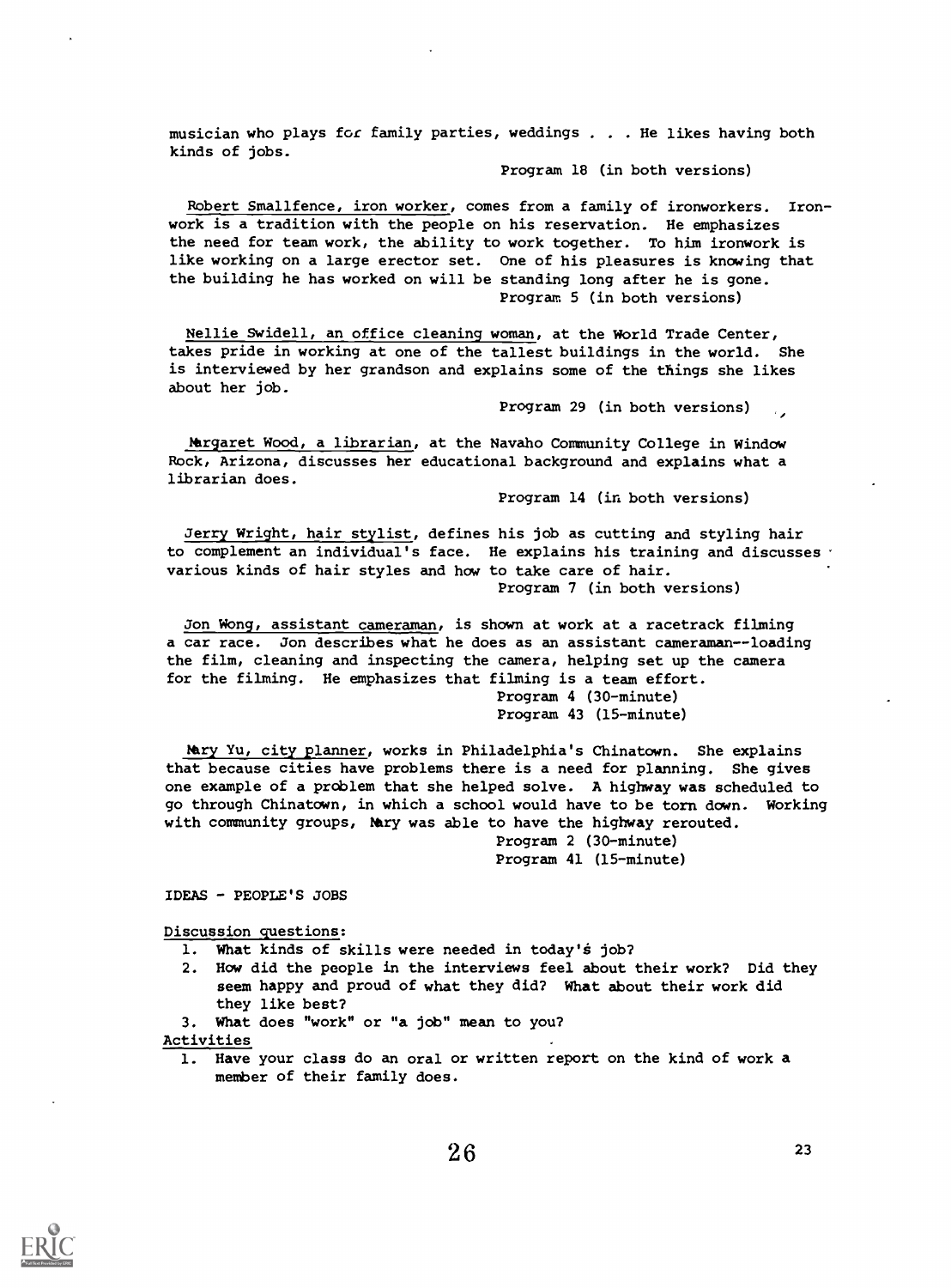musician who plays for family parties, weddings . . . He likes having both kinds of jobs.

Program 18 (in both versions)

Robert Smallfence, iron worker, comes from a family of ironworkers. Ironwork is a tradition with the people on his reservation. He emphasizes the need for team work, the ability to work together. To him ironwork is like working on a large erector set. One of his pleasures is knowing that the building he has worked on will be standing long after he is gone.

Program 5 (in both versions)

Nellie Swidell, an office cleaning woman, at the World Trade Center, takes pride in working at one of the tallest buildings in the world. She is interviewed by her grandson and explains some of the things she likes about her job.

Program 29 (in both versions)

Margaret Wood, a librarian, at the Navaho Community College in Window Rock, Arizona, discusses her educational background and explains what a librarian does.

Program 14 (in both versions)

Jerry Wright, hair stylist, defines his job as cutting and styling hair to complement an individual's face. He explains his training and discusses various kinds of hair styles and how to take care of hair.

Program 7 (in both versions)

Jon Wong, assistant cameraman, is shown at work at a racetrack filming a car race. Jon describes what he does as an assistant cameraman--loading the film, cleaning and inspecting the camera, helping set up the camera for the filming. He emphasizes that filming is a team effort.

Program 4 (30-minute)
Program 43 (15-minute)

Mary Yu, city planner, works in Philadelphia's Chinatown. She explains that because cities have problems there is a need for planning. She gives one example of a problem that she helped solve. A highway was scheduled to go through Chinatown, in which a school would have to be torn down. Working with community groups, Mary was able to have the highway rerouted.

Program 2 (30-minute)
Program 41 (15-minute)

IDEAS - PEOPLE'S JOBS

Discussion questions:

1. What kinds of skills were needed in today's job?
2. How did the people in the interviews feel about their work? Did they seem happy and proud of what they did? What about their work did they like best?
3. What does "work" or "a job" mean to you?

Activities

1. Have your class do an oral or written report on the kind of work a member of their family does.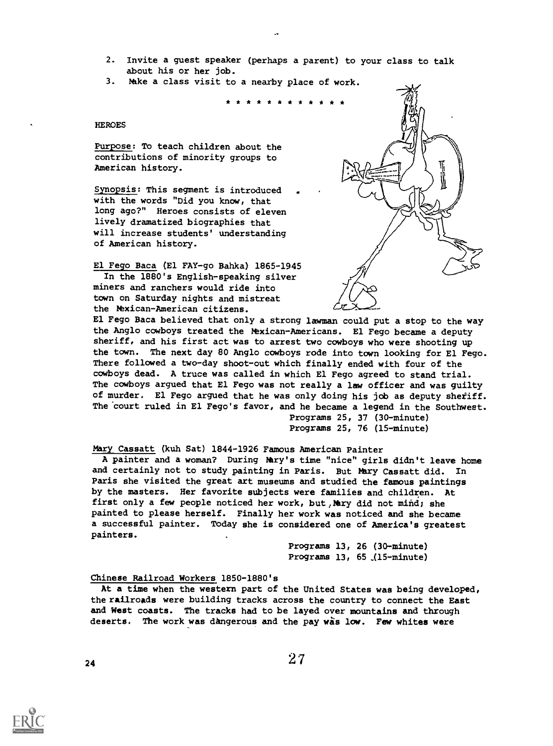2. Invite a guest speaker (perhaps a parent) to your class to talk about his or her job.
3. Make a class visit to a nearby place of work.

\* \* \* \* \* \* \* \* \* \* \* \*

## HEROES

Purpose: To teach children about the contributions of minority groups to American history.

Synopsis: This segment is introduced with the words "Did you know, that long ago?" Heroes consists of eleven lively dramatized biographies that will increase students' understanding of American history.

El Fego Baca (El FAY-go Bahka) 1865-1945

In the 1880's English-speaking silver miners and ranchers would ride into town on Saturday nights and mistreat the Mexican-American citizens. El Fego Baca believed that only a strong lawman could put a stop to the way the Anglo cowboys treated the Mexican-Americans. El Fego became a deputy sheriff, and his first act was to arrest two cowboys who were shooting up the town. The next day 80 Anglo cowboys rode into town looking for El Fego. There followed a two-day shoot-out which finally ended with four of the cowboys dead. A truce was called in which El Fego agreed to stand trial. The cowboys argued that El Fego was not really a law officer and was guilty of murder. El Fego argued that he was only doing his job as deputy sheriff. The court ruled in El Fego's favor, and he became a legend in the Southwest.

Programs 25, 37 (30-minute)
Programs 25, 76 (15-minute)

Mary Cassatt (kuh Sat) 1844-1926 Famous American Painter

A painter and a woman? During Mary's time "nice" girls didn't leave home and certainly not to study painting in Paris. But Mary Cassatt did. In Paris she visited the great art museums and studied the famous paintings by the masters. Her favorite subjects were families and children. At first only a few people noticed her work, but Mary did not mind; she painted to please herself. Finally her work was noticed and she became a successful painter. Today she is considered one of America's greatest painters.

Programs 13, 26 (30-minute)
Programs 13, 65 (15-minute)

Chinese Railroad Workers 1850-1880's

At a time when the western part of the United States was being developed, the railroads were building tracks across the country to connect the East and West coasts. The tracks had to be layed over mountains and through deserts. The work was dangerous and the pay was low. Few whites were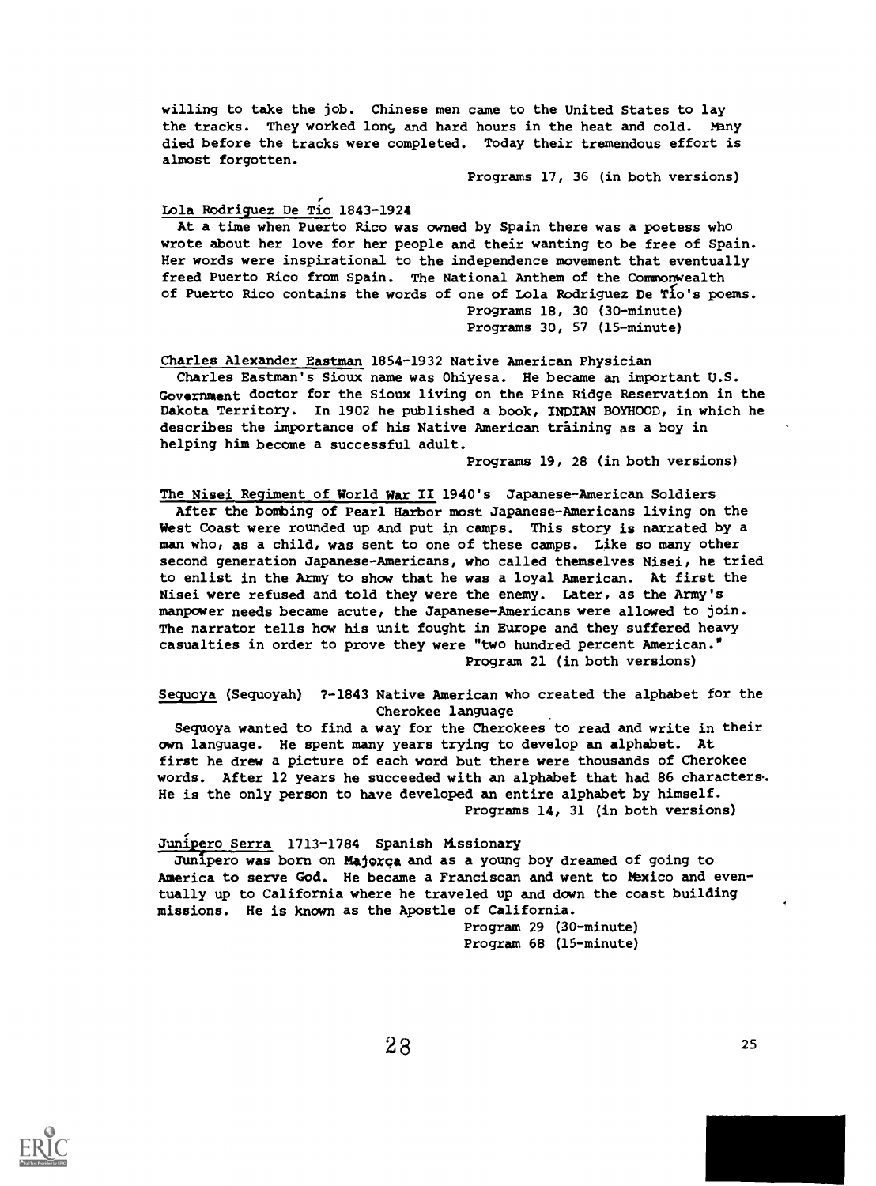willing to take the job. Chinese men came to the United States to lay the tracks. They worked long and hard hours in the heat and cold. Many died before the tracks were completed. Today their tremendous effort is almost forgotten.

Programs 17, 36 (in both versions)

Lola Rodriguez De Tío 1843-1924

At a time when Puerto Rico was owned by Spain there was a poetess who wrote about her love for her people and their wanting to be free of Spain. Her words were inspirational to the independence movement that eventually freed Puerto Rico from Spain. The National Anthem of the Commonwealth of Puerto Rico contains the words of one of Lola Rodriguez De Tío's poems.

Programs 18, 30 (30-minute)
Programs 30, 57 (15-minute)

Charles Alexander Eastman 1854-1932 Native American Physician

Charles Eastman's Sioux name was Ohiyesa. He became an important U.S. Government doctor for the Sioux living on the Pine Ridge Reservation in the Dakota Territory. In 1902 he published a book, INDIAN BOYHOOD, in which he describes the importance of his Native American training as a boy in helping him become a successful adult.

Programs 19, 28 (in both versions)

The Nisei Regiment of World War II 1940's Japanese-American Soldiers

After the bombing of Pearl Harbor most Japanese-Americans living on the West Coast were rounded up and put in camps. This story is narrated by a man who, as a child, was sent to one of these camps. Like so many other second generation Japanese-Americans, who called themselves Nisei, he tried to enlist in the Army to show that he was a loyal American. At first the Nisei were refused and told they were the enemy. Later, as the Army's manpower needs became acute, the Japanese-Americans were allowed to join. The narrator tells how his unit fought in Europe and they suffered heavy casualties in order to prove they were "two hundred percent American."

Program 21 (in both versions)

Sequoya (Sequoyah) ?-1843 Native American who created the alphabet for the Cherokee language

Sequoya wanted to find a way for the Cherokees to read and write in their own language. He spent many years trying to develop an alphabet. At first he drew a picture of each word but there were thousands of Cherokee words. After 12 years he succeeded with an alphabet that had 86 characters. He is the only person to have developed an entire alphabet by himself.

Programs 14, 31 (in both versions)

Junípero Serra 1713-1784 Spanish Missionary

Junípero was born on Majorca and as a young boy dreamed of going to America to serve God. He became a Franciscan and went to Mexico and eventually up to California where he traveled up and down the coast building missions. He is known as the Apostle of California.

Program 29 (30-minute)
Program 68 (15-minute)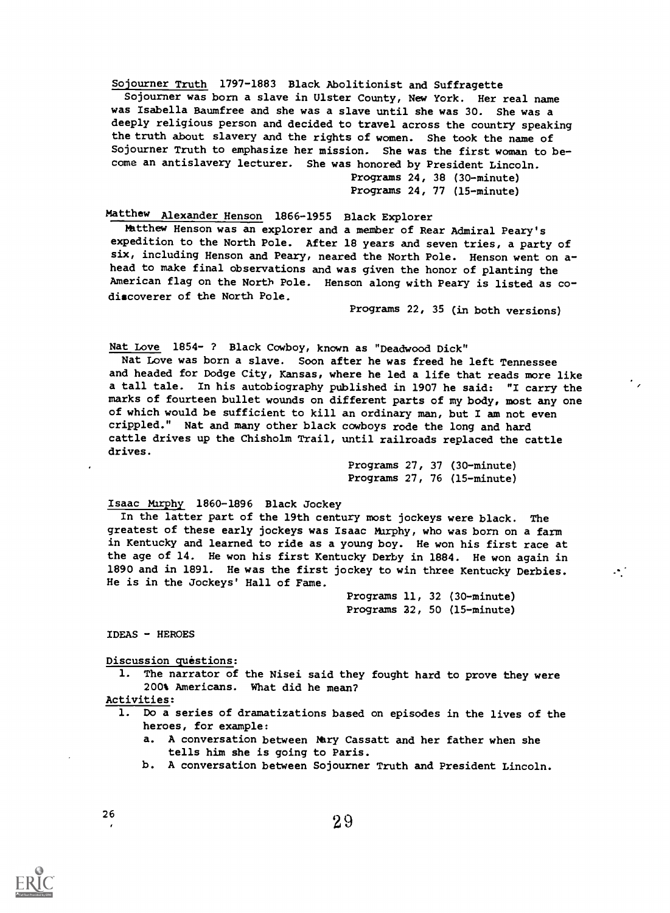Sojourner Truth 1797-1883 Black Abolitionist and Suffragette

Sojourner was born a slave in Ulster County, New York. Her real name was Isabella Baumfree and she was a slave until she was 30. She was a deeply religious person and decided to travel across the country speaking the truth about slavery and the rights of women. She took the name of Sojourner Truth to emphasize her mission. She was the first woman to become an antislavery lecturer. She was honored by President Lincoln.

Programs 24, 38 (30-minute)
Programs 24, 77 (15-minute)

Matthew Alexander Henson 1866-1955 Black Explorer

Matthew Henson was an explorer and a member of Rear Admiral Peary's expedition to the North Pole. After 18 years and seven tries, a party of six, including Henson and Peary, neared the North Pole. Henson went on ahead to make final observations and was given the honor of planting the American flag on the North Pole. Henson along with Peary is listed as codiscoverer of the North Pole.

Programs 22, 35 (in both versions)

Nat Love 1854- ? Black Cowboy, known as "Deadwood Dick"

Nat Love was born a slave. Soon after he was freed he left Tennessee and headed for Dodge City, Kansas, where he led a life that reads more like a tall tale. In his autobiography published in 1907 he said: "I carry the marks of fourteen bullet wounds on different parts of my body, most any one of which would be sufficient to kill an ordinary man, but I am not even crippled." Nat and many other black cowboys rode the long and hard cattle drives up the Chisholm Trail, until railroads replaced the cattle drives.

Programs 27, 37 (30-minute)
Programs 27, 76 (15-minute)

Isaac Murphy 1860-1896 Black Jockey

In the latter part of the 19th century most jockeys were black. The greatest of these early jockeys was Isaac Murphy, who was born on a farm in Kentucky and learned to ride as a young boy. He won his first race at the age of 14. He won his first Kentucky Derby in 1884. He won again in 1890 and in 1891. He was the first jockey to win three Kentucky Derbies. He is in the Jockeys' Hall of Fame.

Programs 11, 32 (30-minute)
Programs 32, 50 (15-minute)

IDEAS - HEROES

Discussion questions:

1. The narrator of the Nisei said they fought hard to prove they were 200% Americans. What did he mean?

Activities:

1. Do a series of dramatizations based on episodes in the lives of the heroes, for example:
   a. A conversation between Mary Cassatt and her father when she tells him she is going to Paris.
   b. A conversation between Sojourner Truth and President Lincoln.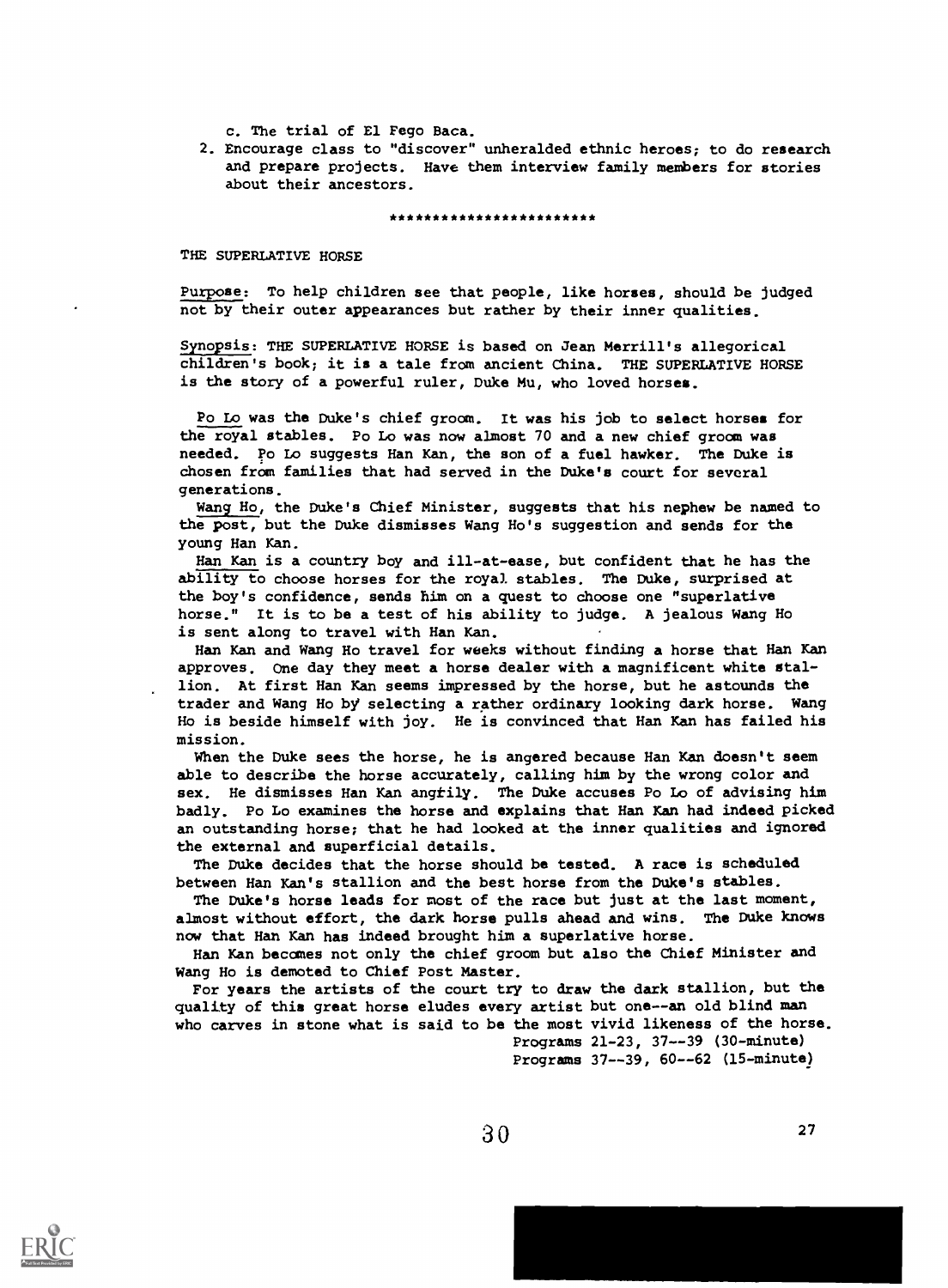c. The trial of El Fego Baca.

2. Encourage class to "discover" unheralded ethnic heroes; to do research and prepare projects. Have them interview family members for stories about their ancestors.

************************

THE SUPERLATIVE HORSE

Purpose: To help children see that people, like horses, should be judged not by their outer appearances but rather by their inner qualities.

Synopsis: THE SUPERLATIVE HORSE is based on Jean Merrill's allegorical children's book; it is a tale from ancient China. THE SUPERLATIVE HORSE is the story of a powerful ruler, Duke Mu, who loved horses.

Po Lo was the Duke's chief groom. It was his job to select horses for the royal stables. Po Lo was now almost 70 and a new chief groom was needed. Po Lo suggests Han Kan, the son of a fuel hawker. The Duke is chosen from families that had served in the Duke's court for several generations.

Wang Ho, the Duke's Chief Minister, suggests that his nephew be named to the post, but the Duke dismisses Wang Ho's suggestion and sends for the young Han Kan.

Han Kan is a country boy and ill-at-ease, but confident that he has the ability to choose horses for the royal stables. The Duke, surprised at the boy's confidence, sends him on a quest to choose one "superlative horse." It is to be a test of his ability to judge. A jealous Wang Ho is sent along to travel with Han Kan.

Han Kan and Wang Ho travel for weeks without finding a horse that Han Kan approves. One day they meet a horse dealer with a magnificent white stallion. At first Han Kan seems impressed by the horse, but he astounds the trader and Wang Ho by selecting a rather ordinary looking dark horse. Wang Ho is beside himself with joy. He is convinced that Han Kan has failed his mission.

When the Duke sees the horse, he is angered because Han Kan doesn't seem able to describe the horse accurately, calling him by the wrong color and sex. He dismisses Han Kan angrily. The Duke accuses Po Lo of advising him badly. Po Lo examines the horse and explains that Han Kan had indeed picked an outstanding horse; that he had looked at the inner qualities and ignored the external and superficial details.

The Duke decides that the horse should be tested. A race is scheduled between Han Kan's stallion and the best horse from the Duke's stables.

The Duke's horse leads for most of the race but just at the last moment, almost without effort, the dark horse pulls ahead and wins. The Duke knows now that Han Kan has indeed brought him a superlative horse.

Han Kan becomes not only the chief groom but also the Chief Minister and Wang Ho is demoted to Chief Post Master.

For years the artists of the court try to draw the dark stallion, but the quality of this great horse eludes every artist but one--an old blind man who carves in stone what is said to be the most vivid likeness of the horse.

Programs 21-23, 37--39 (30-minute)
Programs 37--39, 60--62 (15-minute)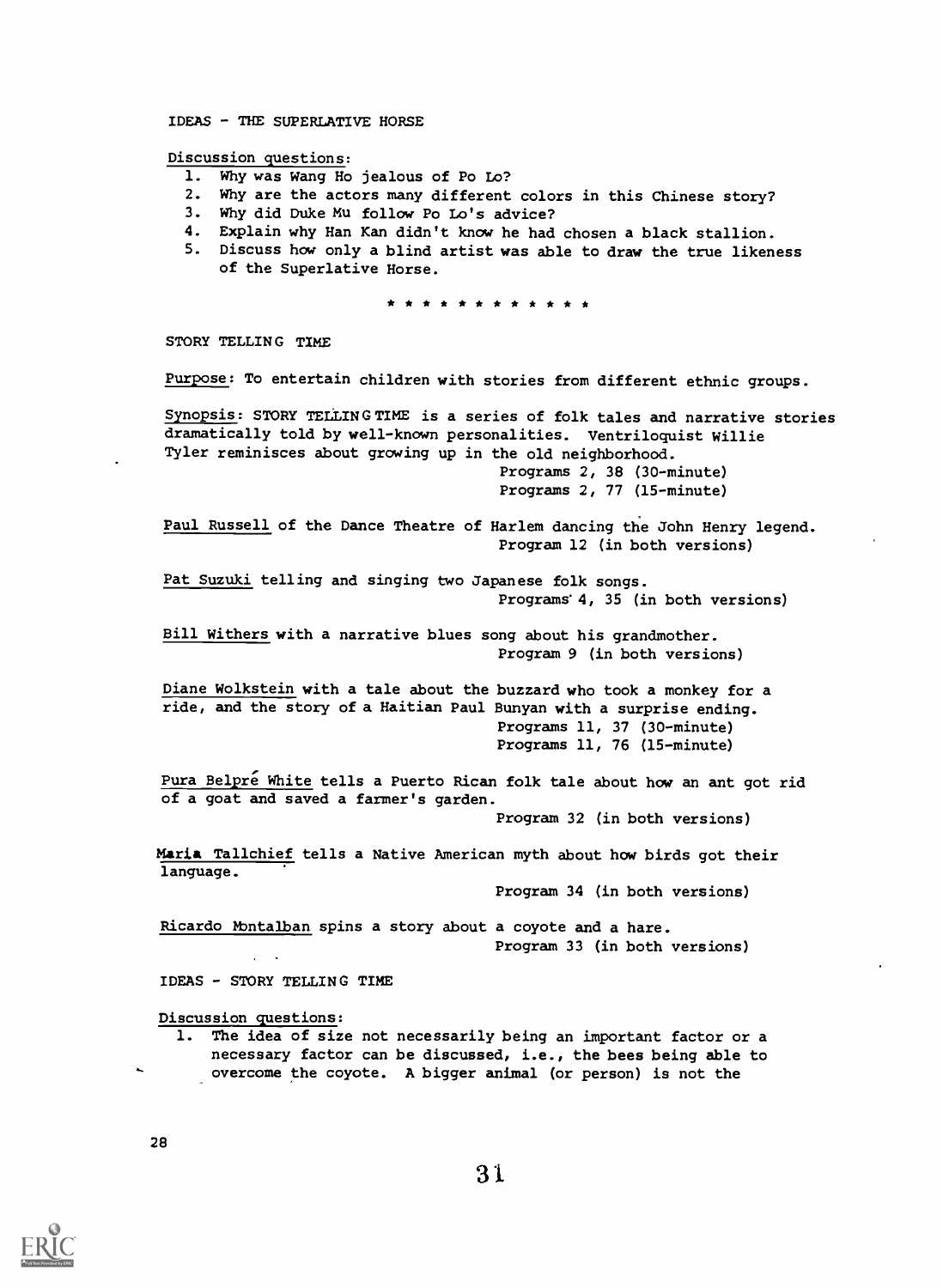IDEAS - THE SUPERLATIVE HORSE

Discussion questions:

1. Why was Wang Ho jealous of Po Lo?
2. Why are the actors many different colors in this Chinese story?
3. Why did Duke Mu follow Po Lo's advice?
4. Explain why Han Kan didn't know he had chosen a black stallion.
5. Discuss how only a blind artist was able to draw the true likeness of the Superlative Horse.

\* \* \* \* \* \* \* \* \* \* \* \* \*

STORY TELLING TIME

Purpose: To entertain children with stories from different ethnic groups.

Synopsis: STORY TELLING TIME is a series of folk tales and narrative stories dramatically told by well-known personalities. Ventriloquist Willie Tyler reminisces about growing up in the old neighborhood.

Programs 2, 38 (30-minute)
Programs 2, 77 (15-minute)

Paul Russell of the Dance Theatre of Harlem dancing the John Henry legend.

Program 12 (in both versions)

Pat Suzuki telling and singing two Japanese folk songs.

Programs 4, 35 (in both versions)

Bill Withers with a narrative blues song about his grandmother.

Program 9 (in both versions)

Diane Wolkstein with a tale about the buzzard who took a monkey for a ride, and the story of a Haitian Paul Bunyan with a surprise ending.

Programs 11, 37 (30-minute)
Programs 11, 76 (15-minute)

Pura Belpré White tells a Puerto Rican folk tale about how an ant got rid of a goat and saved a farmer's garden.

Program 32 (in both versions)

Maria Tallchief tells a Native American myth about how birds got their language.

Program 34 (in both versions)

Ricardo Montalban spins a story about a coyote and a hare.

Program 33 (in both versions)

IDEAS - STORY TELLING TIME

Discussion questions:

1. The idea of size not necessarily being an important factor or a necessary factor can be discussed, i.e., the bees being able to overcome the coyote. A bigger animal (or person) is not the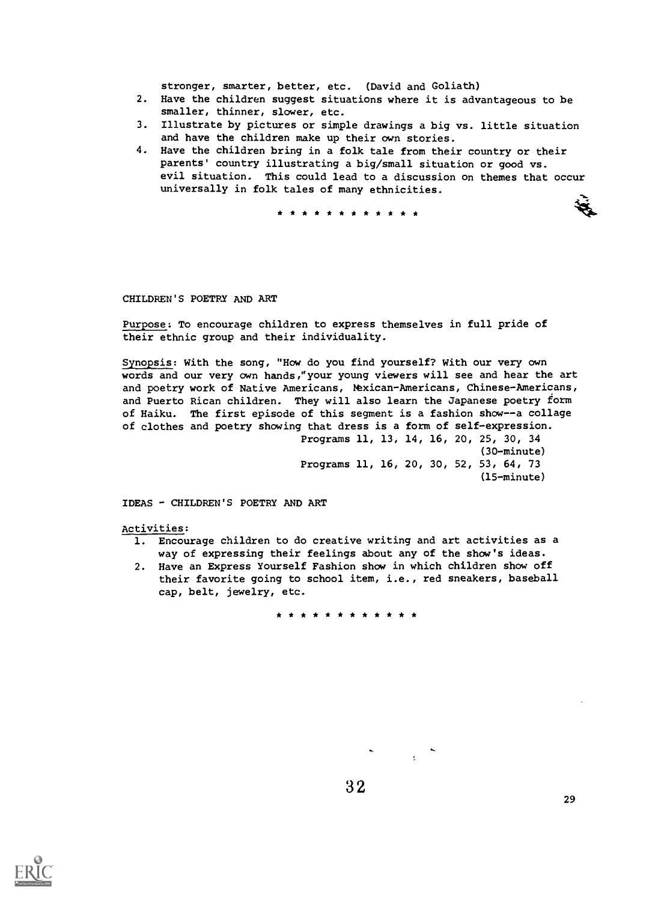stronger, smarter, better, etc. (David and Goliath)

2. Have the children suggest situations where it is advantageous to be smaller, thinner, slower, etc.
3. Illustrate by pictures or simple drawings a big vs. little situation and have the children make up their own stories.
4. Have the children bring in a folk tale from their country or their parents' country illustrating a big/small situation or good vs. evil situation. This could lead to a discussion on themes that occur universally in folk tales of many ethnicities.

\* \* \* \* \* \* \* \* \* \* \* \* \*

CHILDREN'S POETRY AND ART

<u>Purpose</u>: To encourage children to express themselves in full pride of their ethnic group and their individuality.

<u>Synopsis</u>: With the song, "How do you find yourself? With our very own words and our very own hands," your young viewers will see and hear the art and poetry work of Native Americans, Mexican-Americans, Chinese-Americans, and Puerto Rican children. They will also learn the Japanese poetry form of Haiku. The first episode of this segment is a fashion show--a collage of clothes and poetry showing that dress is a form of self-expression.

Programs 11, 13, 14, 16, 20, 25, 30, 34 (30-minute)

Programs 11, 16, 20, 30, 52, 53, 64, 73 (15-minute)

IDEAS - CHILDREN'S POETRY AND ART

<u>Activities</u>:

1. Encourage children to do creative writing and art activities as a way of expressing their feelings about any of the show's ideas.
2. Have an Express Yourself Fashion show in which children show off their favorite going to school item, i.e., red sneakers, baseball cap, belt, jewelry, etc.

\* \* \* \* \* \* \* \* \* \* \* \* \*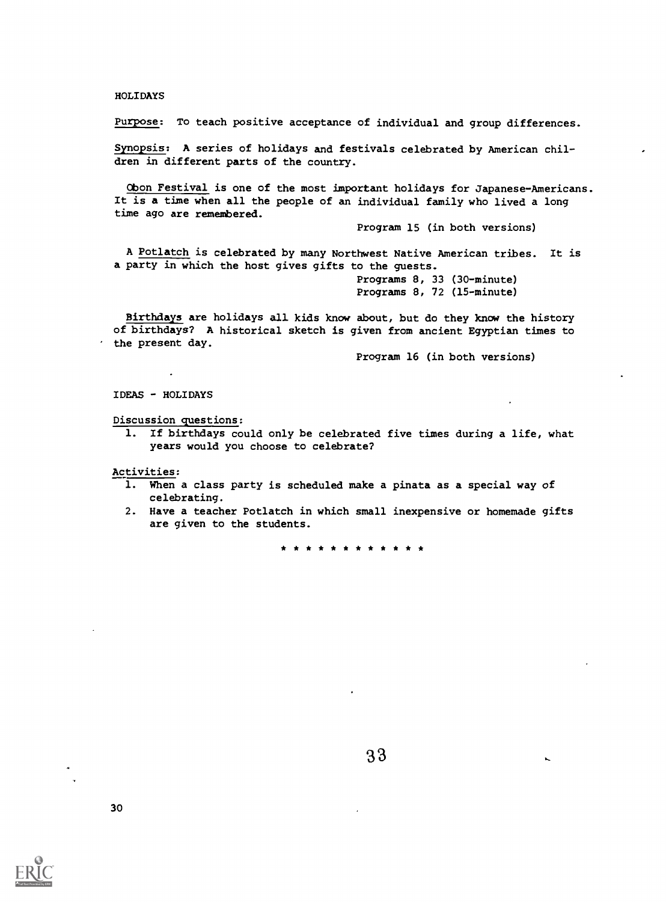## HOLIDAYS

Purpose: To teach positive acceptance of individual and group differences.

Synopsis: A series of holidays and festivals celebrated by American children in different parts of the country.

Obon Festival is one of the most important holidays for Japanese-Americans. It is a time when all the people of an individual family who lived a long time ago are remembered.

Program 15 (in both versions)

A Potlatch is celebrated by many Northwest Native American tribes. It is a party in which the host gives gifts to the guests.

Programs 8, 33 (30-minute)
Programs 8, 72 (15-minute)

Birthdays are holidays all kids know about, but do they know the history of birthdays? A historical sketch is given from ancient Egyptian times to the present day.

Program 16 (in both versions)

## IDEAS - HOLIDAYS

Discussion questions:

1. If birthdays could only be celebrated five times during a life, what years would you choose to celebrate?

Activities:

1. When a class party is scheduled make a pinata as a special way of celebrating.
2. Have a teacher Potlatch in which small inexpensive or homemade gifts are given to the students.

* * * * * * * * * * * * *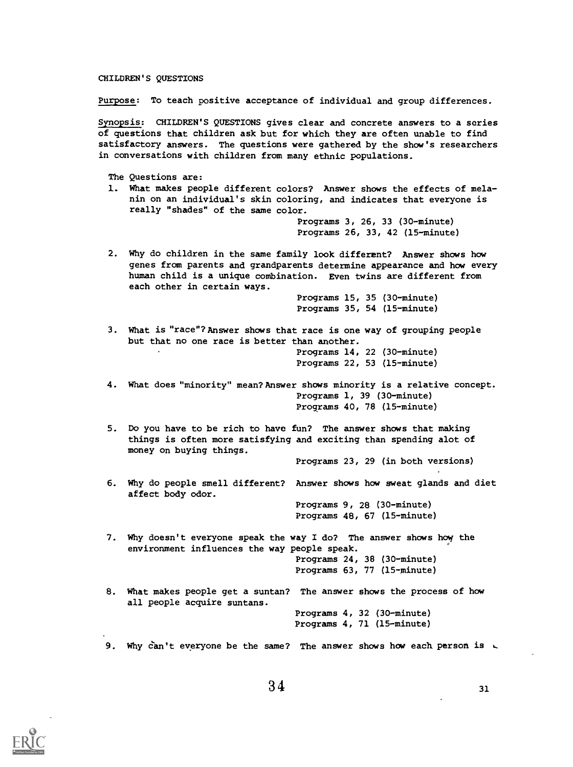CHILDREN'S QUESTIONS

Purpose: To teach positive acceptance of individual and group differences.

Synopsis: CHILDREN'S QUESTIONS gives clear and concrete answers to a series of questions that children ask but for which they are often unable to find satisfactory answers. The questions were gathered by the show's researchers in conversations with children from many ethnic populations.

The Questions are:

1. What makes people different colors? Answer shows the effects of melanin on an individual's skin coloring, and indicates that everyone is really "shades" of the same color.

   Programs 3, 26, 33 (30-minute)
   Programs 26, 33, 42 (15-minute)

2. Why do children in the same family look different? Answer shows how genes from parents and grandparents determine appearance and how every human child is a unique combination. Even twins are different from each other in certain ways.

   Programs 15, 35 (30-minute)
   Programs 35, 54 (15-minute)

3. What is "race"? Answer shows that race is one way of grouping people but that no one race is better than another.

   Programs 14, 22 (30-minute)
   Programs 22, 53 (15-minute)

4. What does "minority" mean? Answer shows minority is a relative concept.

   Programs 1, 39 (30-minute)
   Programs 40, 78 (15-minute)

5. Do you have to be rich to have fun? The answer shows that making things is often more satisfying and exciting than spending alot of money on buying things.

   Programs 23, 29 (in both versions)

6. Why do people smell different? Answer shows how sweat glands and diet affect body odor.

   Programs 9, 28 (30-minute)
   Programs 48, 67 (15-minute)

7. Why doesn't everyone speak the way I do? The answer shows how the environment influences the way people speak.

   Programs 24, 38 (30-minute)
   Programs 63, 77 (15-minute)

8. What makes people get a suntan? The answer shows the process of how all people acquire suntans.

   Programs 4, 32 (30-minute)
   Programs 4, 71 (15-minute)

9. Why can't everyone be the same? The answer shows how each person is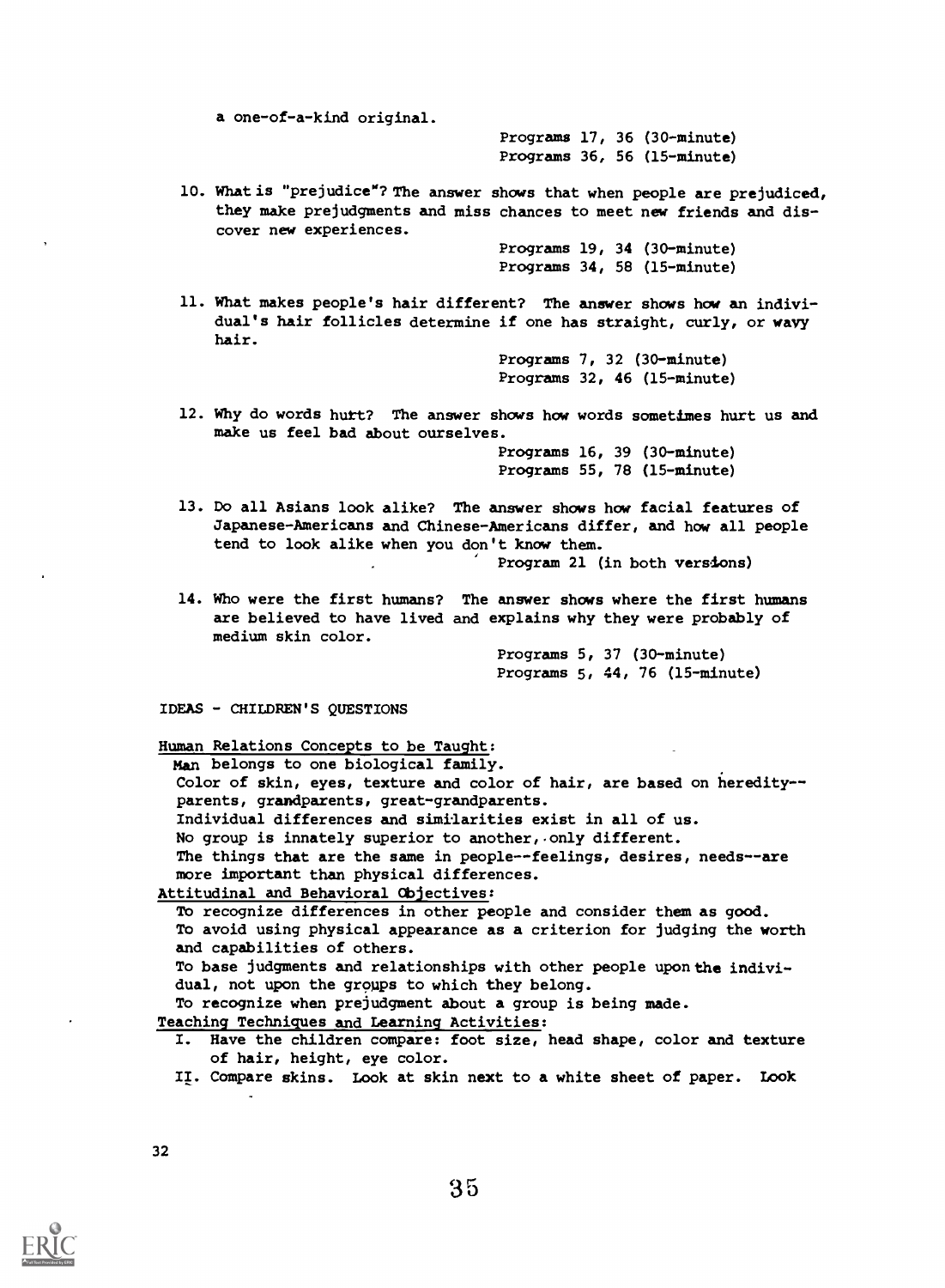a one-of-a-kind original.

Programs 17, 36 (30-minute)
Programs 36, 56 (15-minute)

10. What is "prejudice"? The answer shows that when people are prejudiced, they make prejudgments and miss chances to meet new friends and discover new experiences.

    Programs 19, 34 (30-minute)
    Programs 34, 58 (15-minute)

11. What makes people's hair different? The answer shows how an individual's hair follicles determine if one has straight, curly, or wavy hair.

    Programs 7, 32 (30-minute)
    Programs 32, 46 (15-minute)

12. Why do words hurt? The answer shows how words sometimes hurt us and make us feel bad about ourselves.

    Programs 16, 39 (30-minute)
    Programs 55, 78 (15-minute)

13. Do all Asians look alike? The answer shows how facial features of Japanese-Americans and Chinese-Americans differ, and how all people tend to look alike when you don't know them.

    Program 21 (in both versions)

14. Who were the first humans? The answer shows where the first humans are believed to have lived and explains why they were probably of medium skin color.

    Programs 5, 37 (30-minute)
    Programs 5, 44, 76 (15-minute)

IDEAS - CHILDREN'S QUESTIONS

Human Relations Concepts to be Taught:

Man belongs to one biological family.
Color of skin, eyes, texture and color of hair, are based on heredity--parents, grandparents, great-grandparents.
Individual differences and similarities exist in all of us.
No group is innately superior to another, only different.
The things that are the same in people--feelings, desires, needs--are more important than physical differences.

Attitudinal and Behavioral Objectives:

To recognize differences in other people and consider them as good.
To avoid using physical appearance as a criterion for judging the worth and capabilities of others.
To base judgments and relationships with other people upon the individual, not upon the groups to which they belong.
To recognize when prejudgment about a group is being made.

Teaching Techniques and Learning Activities:

I. Have the children compare: foot size, head shape, color and texture of hair, height, eye color.
II. Compare skins. Look at skin next to a white sheet of paper. Look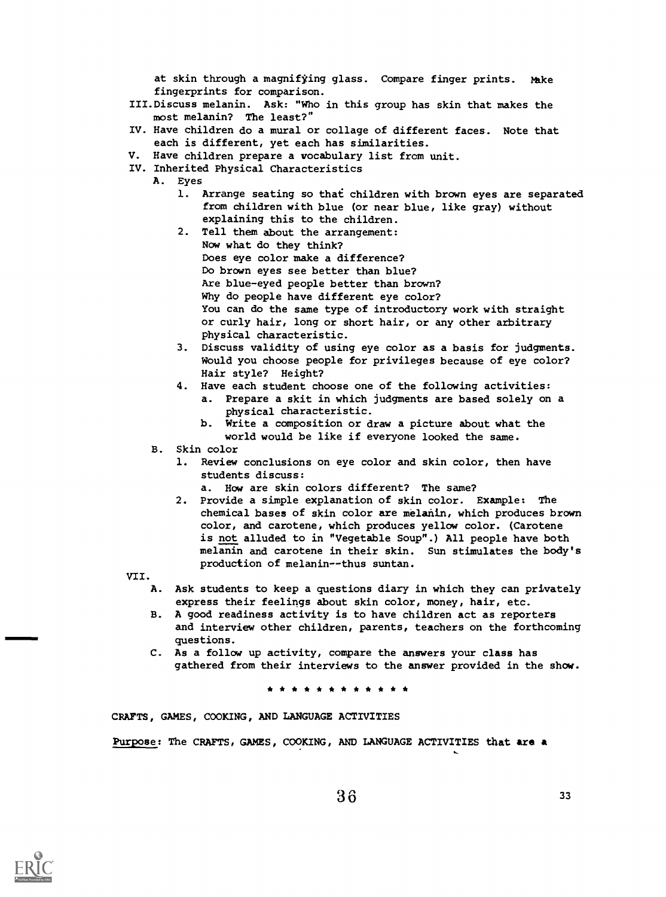at skin through a magnifying glass. Compare finger prints. Make fingerprints for comparison.

III. Discuss melanin. Ask: "Who in this group has skin that makes the most melanin? The least?"

IV. Have children do a mural or collage of different faces. Note that each is different, yet each has similarities.

V. Have children prepare a vocabulary list from unit.

IV. Inherited Physical Characteristics

A. Eyes

1. Arrange seating so that children with brown eyes are separated from children with blue (or near blue, like gray) without explaining this to the children.
2. Tell them about the arrangement:
   Now what do they think?
   Does eye color make a difference?
   Do brown eyes see better than blue?
   Are blue-eyed people better than brown?
   Why do people have different eye color?
   You can do the same type of introductory work with straight or curly hair, long or short hair, or any other arbitrary physical characteristic.
3. Discuss validity of using eye color as a basis for judgments. Would you choose people for privileges because of eye color? Hair style? Height?
4. Have each student choose one of the following activities:
   a. Prepare a skit in which judgments are based solely on a physical characteristic.
   b. Write a composition or draw a picture about what the world would be like if everyone looked the same.

B. Skin color

1. Review conclusions on eye color and skin color, then have students discuss:
   a. How are skin colors different? The same?
2. Provide a simple explanation of skin color. Example: The chemical bases of skin color are melanin, which produces brown color, and carotene, which produces yellow color. (Carotene is not alluded to in "Vegetable Soup".) All people have both melanin and carotene in their skin. Sun stimulates the body's production of melanin--thus suntan.

VII.

A. Ask students to keep a questions diary in which they can privately express their feelings about skin color, money, hair, etc.

B. A good readiness activity is to have children act as reporters and interview other children, parents, teachers on the forthcoming questions.

C. As a follow up activity, compare the answers your class has gathered from their interviews to the answer provided in the show.

\* \* \* \* \* \* \* \* \* \* \* \*

CRAFTS, GAMES, COOKING, AND LANGUAGE ACTIVITIES

Purpose: The CRAFTS, GAMES, COOKING, AND LANGUAGE ACTIVITIES that are a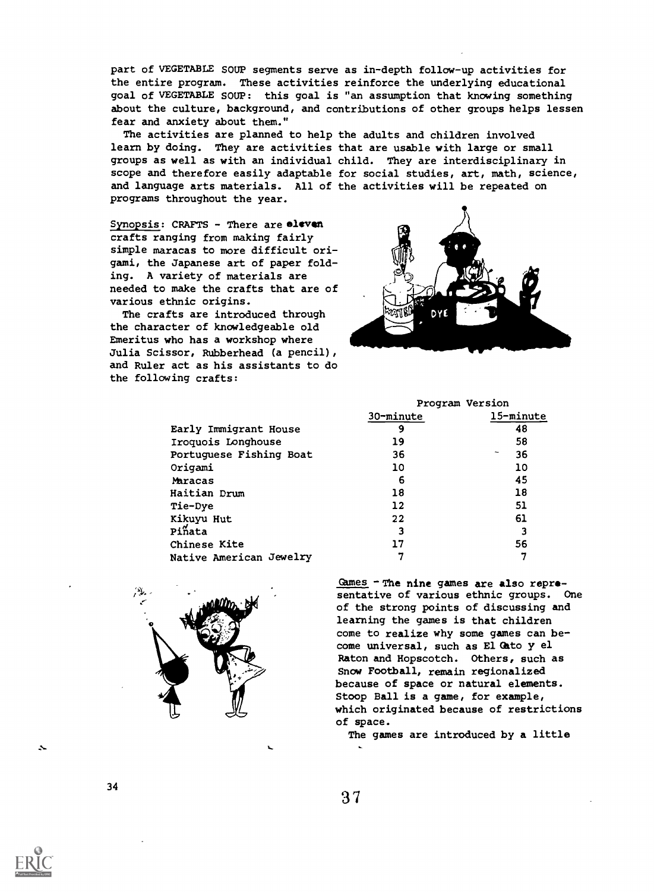part of VEGETABLE SOUP segments serve as in-depth follow-up activities for the entire program. These activities reinforce the underlying educational goal of VEGETABLE SOUP: this goal is "an assumption that knowing something about the culture, background, and contributions of other groups helps lessen fear and anxiety about them."

The activities are planned to help the adults and children involved learn by doing. They are activities that are usable with large or small groups as well as with an individual child. They are interdisciplinary in scope and therefore easily adaptable for social studies, art, math, science, and language arts materials. All of the activities will be repeated on programs throughout the year.

Synopsis: CRAFTS - There are **eleven** crafts ranging from making fairly simple maracas to more difficult origami, the Japanese art of paper folding. A variety of materials are needed to make the crafts that are of various ethnic origins.

The crafts are introduced through the character of knowledgeable old Emeritus who has a workshop where Julia Scissor, Rubberhead (a pencil), and Ruler act as his assistants to do the following crafts:

| | Program Version | |
|---|---|---|
| | 30-minute | 15-minute |
| Early Immigrant House | 9 | 48 |
| Iroquois Longhouse | 19 | 58 |
| Portuguese Fishing Boat | 36 | 36 |
| Origami | 10 | 10 |
| Maracas | 6 | 45 |
| Haitian Drum | 18 | 18 |
| Tie-Dye | 12 | 51 |
| Kikuyu Hut | 22 | 61 |
| Piñata | 3 | 3 |
| Chinese Kite | 17 | 56 |
| Native American Jewelry | 7 | 7 |

Games - The **nine** games are also representative of various ethnic groups. One of the strong points of discussing and learning the games is that children come to realize why some games can become universal, such as El Gato y el Raton and Hopscotch. Others, such as Snow Football, remain regionalized because of space or natural elements. Stoop Ball is a game, for example, which originated because of restrictions of space.

The games are introduced by a little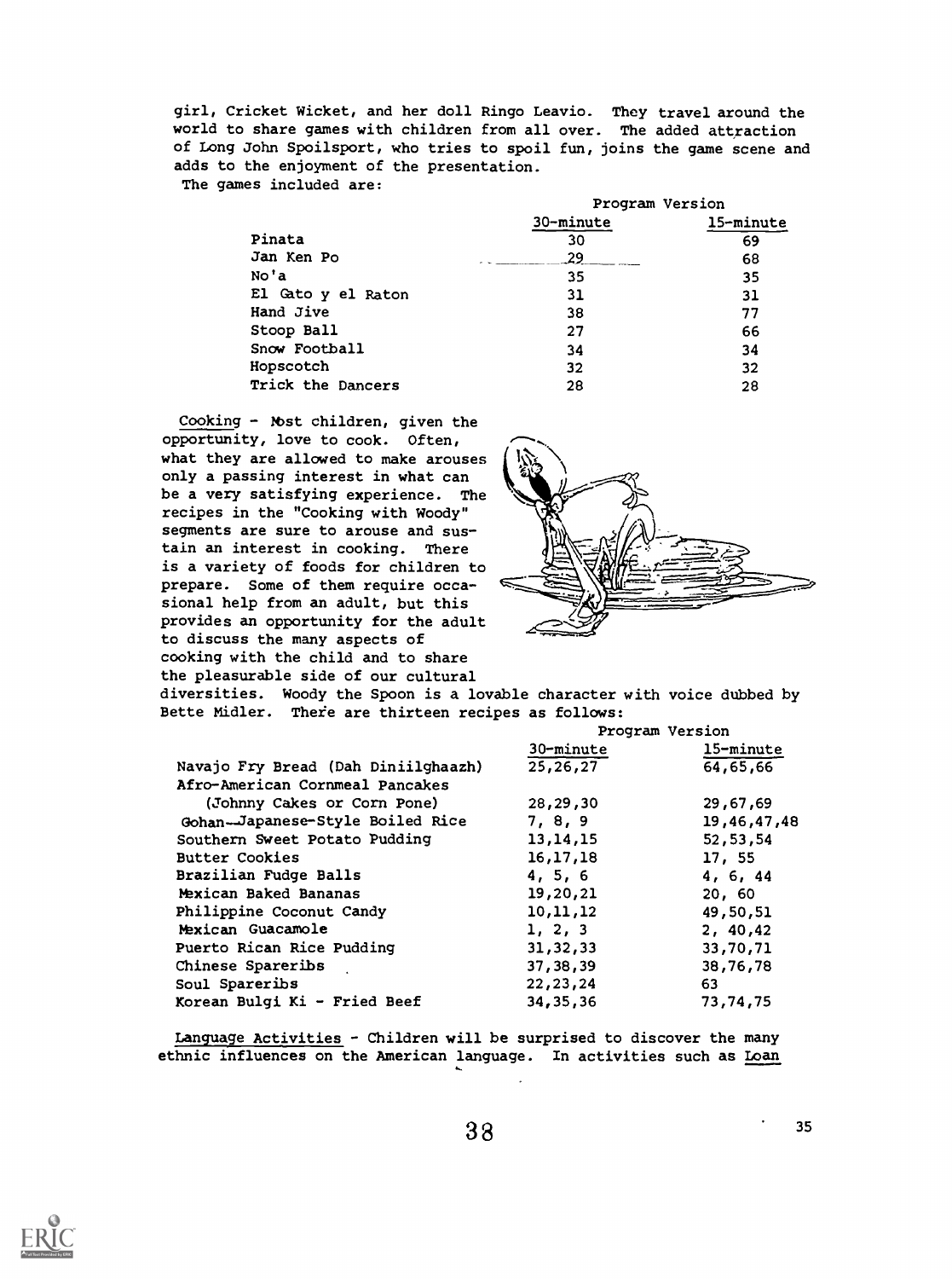girl, Cricket Wicket, and her doll Ringo Leavio. They travel around the world to share games with children from all over. The added attraction of Long John Spoilsport, who tries to spoil fun, joins the game scene and adds to the enjoyment of the presentation.

The games included are:

| | Program Version | |
|---|---|---|
| | 30-minute | 15-minute |
| Pinata | 30 | 69 |
| Jan Ken Po | 29 | 68 |
| No'a | 35 | 35 |
| El Gato y el Raton | 31 | 31 |
| Hand Jive | 38 | 77 |
| Stoop Ball | 27 | 66 |
| Snow Football | 34 | 34 |
| Hopscotch | 32 | 32 |
| Trick the Dancers | 28 | 28 |

Cooking - Most children, given the opportunity, love to cook. Often, what they are allowed to make arouses only a passing interest in what can be a very satisfying experience. The recipes in the "Cooking with Woody" segments are sure to arouse and sustain an interest in cooking. There is a variety of foods for children to prepare. Some of them require occasional help from an adult, but this provides an opportunity for the adult to discuss the many aspects of cooking with the child and to share the pleasurable side of our cultural diversities. Woody the Spoon is a lovable character with voice dubbed by Bette Midler. There are thirteen recipes as follows:

| | Program Version | |
|---|---|---|
| | 30-minute | 15-minute |
| Navajo Fry Bread (Dah Diniilghaazh) | 25,26,27 | 64,65,66 |
| Afro-American Cornmeal Pancakes (Johnny Cakes or Corn Pone) | 28,29,30 | 29,67,69 |
| Gohan--Japanese-Style Boiled Rice | 7, 8, 9 | 19,46,47,48 |
| Southern Sweet Potato Pudding | 13,14,15 | 52,53,54 |
| Butter Cookies | 16,17,18 | 17, 55 |
| Brazilian Fudge Balls | 4, 5, 6 | 4, 6, 44 |
| Mexican Baked Bananas | 19,20,21 | 20, 60 |
| Philippine Coconut Candy | 10,11,12 | 49,50,51 |
| Mexican Guacamole | 1, 2, 3 | 2, 40,42 |
| Puerto Rican Rice Pudding | 31,32,33 | 33,70,71 |
| Chinese Spareribs | 37,38,39 | 38,76,78 |
| Soul Spareribs | 22,23,24 | 63 |
| Korean Bulgi Ki - Fried Beef | 34,35,36 | 73,74,75 |

Language Activities - Children will be surprised to discover the many ethnic influences on the American language. In activities such as Loan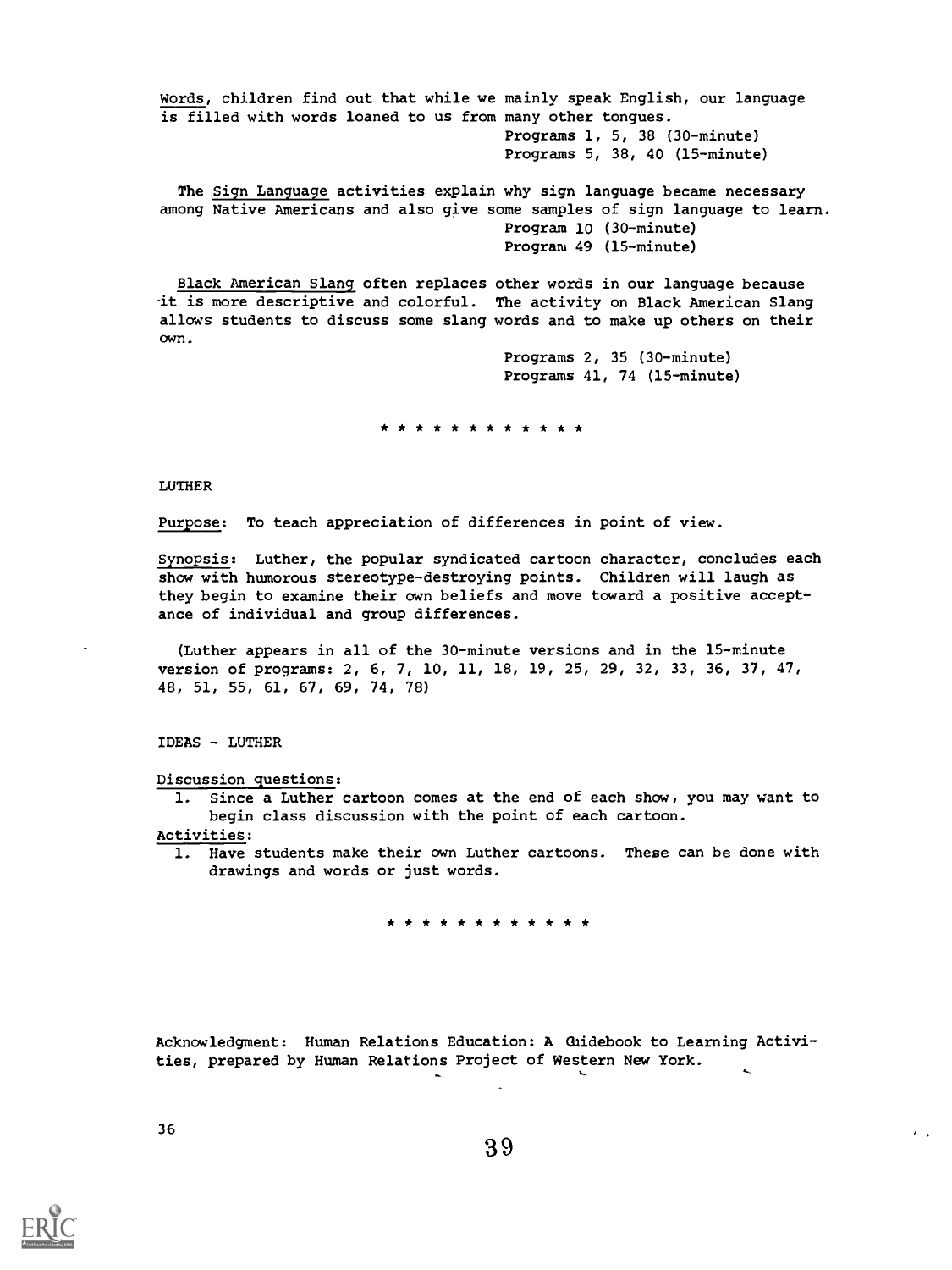Words, children find out that while we mainly speak English, our language is filled with words loaned to us from many other tongues.

Programs 1, 5, 38 (30-minute)
Programs 5, 38, 40 (15-minute)

The Sign Language activities explain why sign language became necessary among Native Americans and also give some samples of sign language to learn.

Program 10 (30-minute)
Program 49 (15-minute)

Black American Slang often replaces other words in our language because it is more descriptive and colorful. The activity on Black American Slang allows students to discuss some slang words and to make up others on their own.

Programs 2, 35 (30-minute)
Programs 41, 74 (15-minute)

* * * * * * * * * * * *

LUTHER

Purpose: To teach appreciation of differences in point of view.

Synopsis: Luther, the popular syndicated cartoon character, concludes each show with humorous stereotype-destroying points. Children will laugh as they begin to examine their own beliefs and move toward a positive acceptance of individual and group differences.

(Luther appears in all of the 30-minute versions and in the 15-minute version of programs: 2, 6, 7, 10, 11, 18, 19, 25, 29, 32, 33, 36, 37, 47, 48, 51, 55, 61, 67, 69, 74, 78)

IDEAS - LUTHER

Discussion questions:

1. Since a Luther cartoon comes at the end of each show, you may want to begin class discussion with the point of each cartoon.

Activities:

1. Have students make their own Luther cartoons. These can be done with drawings and words or just words.

* * * * * * * * * * * *

Acknowledgment: Human Relations Education: A Guidebook to Learning Activities, prepared by Human Relations Project of Western New York.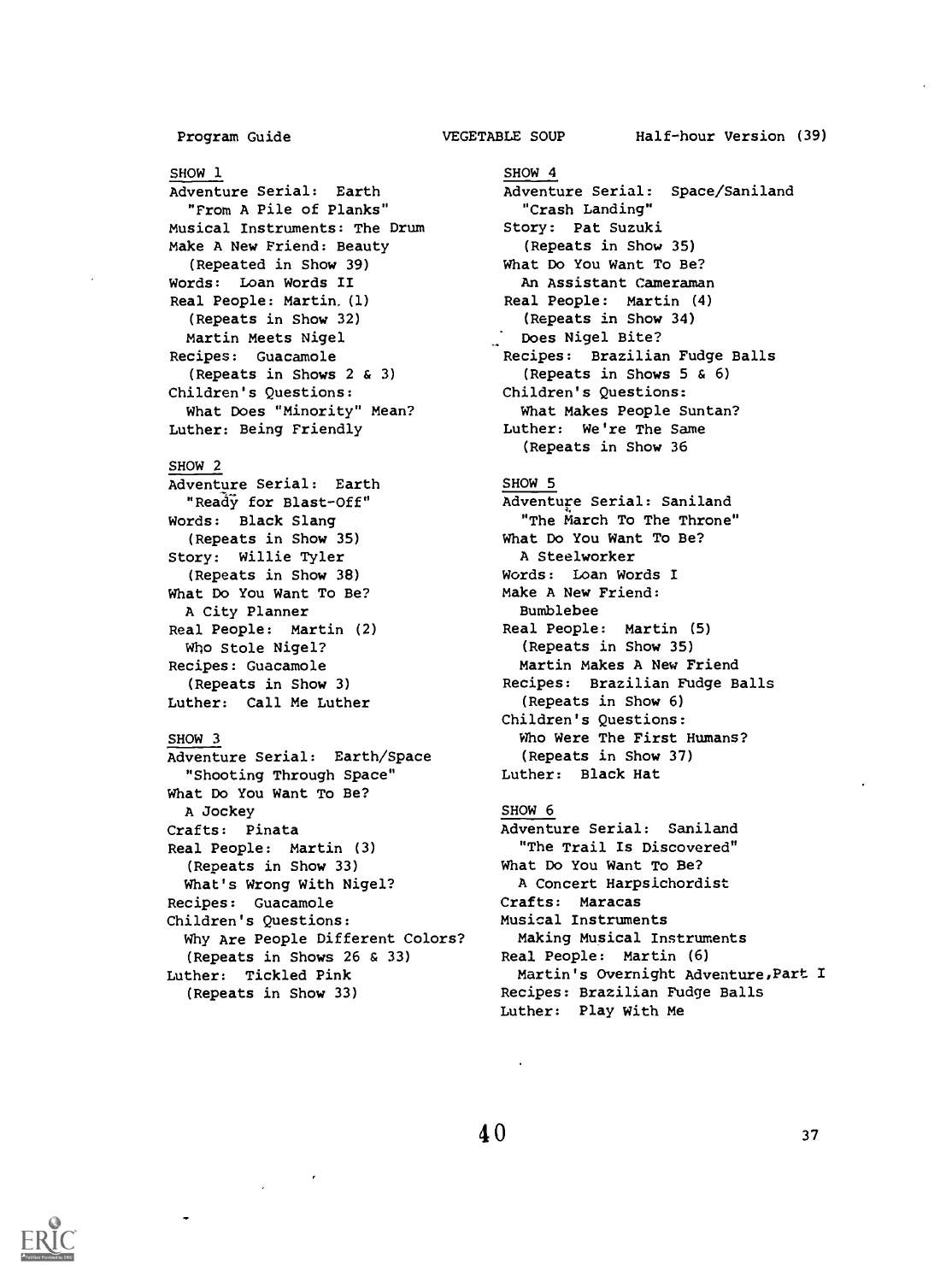Program Guide VEGETABLE SOUP Half-hour Version (39)

SHOW 1

Adventure Serial: Earth
"From A Pile of Planks"
Musical Instruments: The Drum
Make A New Friend: Beauty
(Repeated in Show 39)
Words: Loan Words II
Real People: Martin (1)
(Repeats in Show 32)
Martin Meets Nigel
Recipes: Guacamole
(Repeats in Shows 2 & 3)
Children's Questions:
What Does "Minority" Mean?
Luther: Being Friendly

SHOW 2

Adventure Serial: Earth
"Ready for Blast-Off"
Words: Black Slang
(Repeats in Show 35)
Story: Willie Tyler
(Repeats in Show 38)
What Do You Want To Be?
A City Planner
Real People: Martin (2)
Who Stole Nigel?
Recipes: Guacamole
(Repeats in Show 3)
Luther: Call Me Luther

SHOW 3

Adventure Serial: Earth/Space
"Shooting Through Space"
What Do You Want To Be?
A Jockey
Crafts: Pinata
Real People: Martin (3)
(Repeats in Show 33)
What's Wrong With Nigel?
Recipes: Guacamole
Children's Questions:
Why Are People Different Colors?
(Repeats in Shows 26 & 33)
Luther: Tickled Pink
(Repeats in Show 33)

SHOW 4

Adventure Serial: Space/Saniland
"Crash Landing"
Story: Pat Suzuki
(Repeats in Show 35)
What Do You Want To Be?
An Assistant Cameraman
Real People: Martin (4)
(Repeats in Show 34)
Does Nigel Bite?
Recipes: Brazilian Fudge Balls
(Repeats in Shows 5 & 6)
Children's Questions:
What Makes People Suntan?
Luther: We're The Same
(Repeats in Show 36

SHOW 5

Adventure Serial: Saniland
"The March To The Throne"
What Do You Want To Be?
A Steelworker
Words: Loan Words I
Make A New Friend:
Bumblebee
Real People: Martin (5)
(Repeats in Show 35)
Martin Makes A New Friend
Recipes: Brazilian Fudge Balls
(Repeats in Show 6)
Children's Questions:
Who Were The First Humans?
(Repeats in Show 37)
Luther: Black Hat

SHOW 6

Adventure Serial: Saniland
"The Trail Is Discovered"
What Do You Want To Be?
A Concert Harpsichordist
Crafts: Maracas
Musical Instruments
Making Musical Instruments
Real People: Martin (6)
Martin's Overnight Adventure, Part I
Recipes: Brazilian Fudge Balls
Luther: Play With Me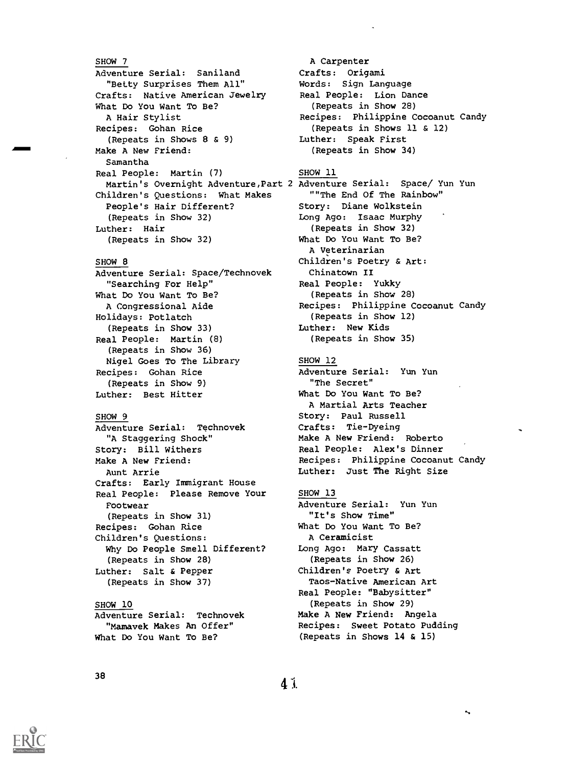SHOW 7

Adventure Serial: Saniland
"Betty Surprises Them All"
Crafts: Native American Jewelry
What Do You Want To Be?
A Hair Stylist
Recipes: Gohan Rice
(Repeats in Shows 8 & 9)
Make A New Friend:
Samantha
Real People: Martin (7)
Martin's Overnight Adventure,Part 2
Children's Questions: What Makes
People's Hair Different?
(Repeats in Show 32)
Luther: Hair
(Repeats in Show 32)

SHOW 8

Adventure Serial: Space/Technovek
"Searching For Help"
What Do You Want To Be?
A Congressional Aide
Holidays: Potlatch
(Repeats in Show 33)
Real People: Martin (8)
(Repeats in Show 36)
Nigel Goes To The Library
Recipes: Gohan Rice
(Repeats in Show 9)
Luther: Best Hitter

SHOW 9

Adventure Serial: Technovek
"A Staggering Shock"
Story: Bill Withers
Make A New Friend:
Aunt Arrie
Crafts: Early Immigrant House
Real People: Please Remove Your
Footwear
(Repeats in Show 31)
Recipes: Gohan Rice
Children's Questions:
Why Do People Smell Different?
(Repeats in Show 28)
Luther: Salt & Pepper
(Repeats in Show 37)

SHOW 10

Adventure Serial: Technovek
"Mamavek Makes An Offer"
What Do You Want To Be?
A Carpenter
Crafts: Origami
Words: Sign Language
Real People: Lion Dance
(Repeats in Show 28)
Recipes: Philippine Cocoanut Candy
(Repeats in Shows 11 & 12)
Luther: Speak First
(Repeats in Show 34)

SHOW 11

Adventure Serial: Space/ Yun Yun
""The End Of The Rainbow"
Story: Diane Wolkstein
Long Ago: Isaac Murphy
(Repeats in Show 32)
What Do You Want To Be?
A Veterinarian
Children's Poetry & Art:
Chinatown II
Real People: Yukky
(Repeats in Show 28)
Recipes: Philippine Cocoanut Candy
(Repeats in Show 12)
Luther: New Kids
(Repeats in Show 35)

SHOW 12

Adventure Serial: Yun Yun
"The Secret"
What Do You Want To Be?
A Martial Arts Teacher
Story: Paul Russell
Crafts: Tie-Dyeing
Make A New Friend: Roberto
Real People: Alex's Dinner
Recipes: Philippine Cocoanut Candy
Luther: Just The Right Size

SHOW 13

Adventure Serial: Yun Yun
"It's Show Time"
What Do You Want To Be?
A Ceramicist
Long Ago: Mary Cassatt
(Repeats in Show 26)
Children's Poetry & Art
Taos-Native American Art
Real People: "Babysitter"
(Repeats in Show 29)
Make A New Friend: Angela
Recipes: Sweet Potato Pudding
(Repeats in Shows 14 & 15)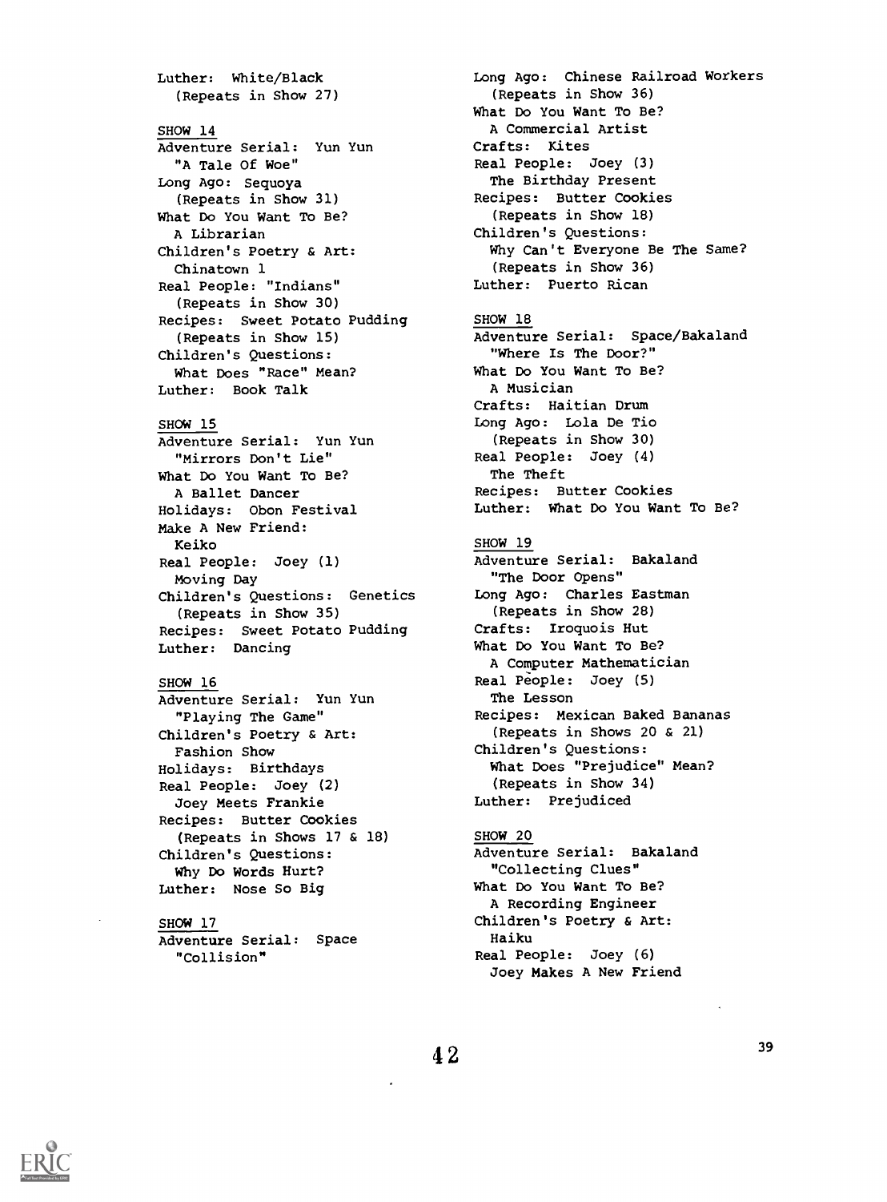Luther: White/Black
(Repeats in Show 27)

SHOW 14

Adventure Serial: Yun Yun
"A Tale Of Woe"
Long Ago: Sequoya
(Repeats in Show 31)
What Do You Want To Be?
A Librarian
Children's Poetry & Art:
Chinatown 1
Real People: "Indians"
(Repeats in Show 30)
Recipes: Sweet Potato Pudding
(Repeats in Show 15)
Children's Questions:
What Does "Race" Mean?
Luther: Book Talk

SHOW 15

Adventure Serial: Yun Yun
"Mirrors Don't Lie"
What Do You Want To Be?
A Ballet Dancer
Holidays: Obon Festival
Make A New Friend:
Keiko
Real People: Joey (1)
Moving Day
Children's Questions: Genetics
(Repeats in Show 35)
Recipes: Sweet Potato Pudding
Luther: Dancing

SHOW 16

Adventure Serial: Yun Yun
"Playing The Game"
Children's Poetry & Art:
Fashion Show
Holidays: Birthdays
Real People: Joey (2)
Joey Meets Frankie
Recipes: Butter Cookies
(Repeats in Shows 17 & 18)
Children's Questions:
Why Do Words Hurt?
Luther: Nose So Big

SHOW 17

Adventure Serial: Space
"Collision"
Long Ago: Chinese Railroad Workers
(Repeats in Show 36)
What Do You Want To Be?
A Commercial Artist
Crafts: Kites
Real People: Joey (3)
The Birthday Present
Recipes: Butter Cookies
(Repeats in Show 18)
Children's Questions:
Why Can't Everyone Be The Same?
(Repeats in Show 36)
Luther: Puerto Rican

SHOW 18

Adventure Serial: Space/Bakaland
"Where Is The Door?"
What Do You Want To Be?
A Musician
Crafts: Haitian Drum
Long Ago: Lola De Tio
(Repeats in Show 30)
Real People: Joey (4)
The Theft
Recipes: Butter Cookies
Luther: What Do You Want To Be?

SHOW 19

Adventure Serial: Bakaland
"The Door Opens"
Long Ago: Charles Eastman
(Repeats in Show 28)
Crafts: Iroquois Hut
What Do You Want To Be?
A Computer Mathematician
Real People: Joey (5)
The Lesson
Recipes: Mexican Baked Bananas
(Repeats in Shows 20 & 21)
Children's Questions:
What Does "Prejudice" Mean?
(Repeats in Show 34)
Luther: Prejudiced

SHOW 20

Adventure Serial: Bakaland
"Collecting Clues"
What Do You Want To Be?
A Recording Engineer
Children's Poetry & Art:
Haiku
Real People: Joey (6)
Joey Makes A New Friend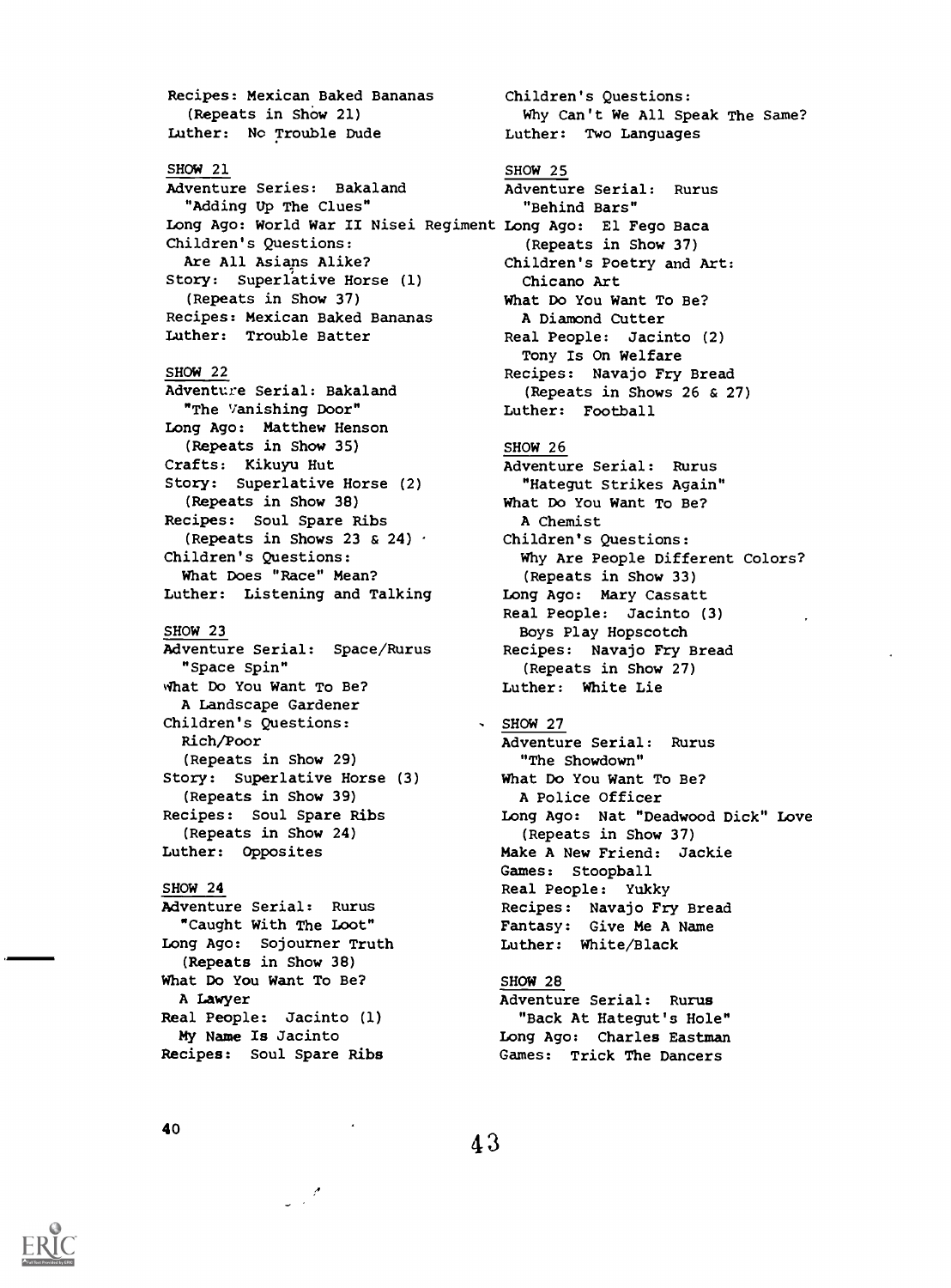Recipes: Mexican Baked Bananas
(Repeats in Show 21)
Luther: No Trouble Dude

SHOW 21

Adventure Series: Bakaland
"Adding Up The Clues"
Long Ago: World War II Nisei Regiment
Children's Questions:
Are All Asians Alike?
Story: Superlative Horse (1)
(Repeats in Show 37)
Recipes: Mexican Baked Bananas
Luther: Trouble Batter

SHOW 22

Adventure Serial: Bakaland
"The Vanishing Door"
Long Ago: Matthew Henson
(Repeats in Show 35)
Crafts: Kikuyu Hut
Story: Superlative Horse (2)
(Repeats in Show 38)
Recipes: Soul Spare Ribs
(Repeats in Shows 23 & 24)
Children's Questions:
What Does "Race" Mean?
Luther: Listening and Talking

SHOW 23

Adventure Serial: Space/Rurus
"Space Spin"
What Do You Want To Be?
A Landscape Gardener
Children's Questions:
Rich/Poor
(Repeats in Show 29)
Story: Superlative Horse (3)
(Repeats in Show 39)
Recipes: Soul Spare Ribs
(Repeats in Show 24)
Luther: Opposites

SHOW 24

Adventure Serial: Rurus
"Caught With The Loot"
Long Ago: Sojourner Truth
(Repeats in Show 38)
What Do You Want To Be?
A Lawyer
Real People: Jacinto (1)
My Name Is Jacinto
Recipes: Soul Spare Ribs
Children's Questions:
Why Can't We All Speak The Same?
Luther: Two Languages

SHOW 25

Adventure Serial: Rurus
"Behind Bars"
Long Ago: El Fego Baca
(Repeats in Show 37)
Children's Poetry and Art:
Chicano Art
What Do You Want To Be?
A Diamond Cutter
Real People: Jacinto (2)
Tony Is On Welfare
Recipes: Navajo Fry Bread
(Repeats in Shows 26 & 27)
Luther: Football

SHOW 26

Adventure Serial: Rurus
"Hategut Strikes Again"
What Do You Want To Be?
A Chemist
Children's Questions:
Why Are People Different Colors?
(Repeats in Show 33)
Long Ago: Mary Cassatt
Real People: Jacinto (3)
Boys Play Hopscotch
Recipes: Navajo Fry Bread
(Repeats in Show 27)
Luther: White Lie

SHOW 27

Adventure Serial: Rurus
"The Showdown"
What Do You Want To Be?
A Police Officer
Long Ago: Nat "Deadwood Dick" Love
(Repeats in Show 37)
Make A New Friend: Jackie
Games: Stoopball
Real People: Yukky
Recipes: Navajo Fry Bread
Fantasy: Give Me A Name
Luther: White/Black

SHOW 28

Adventure Serial: Rurus
"Back At Hategut's Hole"
Long Ago: Charles Eastman
Games: Trick The Dancers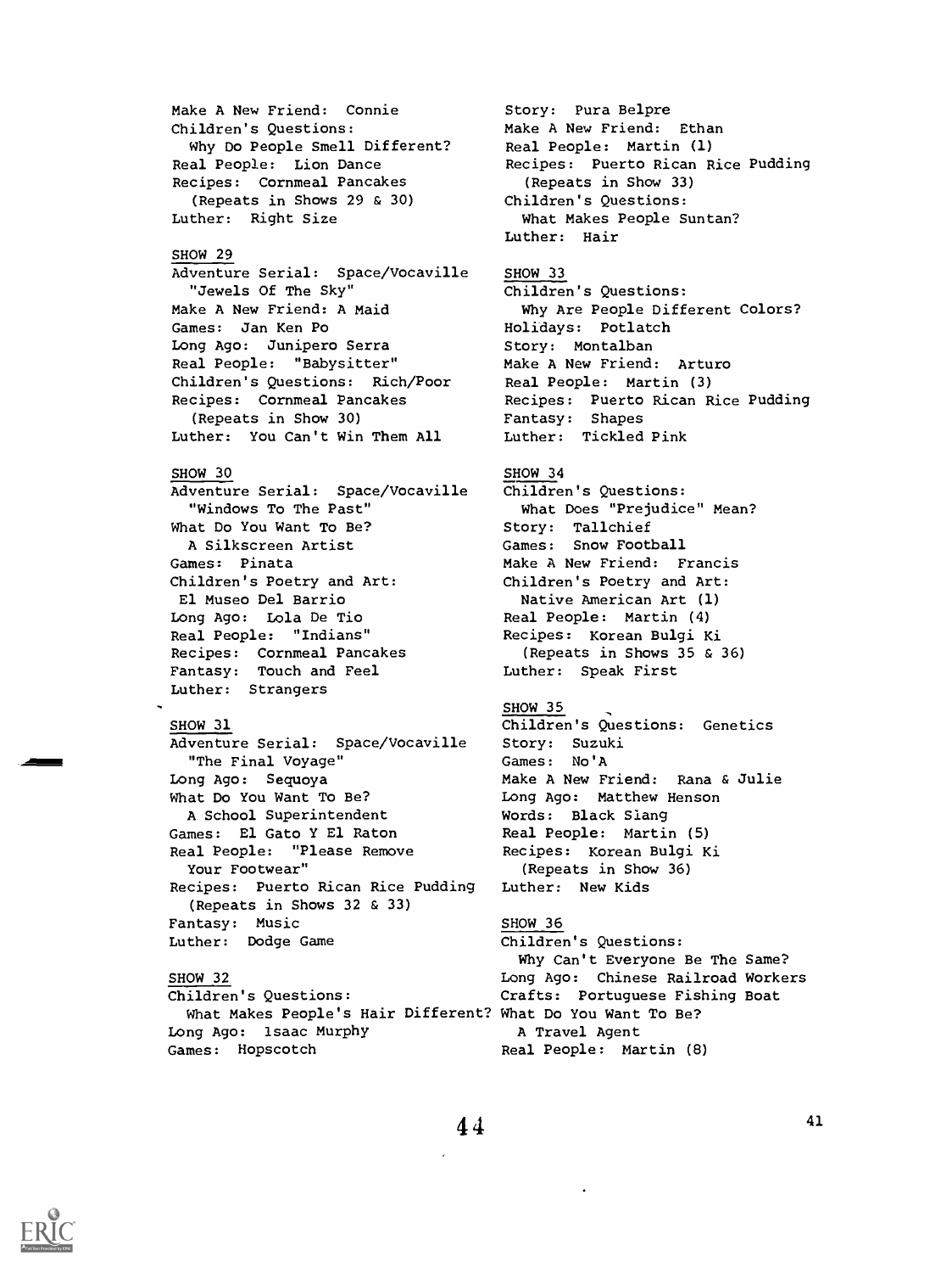Make A New Friend: Connie
Children's Questions:
  Why Do People Smell Different?
Real People: Lion Dance
Recipes: Cornmeal Pancakes
  (Repeats in Shows 29 & 30)
Luther: Right Size

SHOW 29

Adventure Serial: Space/Vocaville
  "Jewels Of The Sky"
Make A New Friend: A Maid
Games: Jan Ken Po
Long Ago: Junipero Serra
Real People: "Babysitter"
Children's Questions: Rich/Poor
Recipes: Cornmeal Pancakes
  (Repeats in Show 30)
Luther: You Can't Win Them All

SHOW 30

Adventure Serial: Space/Vocaville
  "Windows To The Past"
What Do You Want To Be?
  A Silkscreen Artist
Games: Pinata
Children's Poetry and Art:
  El Museo Del Barrio
Long Ago: Lola De Tio
Real People: "Indians"
Recipes: Cornmeal Pancakes
Fantasy: Touch and Feel
Luther: Strangers

SHOW 31

Adventure Serial: Space/Vocaville
  "The Final Voyage"
Long Ago: Sequoya
What Do You Want To Be?
  A School Superintendent
Games: El Gato Y El Raton
Real People: "Please Remove
  Your Footwear"
Recipes: Puerto Rican Rice Pudding
  (Repeats in Shows 32 & 33)
Fantasy: Music
Luther: Dodge Game

SHOW 32

Children's Questions:
  What Makes People's Hair Different?
Long Ago: Isaac Murphy
Games: Hopscotch
Story: Pura Belpre
Make A New Friend: Ethan
Real People: Martin (1)
Recipes: Puerto Rican Rice Pudding
  (Repeats in Show 33)
Children's Questions:
  What Makes People Suntan?
Luther: Hair

SHOW 33

Children's Questions:
  Why Are People Different Colors?
Holidays: Potlatch
Story: Montalban
Make A New Friend: Arturo
Real People: Martin (3)
Recipes: Puerto Rican Rice Pudding
Fantasy: Shapes
Luther: Tickled Pink

SHOW 34

Children's Questions:
  What Does "Prejudice" Mean?
Story: Tallchief
Games: Snow Football
Make A New Friend: Francis
Children's Poetry and Art:
  Native American Art (1)
Real People: Martin (4)
Recipes: Korean Bulgi Ki
  (Repeats in Shows 35 & 36)
Luther: Speak First

SHOW 35

Children's Questions: Genetics
Story: Suzuki
Games: No'A
Make A New Friend: Rana & Julie
Long Ago: Matthew Henson
Words: Black Slang
Real People: Martin (5)
Recipes: Korean Bulgi Ki
  (Repeats in Show 36)
Luther: New Kids

SHOW 36

Children's Questions:
  Why Can't Everyone Be The Same?
Long Ago: Chinese Railroad Workers
Crafts: Portuguese Fishing Boat
What Do You Want To Be?
  A Travel Agent
Real People: Martin (8)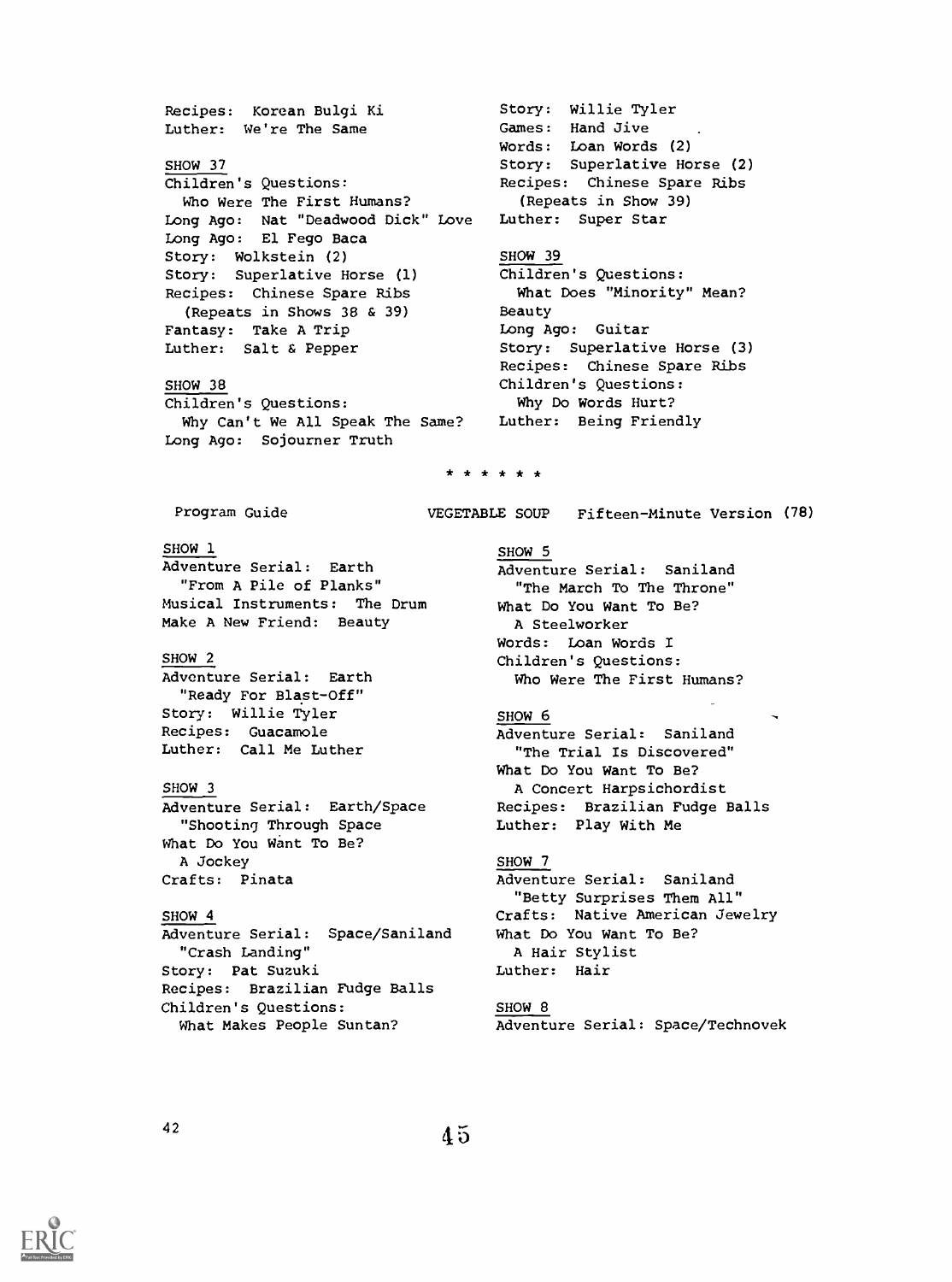Recipes: Korean Bulgi Ki
Luther: We're The Same

SHOW 37

Children's Questions:
Who Were The First Humans?
Long Ago: Nat "Deadwood Dick" Love
Long Ago: El Fego Baca
Story: Wolkstein (2)
Story: Superlative Horse (1)
Recipes: Chinese Spare Ribs
(Repeats in Shows 38 & 39)
Fantasy: Take A Trip
Luther: Salt & Pepper

SHOW 38

Children's Questions:
Why Can't We All Speak The Same?
Long Ago: Sojourner Truth
Story: Willie Tyler
Games: Hand Jive
Words: Loan Words (2)
Story: Superlative Horse (2)
Recipes: Chinese Spare Ribs
(Repeats in Show 39)
Luther: Super Star

SHOW 39

Children's Questions:
What Does "Minority" Mean?
Beauty
Long Ago: Guitar
Story: Superlative Horse (3)
Recipes: Chinese Spare Ribs
Children's Questions:
Why Do Words Hurt?
Luther: Being Friendly

\* \* \* \* \* \*

Program Guide — VEGETABLE SOUP Fifteen-Minute Version (78)

SHOW 1

Adventure Serial: Earth
"From A Pile of Planks"
Musical Instruments: The Drum
Make A New Friend: Beauty

SHOW 2

Adventure Serial: Earth
"Ready For Blast-Off"
Story: Willie Tyler
Recipes: Guacamole
Luther: Call Me Luther

SHOW 3

Adventure Serial: Earth/Space
"Shooting Through Space
What Do You Want To Be?
A Jockey
Crafts: Pinata

SHOW 4

Adventure Serial: Space/Saniland
"Crash Landing"
Story: Pat Suzuki
Recipes: Brazilian Fudge Balls
Children's Questions:
What Makes People Suntan?

SHOW 5

Adventure Serial: Saniland
"The March To The Throne"
What Do You Want To Be?
A Steelworker
Words: Loan Words I
Children's Questions:
Who Were The First Humans?

SHOW 6

Adventure Serial: Saniland
"The Trial Is Discovered"
What Do You Want To Be?
A Concert Harpsichordist
Recipes: Brazilian Fudge Balls
Luther: Play With Me

SHOW 7

Adventure Serial: Saniland
"Betty Surprises Them All"
Crafts: Native American Jewelry
What Do You Want To Be?
A Hair Stylist
Luther: Hair

SHOW 8

Adventure Serial: Space/Technovek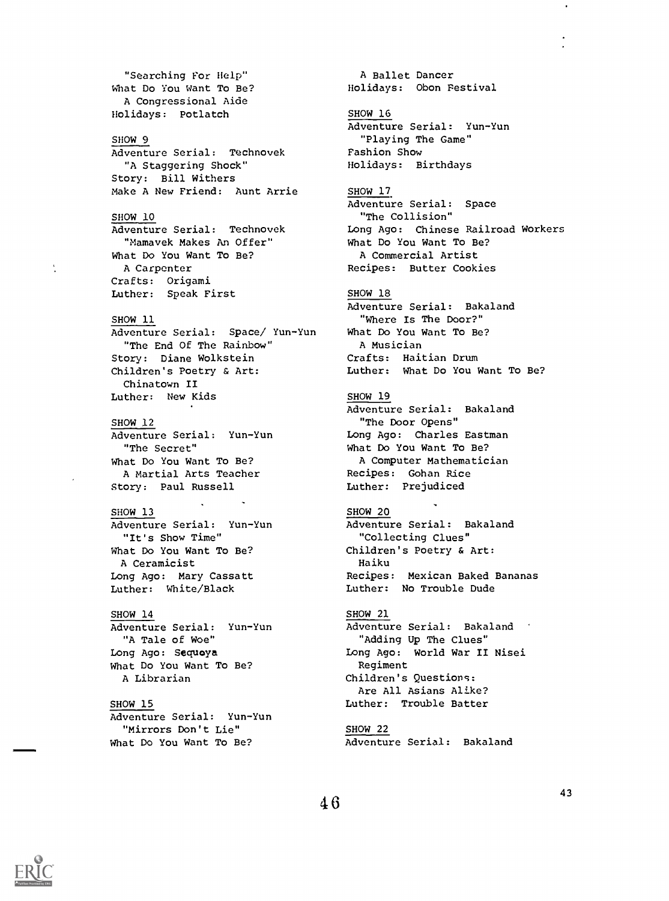"Searching For Help"
What Do You Want To Be?
A Congressional Aide
Holidays: Potlatch

SHOW 9
Adventure Serial: Technovek
"A Staggering Shock"
Story: Bill Withers
Make A New Friend: Aunt Arrie

SHOW 10
Adventure Serial: Technovek
"Mamavek Makes An Offer"
What Do You Want To Be?
A Carpenter
Crafts: Origami
Luther: Speak First

SHOW 11
Adventure Serial: Space/ Yun-Yun
"The End Of The Rainbow"
Story: Diane Wolkstein
Children's Poetry & Art:
Chinatown II
Luther: New Kids

SHOW 12
Adventure Serial: Yun-Yun
"The Secret"
What Do You Want To Be?
A Martial Arts Teacher
Story: Paul Russell

SHOW 13
Adventure Serial: Yun-Yun
"It's Show Time"
What Do You Want To Be?
A Ceramicist
Long Ago: Mary Cassatt
Luther: White/Black

SHOW 14
Adventure Serial: Yun-Yun
"A Tale of Woe"
Long Ago: Sequoya
What Do You Want To Be?
A Librarian

SHOW 15
Adventure Serial: Yun-Yun
"Mirrors Don't Lie"
What Do You Want To Be?
A Ballet Dancer
Holidays: Obon Festival

SHOW 16
Adventure Serial: Yun-Yun
"Playing The Game"
Fashion Show
Holidays: Birthdays

SHOW 17
Adventure Serial: Space
"The Collision"
Long Ago: Chinese Railroad Workers
What Do You Want To Be?
A Commercial Artist
Recipes: Butter Cookies

SHOW 18
Adventure Serial: Bakaland
"Where Is The Door?"
What Do You Want To Be?
A Musician
Crafts: Haitian Drum
Luther: What Do You Want To Be?

SHOW 19
Adventure Serial: Bakaland
"The Door Opens"
Long Ago: Charles Eastman
What Do You Want To Be?
A Computer Mathematician
Recipes: Gohan Rice
Luther: Prejudiced

SHOW 20
Adventure Serial: Bakaland
"Collecting Clues"
Children's Poetry & Art:
Haiku
Recipes: Mexican Baked Bananas
Luther: No Trouble Dude

SHOW 21
Adventure Serial: Bakaland
"Adding Up The Clues"
Long Ago: World War II Nisei
Regiment
Children's Questions:
Are All Asians Alike?
Luther: Trouble Batter

SHOW 22
Adventure Serial: Bakaland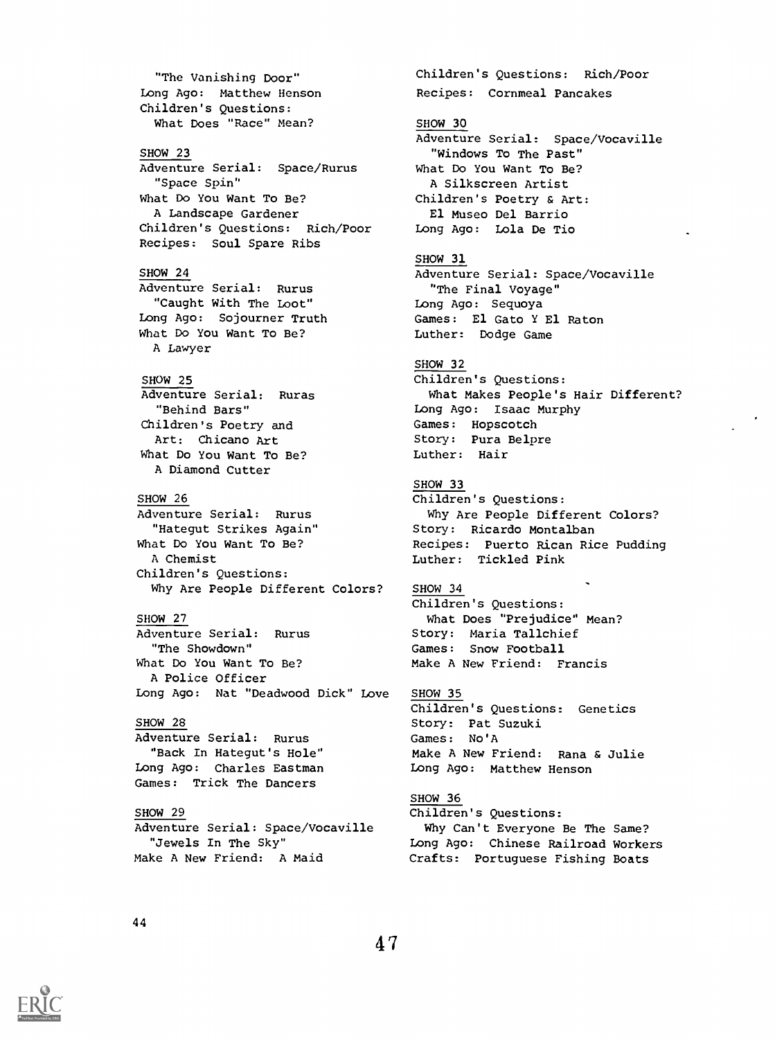"The Vanishing Door"
Long Ago: Matthew Henson
Children's Questions:
What Does "Race" Mean?

SHOW 23

Adventure Serial: Space/Rurus
"Space Spin"
What Do You Want To Be?
A Landscape Gardener
Children's Questions: Rich/Poor
Recipes: Soul Spare Ribs

SHOW 24

Adventure Serial: Rurus
"Caught With The Loot"
Long Ago: Sojourner Truth
What Do You Want To Be?
A Lawyer

SHOW 25

Adventure Serial: Ruras
"Behind Bars"
Children's Poetry and
Art: Chicano Art
What Do You Want To Be?
A Diamond Cutter

SHOW 26

Adventure Serial: Rurus
"Hategut Strikes Again"
What Do You Want To Be?
A Chemist
Children's Questions:
Why Are People Different Colors?

SHOW 27

Adventure Serial: Rurus
"The Showdown"
What Do You Want To Be?
A Police Officer
Long Ago: Nat "Deadwood Dick" Love

SHOW 28

Adventure Serial: Rurus
"Back In Hategut's Hole"
Long Ago: Charles Eastman
Games: Trick The Dancers

SHOW 29

Adventure Serial: Space/Vocaville
"Jewels In The Sky"
Make A New Friend: A Maid
Children's Questions: Rich/Poor
Recipes: Cornmeal Pancakes

SHOW 30

Adventure Serial: Space/Vocaville
"Windows To The Past"
What Do You Want To Be?
A Silkscreen Artist
Children's Poetry & Art:
El Museo Del Barrio
Long Ago: Lola De Tio

SHOW 31

Adventure Serial: Space/Vocaville
"The Final Voyage"
Long Ago: Sequoya
Games: El Gato Y El Raton
Luther: Dodge Game

SHOW 32

Children's Questions:
What Makes People's Hair Different?
Long Ago: Isaac Murphy
Games: Hopscotch
Story: Pura Belpre
Luther: Hair

SHOW 33

Children's Questions:
Why Are People Different Colors?
Story: Ricardo Montalban
Recipes: Puerto Rican Rice Pudding
Luther: Tickled Pink

SHOW 34

Children's Questions:
What Does "Prejudice" Mean?
Story: Maria Tallchief
Games: Snow Football
Make A New Friend: Francis

SHOW 35

Children's Questions: Genetics
Story: Pat Suzuki
Games: No'A
Make A New Friend: Rana & Julie
Long Ago: Matthew Henson

SHOW 36

Children's Questions:
Why Can't Everyone Be The Same?
Long Ago: Chinese Railroad Workers
Crafts: Portuguese Fishing Boats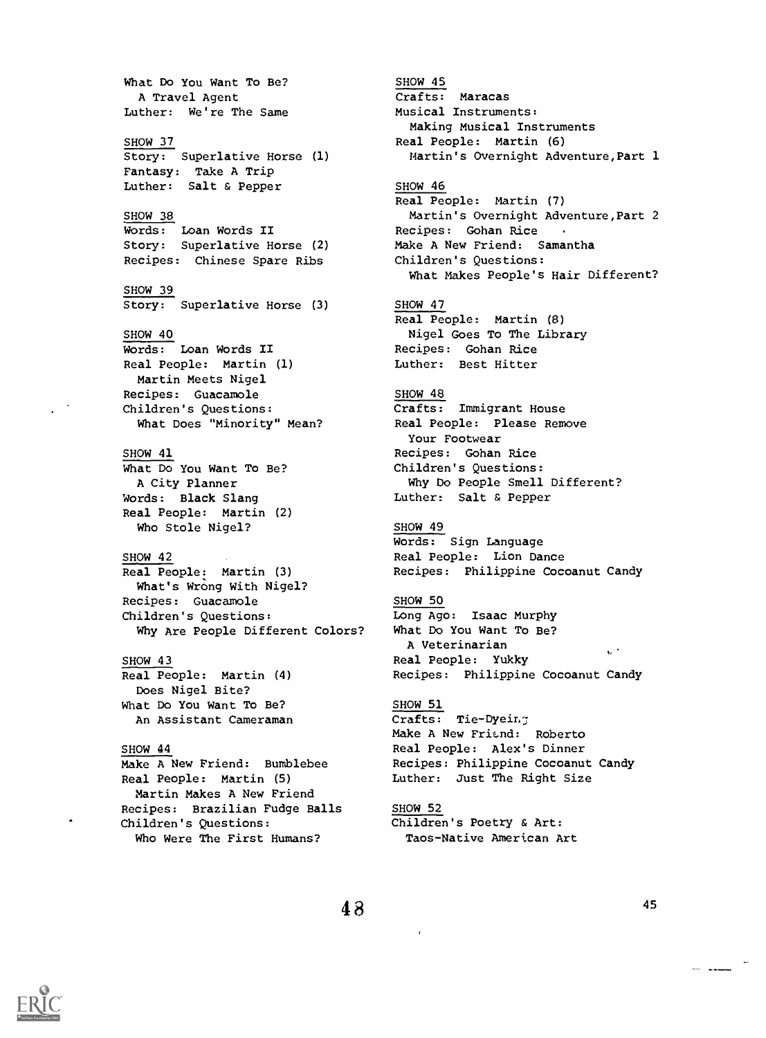What Do You Want To Be?
  A Travel Agent
Luther: We're The Same

SHOW 37
Story: Superlative Horse (1)
Fantasy: Take A Trip
Luther: Salt & Pepper

SHOW 38
Words: Loan Words II
Story: Superlative Horse (2)
Recipes: Chinese Spare Ribs

SHOW 39
Story: Superlative Horse (3)

SHOW 40
Words: Loan Words II
Real People: Martin (1)
  Martin Meets Nigel
Recipes: Guacamole
Children's Questions:
  What Does "Minority" Mean?

SHOW 41
What Do You Want To Be?
  A City Planner
Words: Black Slang
Real People: Martin (2)
  Who Stole Nigel?

SHOW 42
Real People: Martin (3)
  What's Wrong With Nigel?
Recipes: Guacamole
Children's Questions:
  Why Are People Different Colors?

SHOW 43
Real People: Martin (4)
  Does Nigel Bite?
What Do You Want To Be?
  An Assistant Cameraman

SHOW 44
Make A New Friend: Bumblebee
Real People: Martin (5)
  Martin Makes A New Friend
Recipes: Brazilian Fudge Balls
Children's Questions:
  Who Were The First Humans?

SHOW 45
Crafts: Maracas
Musical Instruments:
  Making Musical Instruments
Real People: Martin (6)
  Martin's Overnight Adventure, Part 1

SHOW 46
Real People: Martin (7)
  Martin's Overnight Adventure, Part 2
Recipes: Gohan Rice
Make A New Friend: Samantha
Children's Questions:
  What Makes People's Hair Different?

SHOW 47
Real People: Martin (8)
  Nigel Goes To The Library
Recipes: Gohan Rice
Luther: Best Hitter

SHOW 48
Crafts: Immigrant House
Real People: Please Remove
  Your Footwear
Recipes: Gohan Rice
Children's Questions:
  Why Do People Smell Different?
Luther: Salt & Pepper

SHOW 49
Words: Sign Language
Real People: Lion Dance
Recipes: Philippine Cocoanut Candy

SHOW 50
Long Ago: Isaac Murphy
What Do You Want To Be?
  A Veterinarian
Real People: Yukky
Recipes: Philippine Cocoanut Candy

SHOW 51
Crafts: Tie-Dyeing
Make A New Friend: Roberto
Real People: Alex's Dinner
Recipes: Philippine Cocoanut Candy
Luther: Just The Right Size

SHOW 52
Children's Poetry & Art:
  Taos-Native American Art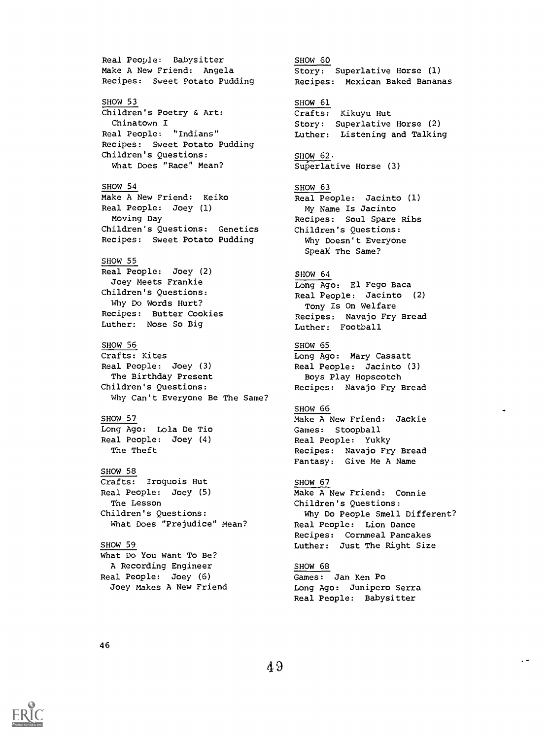Real People: Babysitter
Make A New Friend: Angela
Recipes: Sweet Potato Pudding

<u>SHOW 53</u>
Children's Poetry & Art:
  Chinatown I
Real People: "Indians"
Recipes: Sweet Potato Pudding
Children's Questions:
  What Does "Race" Mean?

<u>SHOW 54</u>
Make A New Friend: Keiko
Real People: Joey (1)
  Moving Day
Children's Questions: Genetics
Recipes: Sweet Potato Pudding

<u>SHOW 55</u>
Real People: Joey (2)
  Joey Meets Frankie
Children's Questions:
  Why Do Words Hurt?
Recipes: Butter Cookies
Luther: Nose So Big

<u>SHOW 56</u>
Crafts: Kites
Real People: Joey (3)
  The Birthday Present
Children's Questions:
  Why Can't Everyone Be The Same?

<u>SHOW 57</u>
Long Ago: Lola De Tio
Real People: Joey (4)
  The Theft

<u>SHOW 58</u>
Crafts: Iroquois Hut
Real People: Joey (5)
  The Lesson
Children's Questions:
  What Does "Prejudice" Mean?

<u>SHOW 59</u>
What Do You Want To Be?
  A Recording Engineer
Real People: Joey (6)
  Joey Makes A New Friend

<u>SHOW 60</u>
Story: Superlative Horse (1)
Recipes: Mexican Baked Bananas

<u>SHOW 61</u>
Crafts: Kikuyu Hut
Story: Superlative Horse (2)
Luther: Listening and Talking

<u>SHOW 62</u>
Superlative Horse (3)

<u>SHOW 63</u>
Real People: Jacinto (1)
  My Name Is Jacinto
Recipes: Soul Spare Ribs
Children's Questions:
  Why Doesn't Everyone
  Speak The Same?

<u>SHOW 64</u>
Long Ago: El Fego Baca
Real People: Jacinto (2)
  Tony Is On Welfare
Recipes: Navajo Fry Bread
Luther: Football

<u>SHOW 65</u>
Long Ago: Mary Cassatt
Real People: Jacinto (3)
  Boys Play Hopscotch
Recipes: Navajo Fry Bread

<u>SHOW 66</u>
Make A New Friend: Jackie
Games: Stoopball
Real People: Yukky
Recipes: Navajo Fry Bread
Fantasy: Give Me A Name

<u>SHOW 67</u>
Make A New Friend: Connie
Children's Questions:
  Why Do People Smell Different?
Real People: Lion Dance
Recipes: Cornmeal Pancakes
Luther: Just The Right Size

<u>SHOW 68</u>
Games: Jan Ken Po
Long Ago: Junipero Serra
Real People: Babysitter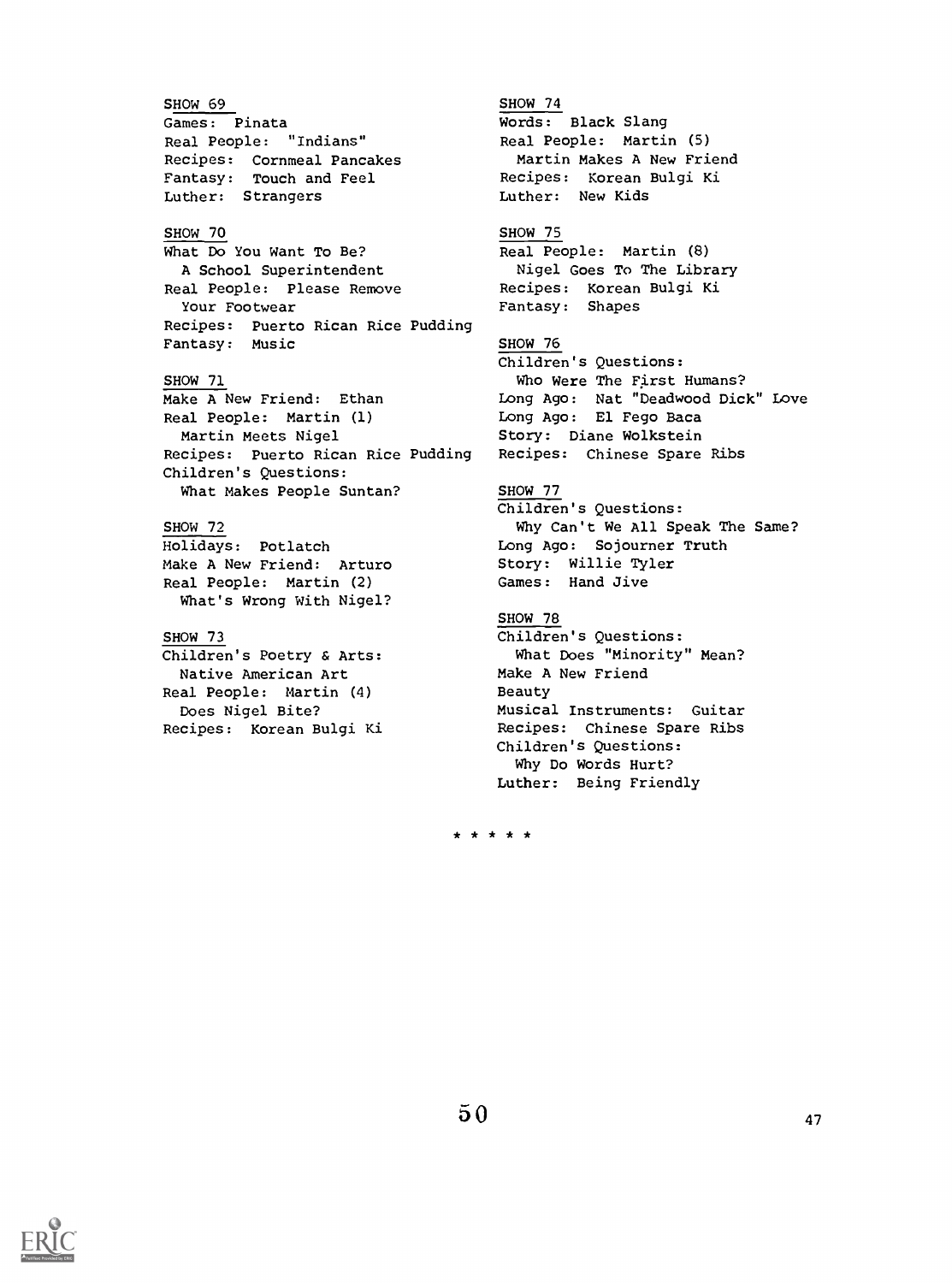SHOW 69

Games: Pinata
Real People: "Indians"
Recipes: Cornmeal Pancakes
Fantasy: Touch and Feel
Luther: Strangers

SHOW 70

What Do You Want To Be?
  A School Superintendent
Real People: Please Remove
  Your Footwear
Recipes: Puerto Rican Rice Pudding
Fantasy: Music

SHOW 71

Make A New Friend: Ethan
Real People: Martin (1)
  Martin Meets Nigel
Recipes: Puerto Rican Rice Pudding
Children's Questions:
  What Makes People Suntan?

SHOW 72

Holidays: Potlatch
Make A New Friend: Arturo
Real People: Martin (2)
  What's Wrong With Nigel?

SHOW 73

Children's Poetry & Arts:
  Native American Art
Real People: Martin (4)
  Does Nigel Bite?
Recipes: Korean Bulgi Ki

SHOW 74

Words: Black Slang
Real People: Martin (5)
  Martin Makes A New Friend
Recipes: Korean Bulgi Ki
Luther: New Kids

SHOW 75

Real People: Martin (8)
  Nigel Goes To The Library
Recipes: Korean Bulgi Ki
Fantasy: Shapes

SHOW 76

Children's Questions:
  Who Were The First Humans?
Long Ago: Nat "Deadwood Dick" Love
Long Ago: El Fego Baca
Story: Diane Wolkstein
Recipes: Chinese Spare Ribs

SHOW 77

Children's Questions:
  Why Can't We All Speak The Same?
Long Ago: Sojourner Truth
Story: Willie Tyler
Games: Hand Jive

SHOW 78

Children's Questions:
  What Does "Minority" Mean?
Make A New Friend
Beauty
Musical Instruments: Guitar
Recipes: Chinese Spare Ribs
Children's Questions:
  Why Do Words Hurt?
Luther: Being Friendly

* * * * *